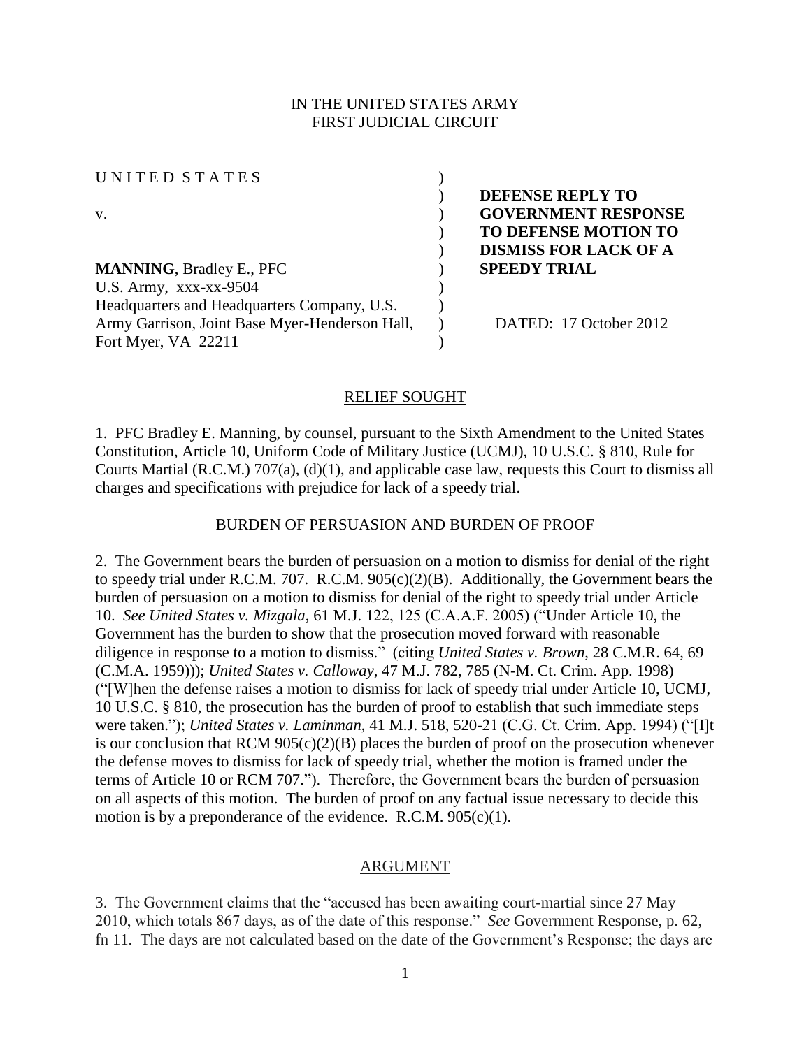IN THE UNITED STATES ARMY
FIRST JUDICIAL CIRCUIT

| | |
|---|---|
| UNITED STATES<br><br>v.<br><br>**MANNING**, Bradley E., PFC<br>U.S. Army, xxx-xx-9504<br>Headquarters and Headquarters Company, U.S. Army Garrison, Joint Base Myer-Henderson Hall, Fort Myer, VA 22211 | **DEFENSE REPLY TO GOVERNMENT RESPONSE TO DEFENSE MOTION TO DISMISS FOR LACK OF A SPEEDY TRIAL**<br><br>DATED: 17 October 2012 |

## RELIEF SOUGHT

1. PFC Bradley E. Manning, by counsel, pursuant to the Sixth Amendment to the United States Constitution, Article 10, Uniform Code of Military Justice (UCMJ), 10 U.S.C. § 810, Rule for Courts Martial (R.C.M.) 707(a), (d)(1), and applicable case law, requests this Court to dismiss all charges and specifications with prejudice for lack of a speedy trial.

## BURDEN OF PERSUASION AND BURDEN OF PROOF

2. The Government bears the burden of persuasion on a motion to dismiss for denial of the right to speedy trial under R.C.M. 707. R.C.M. 905(c)(2)(B). Additionally, the Government bears the burden of persuasion on a motion to dismiss for denial of the right to speedy trial under Article 10. *See United States v. Mizgala*, 61 M.J. 122, 125 (C.A.A.F. 2005) ("Under Article 10, the Government has the burden to show that the prosecution moved forward with reasonable diligence in response to a motion to dismiss." (citing *United States v. Brown*, 28 C.M.R. 64, 69 (C.M.A. 1959))); *United States v. Calloway*, 47 M.J. 782, 785 (N-M. Ct. Crim. App. 1998) ("[W]hen the defense raises a motion to dismiss for lack of speedy trial under Article 10, UCMJ, 10 U.S.C. § 810, the prosecution has the burden of proof to establish that such immediate steps were taken."); *United States v. Laminman*, 41 M.J. 518, 520-21 (C.G. Ct. Crim. App. 1994) ("[I]t is our conclusion that RCM 905(c)(2)(B) places the burden of proof on the prosecution whenever the defense moves to dismiss for lack of speedy trial, whether the motion is framed under the terms of Article 10 or RCM 707."). Therefore, the Government bears the burden of persuasion on all aspects of this motion. The burden of proof on any factual issue necessary to decide this motion is by a preponderance of the evidence. R.C.M. 905(c)(1).

## ARGUMENT

3. The Government claims that the "accused has been awaiting court-martial since 27 May 2010, which totals 867 days, as of the date of this response." *See* Government Response, p. 62, fn 11. The days are not calculated based on the date of the Government's Response; the days are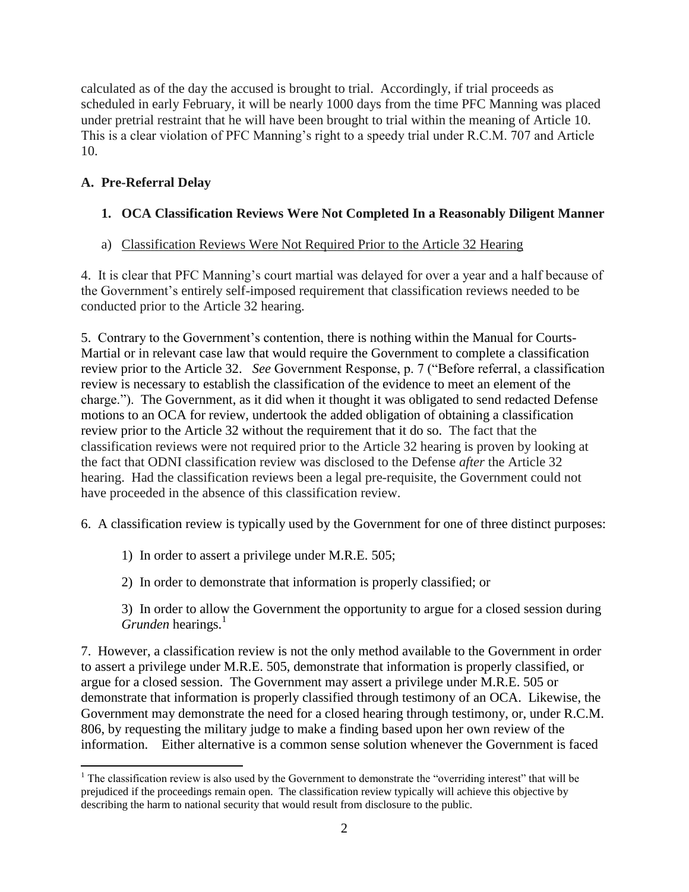calculated as of the day the accused is brought to trial. Accordingly, if trial proceeds as scheduled in early February, it will be nearly 1000 days from the time PFC Manning was placed under pretrial restraint that he will have been brought to trial within the meaning of Article 10. This is a clear violation of PFC Manning's right to a speedy trial under R.C.M. 707 and Article 10.

## A. Pre-Referral Delay

### 1. OCA Classification Reviews Were Not Completed In a Reasonably Diligent Manner

a) Classification Reviews Were Not Required Prior to the Article 32 Hearing

4. It is clear that PFC Manning's court martial was delayed for over a year and a half because of the Government's entirely self-imposed requirement that classification reviews needed to be conducted prior to the Article 32 hearing.

5. Contrary to the Government's contention, there is nothing within the Manual for Courts-Martial or in relevant case law that would require the Government to complete a classification review prior to the Article 32. *See* Government Response, p. 7 ("Before referral, a classification review is necessary to establish the classification of the evidence to meet an element of the charge."). The Government, as it did when it thought it was obligated to send redacted Defense motions to an OCA for review, undertook the added obligation of obtaining a classification review prior to the Article 32 without the requirement that it do so. The fact that the classification reviews were not required prior to the Article 32 hearing is proven by looking at the fact that ODNI classification review was disclosed to the Defense *after* the Article 32 hearing. Had the classification reviews been a legal pre-requisite, the Government could not have proceeded in the absence of this classification review.

6. A classification review is typically used by the Government for one of three distinct purposes:

1) In order to assert a privilege under M.R.E. 505;

2) In order to demonstrate that information is properly classified; or

3) In order to allow the Government the opportunity to argue for a closed session during *Grunden* hearings.[1]

7. However, a classification review is not the only method available to the Government in order to assert a privilege under M.R.E. 505, demonstrate that information is properly classified, or argue for a closed session. The Government may assert a privilege under M.R.E. 505 or demonstrate that information is properly classified through testimony of an OCA. Likewise, the Government may demonstrate the need for a closed hearing through testimony, or, under R.C.M. 806, by requesting the military judge to make a finding based upon her own review of the information. Either alternative is a common sense solution whenever the Government is faced

---

[1] The classification review is also used by the Government to demonstrate the "overriding interest" that will be prejudiced if the proceedings remain open. The classification review typically will achieve this objective by describing the harm to national security that would result from disclosure to the public.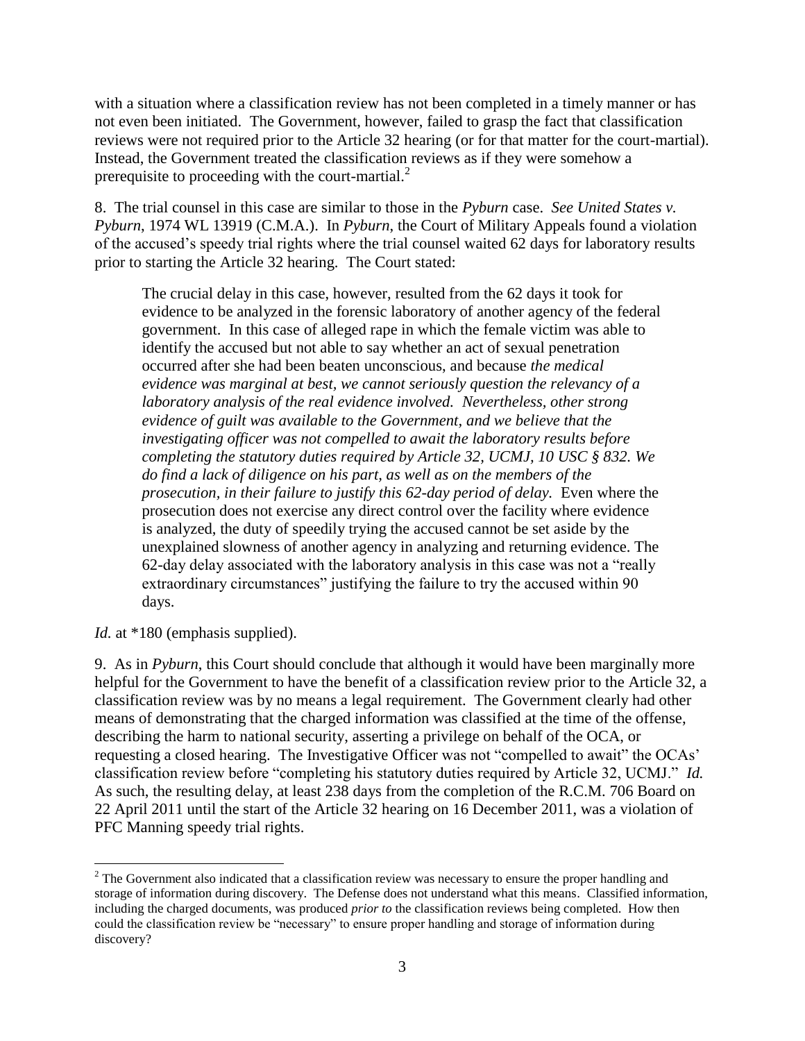with a situation where a classification review has not been completed in a timely manner or has not even been initiated. The Government, however, failed to grasp the fact that classification reviews were not required prior to the Article 32 hearing (or for that matter for the court-martial). Instead, the Government treated the classification reviews as if they were somehow a prerequisite to proceeding with the court-martial.[2]

8. The trial counsel in this case are similar to those in the *Pyburn* case. *See United States v. Pyburn*, 1974 WL 13919 (C.M.A.). In *Pyburn*, the Court of Military Appeals found a violation of the accused's speedy trial rights where the trial counsel waited 62 days for laboratory results prior to starting the Article 32 hearing. The Court stated:

> The crucial delay in this case, however, resulted from the 62 days it took for evidence to be analyzed in the forensic laboratory of another agency of the federal government. In this case of alleged rape in which the female victim was able to identify the accused but not able to say whether an act of sexual penetration occurred after she had been beaten unconscious, and because *the medical evidence was marginal at best, we cannot seriously question the relevancy of a laboratory analysis of the real evidence involved. Nevertheless, other strong evidence of guilt was available to the Government, and we believe that the investigating officer was not compelled to await the laboratory results before completing the statutory duties required by Article 32, UCMJ, 10 USC § 832. We do find a lack of diligence on his part, as well as on the members of the prosecution, in their failure to justify this 62-day period of delay.* Even where the prosecution does not exercise any direct control over the facility where evidence is analyzed, the duty of speedily trying the accused cannot be set aside by the unexplained slowness of another agency in analyzing and returning evidence. The 62-day delay associated with the laboratory analysis in this case was not a "really extraordinary circumstances" justifying the failure to try the accused within 90 days.

*Id.* at *180 (emphasis supplied).

9. As in *Pyburn*, this Court should conclude that although it would have been marginally more helpful for the Government to have the benefit of a classification review prior to the Article 32, a classification review was by no means a legal requirement. The Government clearly had other means of demonstrating that the charged information was classified at the time of the offense, describing the harm to national security, asserting a privilege on behalf of the OCA, or requesting a closed hearing. The Investigative Officer was not "compelled to await" the OCAs' classification review before "completing his statutory duties required by Article 32, UCMJ." *Id.* As such, the resulting delay, at least 238 days from the completion of the R.C.M. 706 Board on 22 April 2011 until the start of the Article 32 hearing on 16 December 2011, was a violation of PFC Manning speedy trial rights.

---

[2] The Government also indicated that a classification review was necessary to ensure the proper handling and storage of information during discovery. The Defense does not understand what this means. Classified information, including the charged documents, was produced *prior to* the classification reviews being completed. How then could the classification review be "necessary" to ensure proper handling and storage of information during discovery?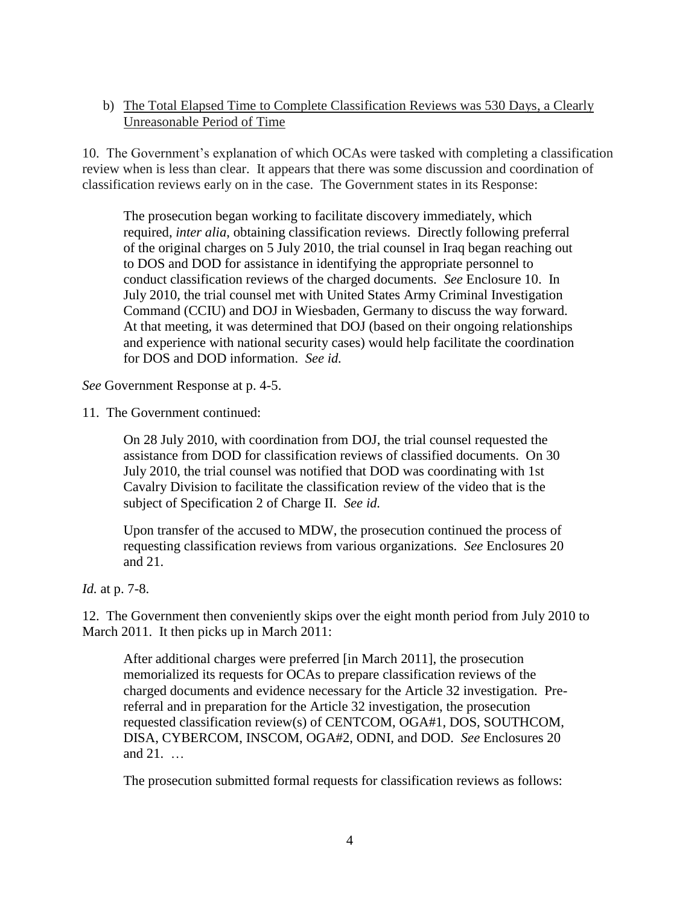b) <u>The Total Elapsed Time to Complete Classification Reviews was 530 Days, a Clearly Unreasonable Period of Time</u>

10. The Government's explanation of which OCAs were tasked with completing a classification review when is less than clear. It appears that there was some discussion and coordination of classification reviews early on in the case. The Government states in its Response:

> The prosecution began working to facilitate discovery immediately, which required, *inter alia*, obtaining classification reviews. Directly following preferral of the original charges on 5 July 2010, the trial counsel in Iraq began reaching out to DOS and DOD for assistance in identifying the appropriate personnel to conduct classification reviews of the charged documents. *See* Enclosure 10. In July 2010, the trial counsel met with United States Army Criminal Investigation Command (CCIU) and DOJ in Wiesbaden, Germany to discuss the way forward. At that meeting, it was determined that DOJ (based on their ongoing relationships and experience with national security cases) would help facilitate the coordination for DOS and DOD information. *See id.*

*See* Government Response at p. 4-5.

11. The Government continued:

> On 28 July 2010, with coordination from DOJ, the trial counsel requested the assistance from DOD for classification reviews of classified documents. On 30 July 2010, the trial counsel was notified that DOD was coordinating with 1st Cavalry Division to facilitate the classification review of the video that is the subject of Specification 2 of Charge II. *See id.*
>
> Upon transfer of the accused to MDW, the prosecution continued the process of requesting classification reviews from various organizations. *See* Enclosures 20 and 21.

*Id.* at p. 7-8.

12. The Government then conveniently skips over the eight month period from July 2010 to March 2011. It then picks up in March 2011:

> After additional charges were preferred [in March 2011], the prosecution memorialized its requests for OCAs to prepare classification reviews of the charged documents and evidence necessary for the Article 32 investigation. Pre-referral and in preparation for the Article 32 investigation, the prosecution requested classification review(s) of CENTCOM, OGA#1, DOS, SOUTHCOM, DISA, CYBERCOM, INSCOM, OGA#2, ODNI, and DOD. *See* Enclosures 20 and 21. …
>
> The prosecution submitted formal requests for classification reviews as follows: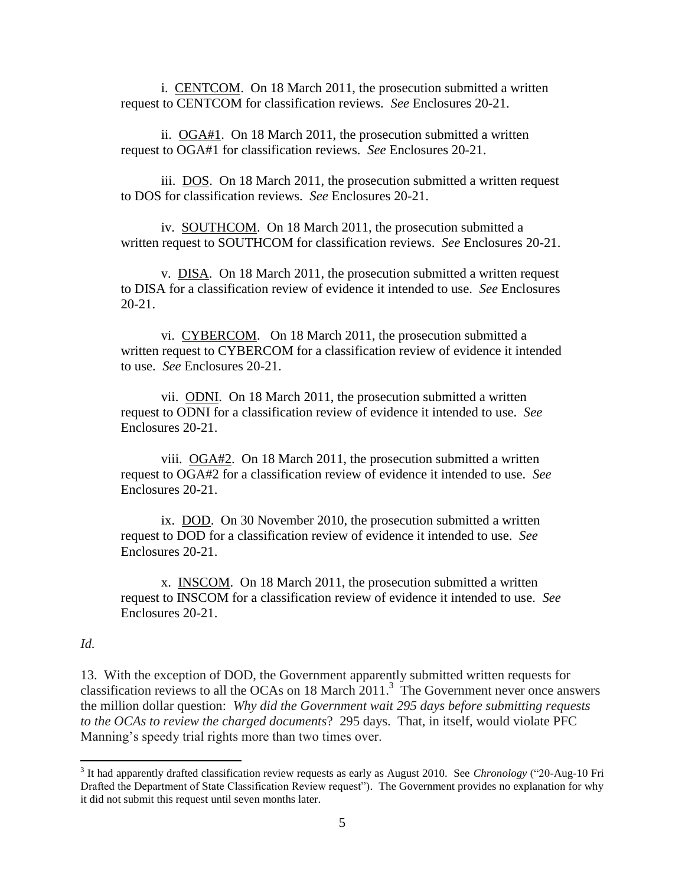i. <u>CENTCOM</u>. On 18 March 2011, the prosecution submitted a written request to CENTCOM for classification reviews. *See* Enclosures 20-21.

ii. <u>OGA#1</u>. On 18 March 2011, the prosecution submitted a written request to OGA#1 for classification reviews. *See* Enclosures 20-21.

iii. <u>DOS</u>. On 18 March 2011, the prosecution submitted a written request to DOS for classification reviews. *See* Enclosures 20-21.

iv. <u>SOUTHCOM</u>. On 18 March 2011, the prosecution submitted a written request to SOUTHCOM for classification reviews. *See* Enclosures 20-21.

v. <u>DISA</u>. On 18 March 2011, the prosecution submitted a written request to DISA for a classification review of evidence it intended to use. *See* Enclosures 20-21.

vi. <u>CYBERCOM</u>. On 18 March 2011, the prosecution submitted a written request to CYBERCOM for a classification review of evidence it intended to use. *See* Enclosures 20-21.

vii. <u>ODNI</u>. On 18 March 2011, the prosecution submitted a written request to ODNI for a classification review of evidence it intended to use. *See* Enclosures 20-21.

viii. <u>OGA#2</u>. On 18 March 2011, the prosecution submitted a written request to OGA#2 for a classification review of evidence it intended to use. *See* Enclosures 20-21.

ix. <u>DOD</u>. On 30 November 2010, the prosecution submitted a written request to DOD for a classification review of evidence it intended to use. *See* Enclosures 20-21.

x. <u>INSCOM</u>. On 18 March 2011, the prosecution submitted a written request to INSCOM for a classification review of evidence it intended to use. *See* Enclosures 20-21.

*Id.*

13. With the exception of DOD, the Government apparently submitted written requests for classification reviews to all the OCAs on 18 March 2011.[3] The Government never once answers the million dollar question: *Why did the Government wait 295 days before submitting requests to the OCAs to review the charged documents*? 295 days. That, in itself, would violate PFC Manning's speedy trial rights more than two times over.

---

[3] It had apparently drafted classification review requests as early as August 2010. See *Chronology* ("20-Aug-10 Fri Drafted the Department of State Classification Review request"). The Government provides no explanation for why it did not submit this request until seven months later.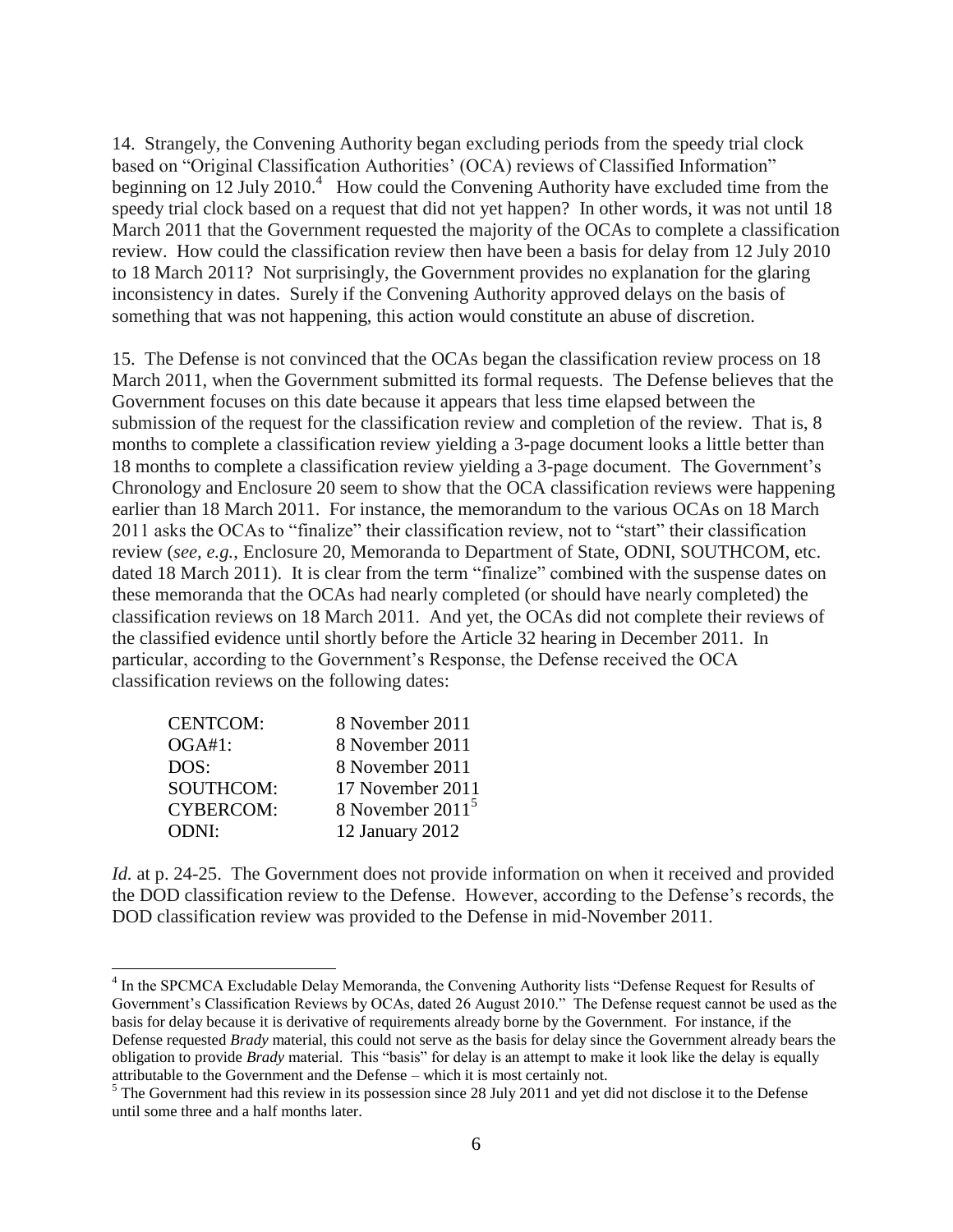14. Strangely, the Convening Authority began excluding periods from the speedy trial clock based on "Original Classification Authorities' (OCA) reviews of Classified Information" beginning on 12 July 2010.[4] How could the Convening Authority have excluded time from the speedy trial clock based on a request that did not yet happen? In other words, it was not until 18 March 2011 that the Government requested the majority of the OCAs to complete a classification review. How could the classification review then have been a basis for delay from 12 July 2010 to 18 March 2011? Not surprisingly, the Government provides no explanation for the glaring inconsistency in dates. Surely if the Convening Authority approved delays on the basis of something that was not happening, this action would constitute an abuse of discretion.

15. The Defense is not convinced that the OCAs began the classification review process on 18 March 2011, when the Government submitted its formal requests. The Defense believes that the Government focuses on this date because it appears that less time elapsed between the submission of the request for the classification review and completion of the review. That is, 8 months to complete a classification review yielding a 3-page document looks a little better than 18 months to complete a classification review yielding a 3-page document. The Government's Chronology and Enclosure 20 seem to show that the OCA classification reviews were happening earlier than 18 March 2011. For instance, the memorandum to the various OCAs on 18 March 2011 asks the OCAs to "finalize" their classification review, not to "start" their classification review (*see, e.g.*, Enclosure 20, Memoranda to Department of State, ODNI, SOUTHCOM, etc. dated 18 March 2011). It is clear from the term "finalize" combined with the suspense dates on these memoranda that the OCAs had nearly completed (or should have nearly completed) the classification reviews on 18 March 2011. And yet, the OCAs did not complete their reviews of the classified evidence until shortly before the Article 32 hearing in December 2011. In particular, according to the Government's Response, the Defense received the OCA classification reviews on the following dates:

| | |
|---|---|
| CENTCOM: | 8 November 2011 |
| OGA#1: | 8 November 2011 |
| DOS: | 8 November 2011 |
| SOUTHCOM: | 17 November 2011 |
| CYBERCOM: | 8 November 2011[5] |
| ODNI: | 12 January 2012 |

*Id.* at p. 24-25. The Government does not provide information on when it received and provided the DOD classification review to the Defense. However, according to the Defense's records, the DOD classification review was provided to the Defense in mid-November 2011.

---

[4] In the SPCMCA Excludable Delay Memoranda, the Convening Authority lists "Defense Request for Results of Government's Classification Reviews by OCAs, dated 26 August 2010." The Defense request cannot be used as the basis for delay because it is derivative of requirements already borne by the Government. For instance, if the Defense requested *Brady* material, this could not serve as the basis for delay since the Government already bears the obligation to provide *Brady* material. This "basis" for delay is an attempt to make it look like the delay is equally attributable to the Government and the Defense – which it is most certainly not.

[5] The Government had this review in its possession since 28 July 2011 and yet did not disclose it to the Defense until some three and a half months later.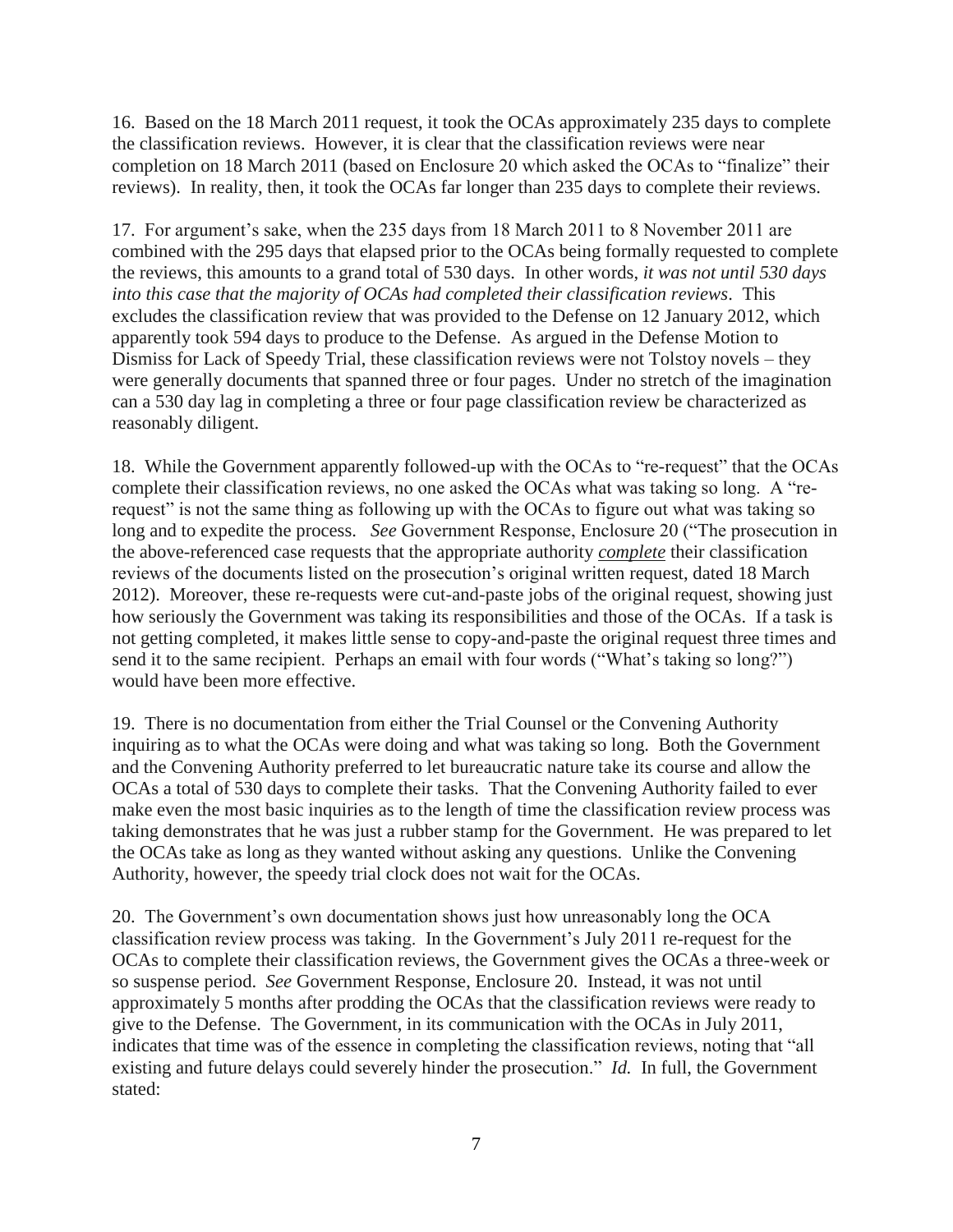16. Based on the 18 March 2011 request, it took the OCAs approximately 235 days to complete the classification reviews. However, it is clear that the classification reviews were near completion on 18 March 2011 (based on Enclosure 20 which asked the OCAs to "finalize" their reviews). In reality, then, it took the OCAs far longer than 235 days to complete their reviews.

17. For argument's sake, when the 235 days from 18 March 2011 to 8 November 2011 are combined with the 295 days that elapsed prior to the OCAs being formally requested to complete the reviews, this amounts to a grand total of 530 days. In other words, *it was not until 530 days into this case that the majority of OCAs had completed their classification reviews*. This excludes the classification review that was provided to the Defense on 12 January 2012, which apparently took 594 days to produce to the Defense. As argued in the Defense Motion to Dismiss for Lack of Speedy Trial, these classification reviews were not Tolstoy novels – they were generally documents that spanned three or four pages. Under no stretch of the imagination can a 530 day lag in completing a three or four page classification review be characterized as reasonably diligent.

18. While the Government apparently followed-up with the OCAs to "re-request" that the OCAs complete their classification reviews, no one asked the OCAs what was taking so long. A "re-request" is not the same thing as following up with the OCAs to figure out what was taking so long and to expedite the process. *See* Government Response, Enclosure 20 ("The prosecution in the above-referenced case requests that the appropriate authority ***complete*** their classification reviews of the documents listed on the prosecution's original written request, dated 18 March 2012). Moreover, these re-requests were cut-and-paste jobs of the original request, showing just how seriously the Government was taking its responsibilities and those of the OCAs. If a task is not getting completed, it makes little sense to copy-and-paste the original request three times and send it to the same recipient. Perhaps an email with four words ("What's taking so long?") would have been more effective.

19. There is no documentation from either the Trial Counsel or the Convening Authority inquiring as to what the OCAs were doing and what was taking so long. Both the Government and the Convening Authority preferred to let bureaucratic nature take its course and allow the OCAs a total of 530 days to complete their tasks. That the Convening Authority failed to ever make even the most basic inquiries as to the length of time the classification review process was taking demonstrates that he was just a rubber stamp for the Government. He was prepared to let the OCAs take as long as they wanted without asking any questions. Unlike the Convening Authority, however, the speedy trial clock does not wait for the OCAs.

20. The Government's own documentation shows just how unreasonably long the OCA classification review process was taking. In the Government's July 2011 re-request for the OCAs to complete their classification reviews, the Government gives the OCAs a three-week or so suspense period. *See* Government Response, Enclosure 20. Instead, it was not until approximately 5 months after prodding the OCAs that the classification reviews were ready to give to the Defense. The Government, in its communication with the OCAs in July 2011, indicates that time was of the essence in completing the classification reviews, noting that "all existing and future delays could severely hinder the prosecution." *Id.* In full, the Government stated: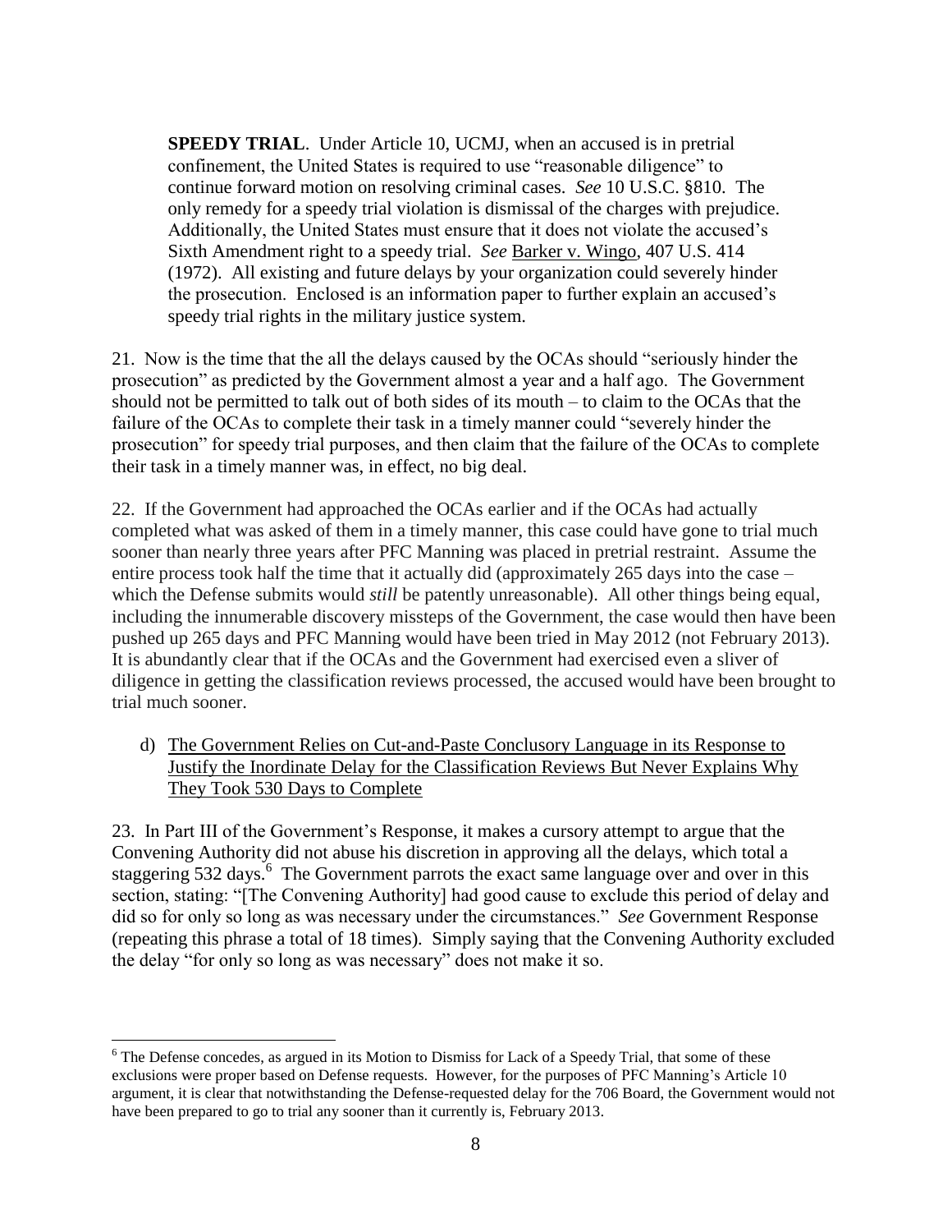> **SPEEDY TRIAL**. Under Article 10, UCMJ, when an accused is in pretrial confinement, the United States is required to use "reasonable diligence" to continue forward motion on resolving criminal cases. *See* 10 U.S.C. §810. The only remedy for a speedy trial violation is dismissal of the charges with prejudice. Additionally, the United States must ensure that it does not violate the accused's Sixth Amendment right to a speedy trial. *See* Barker v. Wingo, 407 U.S. 414 (1972). All existing and future delays by your organization could severely hinder the prosecution. Enclosed is an information paper to further explain an accused's speedy trial rights in the military justice system.

21. Now is the time that the all the delays caused by the OCAs should "seriously hinder the prosecution" as predicted by the Government almost a year and a half ago. The Government should not be permitted to talk out of both sides of its mouth – to claim to the OCAs that the failure of the OCAs to complete their task in a timely manner could "severely hinder the prosecution" for speedy trial purposes, and then claim that the failure of the OCAs to complete their task in a timely manner was, in effect, no big deal.

22. If the Government had approached the OCAs earlier and if the OCAs had actually completed what was asked of them in a timely manner, this case could have gone to trial much sooner than nearly three years after PFC Manning was placed in pretrial restraint. Assume the entire process took half the time that it actually did (approximately 265 days into the case – which the Defense submits would *still* be patently unreasonable). All other things being equal, including the innumerable discovery missteps of the Government, the case would then have been pushed up 265 days and PFC Manning would have been tried in May 2012 (not February 2013). It is abundantly clear that if the OCAs and the Government had exercised even a sliver of diligence in getting the classification reviews processed, the accused would have been brought to trial much sooner.

d) <u>The Government Relies on Cut-and-Paste Conclusory Language in its Response to Justify the Inordinate Delay for the Classification Reviews But Never Explains Why They Took 530 Days to Complete</u>

23. In Part III of the Government's Response, it makes a cursory attempt to argue that the Convening Authority did not abuse his discretion in approving all the delays, which total a staggering 532 days.[6] The Government parrots the exact same language over and over in this section, stating: "[The Convening Authority] had good cause to exclude this period of delay and did so for only so long as was necessary under the circumstances." *See* Government Response (repeating this phrase a total of 18 times). Simply saying that the Convening Authority excluded the delay "for only so long as was necessary" does not make it so.

---

[6] The Defense concedes, as argued in its Motion to Dismiss for Lack of a Speedy Trial, that some of these exclusions were proper based on Defense requests. However, for the purposes of PFC Manning's Article 10 argument, it is clear that notwithstanding the Defense-requested delay for the 706 Board, the Government would not have been prepared to go to trial any sooner than it currently is, February 2013.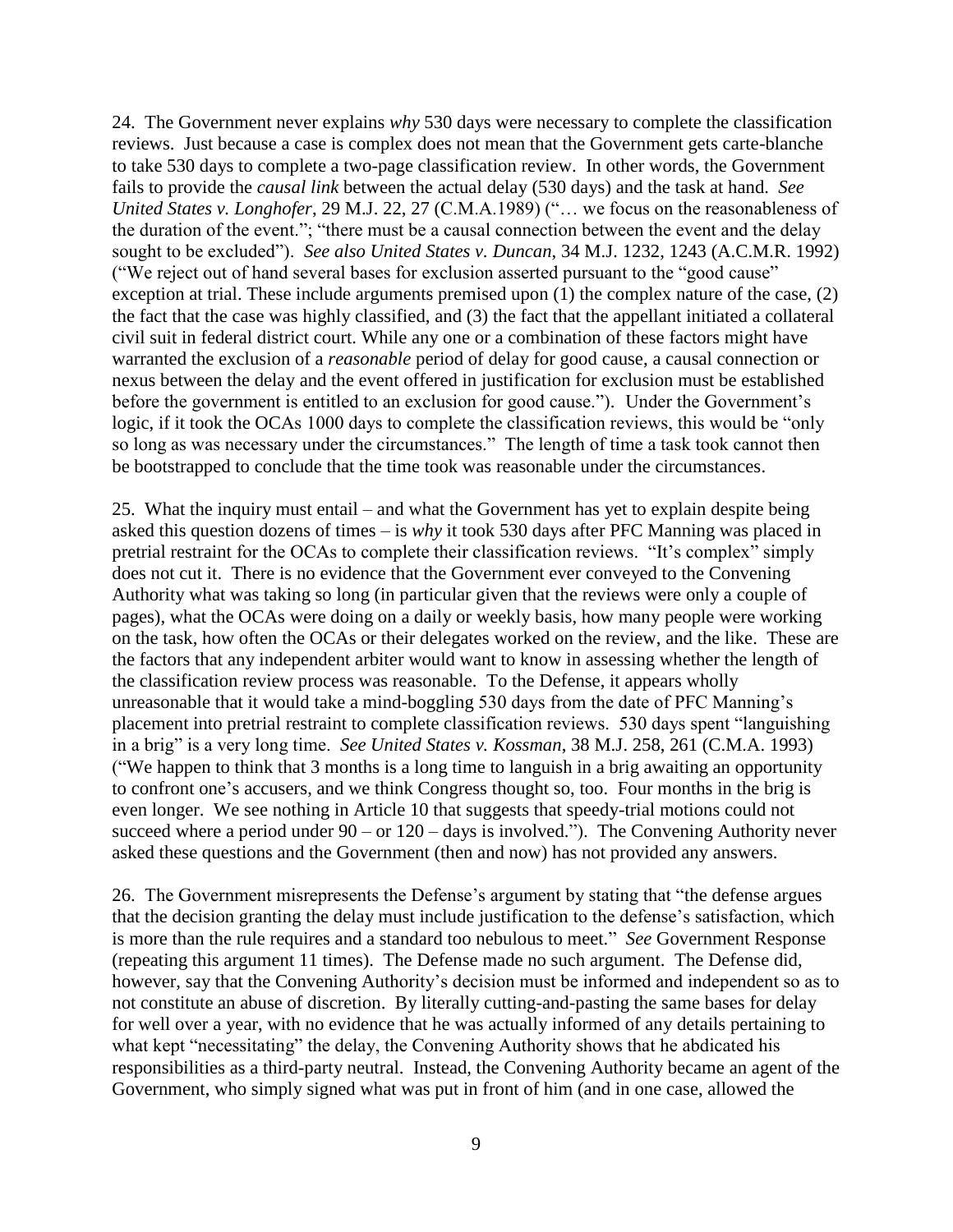24. The Government never explains *why* 530 days were necessary to complete the classification reviews. Just because a case is complex does not mean that the Government gets carte-blanche to take 530 days to complete a two-page classification review. In other words, the Government fails to provide the *causal link* between the actual delay (530 days) and the task at hand. *See United States v. Longhofer*, 29 M.J. 22, 27 (C.M.A.1989) ("… we focus on the reasonableness of the duration of the event."; "there must be a causal connection between the event and the delay sought to be excluded"). *See also United States v. Duncan*, 34 M.J. 1232, 1243 (A.C.M.R. 1992) ("We reject out of hand several bases for exclusion asserted pursuant to the "good cause" exception at trial. These include arguments premised upon (1) the complex nature of the case, (2) the fact that the case was highly classified, and (3) the fact that the appellant initiated a collateral civil suit in federal district court. While any one or a combination of these factors might have warranted the exclusion of a *reasonable* period of delay for good cause, a causal connection or nexus between the delay and the event offered in justification for exclusion must be established before the government is entitled to an exclusion for good cause."). Under the Government's logic, if it took the OCAs 1000 days to complete the classification reviews, this would be "only so long as was necessary under the circumstances." The length of time a task took cannot then be bootstrapped to conclude that the time took was reasonable under the circumstances.

25. What the inquiry must entail – and what the Government has yet to explain despite being asked this question dozens of times – is *why* it took 530 days after PFC Manning was placed in pretrial restraint for the OCAs to complete their classification reviews. "It's complex" simply does not cut it. There is no evidence that the Government ever conveyed to the Convening Authority what was taking so long (in particular given that the reviews were only a couple of pages), what the OCAs were doing on a daily or weekly basis, how many people were working on the task, how often the OCAs or their delegates worked on the review, and the like. These are the factors that any independent arbiter would want to know in assessing whether the length of the classification review process was reasonable. To the Defense, it appears wholly unreasonable that it would take a mind-boggling 530 days from the date of PFC Manning's placement into pretrial restraint to complete classification reviews. 530 days spent "languishing in a brig" is a very long time. *See United States v. Kossman*, 38 M.J. 258, 261 (C.M.A. 1993) ("We happen to think that 3 months is a long time to languish in a brig awaiting an opportunity to confront one's accusers, and we think Congress thought so, too. Four months in the brig is even longer. We see nothing in Article 10 that suggests that speedy-trial motions could not succeed where a period under 90 – or 120 – days is involved."). The Convening Authority never asked these questions and the Government (then and now) has not provided any answers.

26. The Government misrepresents the Defense's argument by stating that "the defense argues that the decision granting the delay must include justification to the defense's satisfaction, which is more than the rule requires and a standard too nebulous to meet." *See* Government Response (repeating this argument 11 times). The Defense made no such argument. The Defense did, however, say that the Convening Authority's decision must be informed and independent so as to not constitute an abuse of discretion. By literally cutting-and-pasting the same bases for delay for well over a year, with no evidence that he was actually informed of any details pertaining to what kept "necessitating" the delay, the Convening Authority shows that he abdicated his responsibilities as a third-party neutral. Instead, the Convening Authority became an agent of the Government, who simply signed what was put in front of him (and in one case, allowed the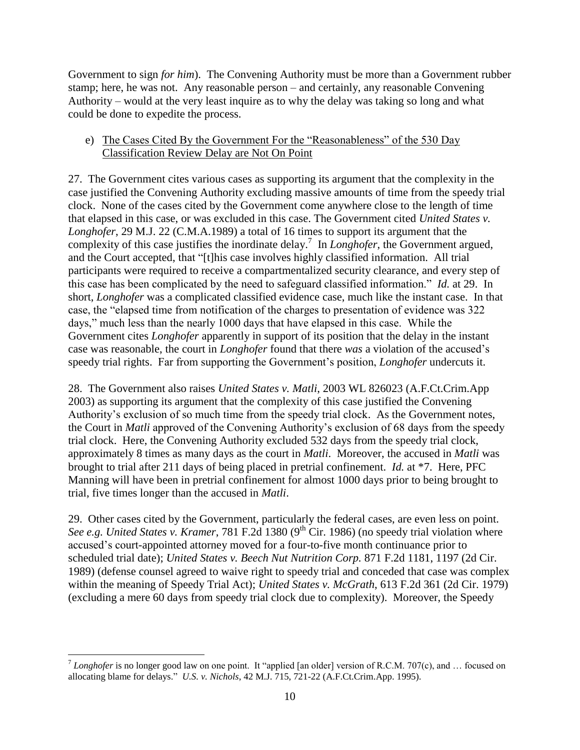Government to sign *for him*). The Convening Authority must be more than a Government rubber stamp; here, he was not. Any reasonable person – and certainly, any reasonable Convening Authority – would at the very least inquire as to why the delay was taking so long and what could be done to expedite the process.

e) <u>The Cases Cited By the Government For the "Reasonableness" of the 530 Day Classification Review Delay are Not On Point</u>

27. The Government cites various cases as supporting its argument that the complexity in the case justified the Convening Authority excluding massive amounts of time from the speedy trial clock. None of the cases cited by the Government come anywhere close to the length of time that elapsed in this case, or was excluded in this case. The Government cited *United States v. Longhofer*, 29 M.J. 22 (C.M.A.1989) a total of 16 times to support its argument that the complexity of this case justifies the inordinate delay.[7] In *Longhofer*, the Government argued, and the Court accepted, that "[t]his case involves highly classified information. All trial participants were required to receive a compartmentalized security clearance, and every step of this case has been complicated by the need to safeguard classified information." *Id.* at 29. In short, *Longhofer* was a complicated classified evidence case, much like the instant case. In that case, the "elapsed time from notification of the charges to presentation of evidence was 322 days," much less than the nearly 1000 days that have elapsed in this case. While the Government cites *Longhofer* apparently in support of its position that the delay in the instant case was reasonable, the court in *Longhofer* found that there *was* a violation of the accused's speedy trial rights. Far from supporting the Government's position, *Longhofer* undercuts it.

28. The Government also raises *United States v. Matli*, 2003 WL 826023 (A.F.Ct.Crim.App 2003) as supporting its argument that the complexity of this case justified the Convening Authority's exclusion of so much time from the speedy trial clock. As the Government notes, the Court in *Matli* approved of the Convening Authority's exclusion of 68 days from the speedy trial clock. Here, the Convening Authority excluded 532 days from the speedy trial clock, approximately 8 times as many days as the court in *Matli*. Moreover, the accused in *Matli* was brought to trial after 211 days of being placed in pretrial confinement. *Id.* at *7. Here, PFC Manning will have been in pretrial confinement for almost 1000 days prior to being brought to trial, five times longer than the accused in *Matli*.

29. Other cases cited by the Government, particularly the federal cases, are even less on point. *See e.g. United States v. Kramer*, 781 F.2d 1380 (9th Cir. 1986) (no speedy trial violation where accused's court-appointed attorney moved for a four-to-five month continuance prior to scheduled trial date); *United States v. Beech Nut Nutrition Corp.* 871 F.2d 1181, 1197 (2d Cir. 1989) (defense counsel agreed to waive right to speedy trial and conceded that case was complex within the meaning of Speedy Trial Act); *United States v. McGrath*, 613 F.2d 361 (2d Cir. 1979) (excluding a mere 60 days from speedy trial clock due to complexity). Moreover, the Speedy

---

[7] *Longhofer* is no longer good law on one point. It "applied [an older] version of R.C.M. 707(c), and … focused on allocating blame for delays." *U.S. v. Nichols*, 42 M.J. 715, 721-22 (A.F.Ct.Crim.App. 1995).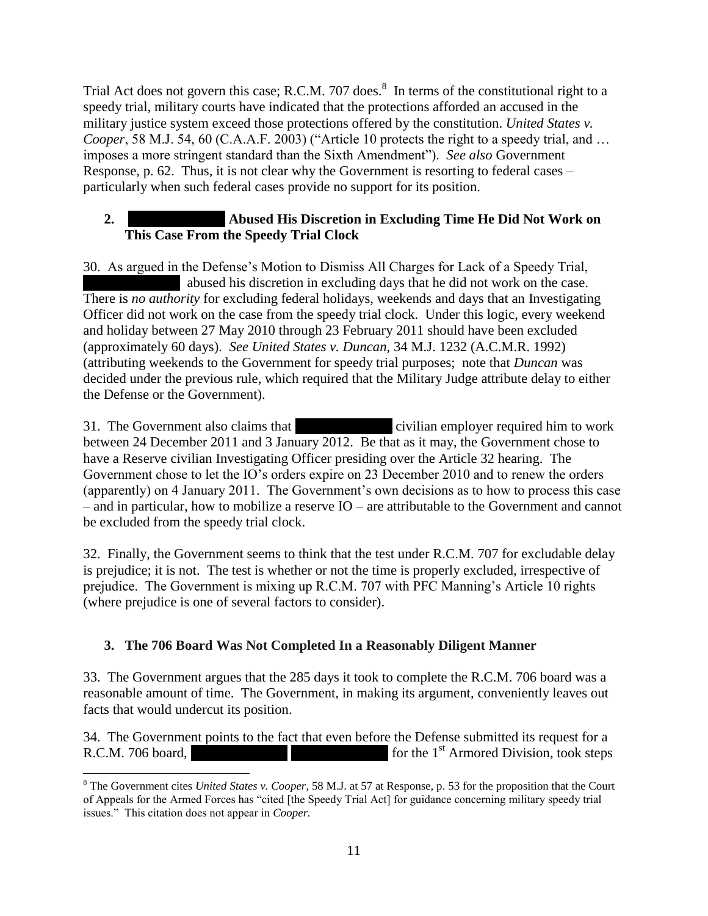Trial Act does not govern this case; R.C.M. 707 does.[8] In terms of the constitutional right to a speedy trial, military courts have indicated that the protections afforded an accused in the military justice system exceed those protections offered by the constitution. *United States v. Cooper*, 58 M.J. 54, 60 (C.A.A.F. 2003) ("Article 10 protects the right to a speedy trial, and … imposes a more stringent standard than the Sixth Amendment"). *See also* Government Response, p. 62. Thus, it is not clear why the Government is resorting to federal cases – particularly when such federal cases provide no support for its position.

**2. Abused His Discretion in Excluding Time He Did Not Work on This Case From the Speedy Trial Clock**

30. As argued in the Defense's Motion to Dismiss All Charges for Lack of a Speedy Trial, abused his discretion in excluding days that he did not work on the case. There is *no authority* for excluding federal holidays, weekends and days that an Investigating Officer did not work on the case from the speedy trial clock. Under this logic, every weekend and holiday between 27 May 2010 through 23 February 2011 should have been excluded (approximately 60 days). *See United States v. Duncan*, 34 M.J. 1232 (A.C.M.R. 1992) (attributing weekends to the Government for speedy trial purposes; note that *Duncan* was decided under the previous rule, which required that the Military Judge attribute delay to either the Defense or the Government).

31. The Government also claims that civilian employer required him to work between 24 December 2011 and 3 January 2012. Be that as it may, the Government chose to have a Reserve civilian Investigating Officer presiding over the Article 32 hearing. The Government chose to let the IO's orders expire on 23 December 2010 and to renew the orders (apparently) on 4 January 2011. The Government's own decisions as to how to process this case – and in particular, how to mobilize a reserve IO – are attributable to the Government and cannot be excluded from the speedy trial clock.

32. Finally, the Government seems to think that the test under R.C.M. 707 for excludable delay is prejudice; it is not. The test is whether or not the time is properly excluded, irrespective of prejudice. The Government is mixing up R.C.M. 707 with PFC Manning's Article 10 rights (where prejudice is one of several factors to consider).

**3. The 706 Board Was Not Completed In a Reasonably Diligent Manner**

33. The Government argues that the 285 days it took to complete the R.C.M. 706 board was a reasonable amount of time. The Government, in making its argument, conveniently leaves out facts that would undercut its position.

34. The Government points to the fact that even before the Defense submitted its request for a R.C.M. 706 board, for the 1st Armored Division, took steps

[8] The Government cites *United States v. Cooper*, 58 M.J. at 57 at Response, p. 53 for the proposition that the Court of Appeals for the Armed Forces has "cited [the Speedy Trial Act] for guidance concerning military speedy trial issues." This citation does not appear in *Cooper.*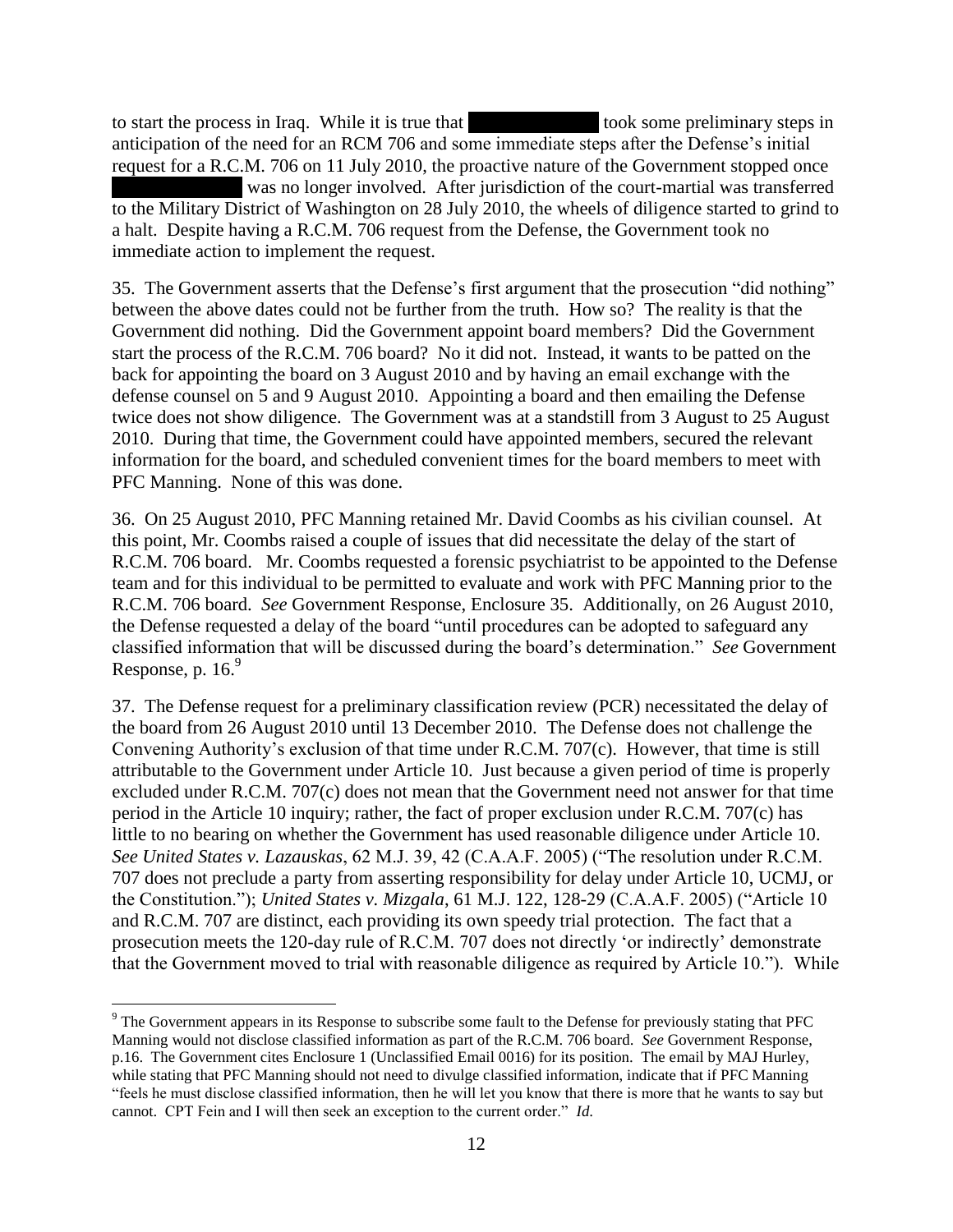to start the process in Iraq. While it is true that ████████ took some preliminary steps in anticipation of the need for an RCM 706 and some immediate steps after the Defense's initial request for a R.C.M. 706 on 11 July 2010, the proactive nature of the Government stopped once ████████ was no longer involved. After jurisdiction of the court-martial was transferred to the Military District of Washington on 28 July 2010, the wheels of diligence started to grind to a halt. Despite having a R.C.M. 706 request from the Defense, the Government took no immediate action to implement the request.

35. The Government asserts that the Defense's first argument that the prosecution "did nothing" between the above dates could not be further from the truth. How so? The reality is that the Government did nothing. Did the Government appoint board members? Did the Government start the process of the R.C.M. 706 board? No it did not. Instead, it wants to be patted on the back for appointing the board on 3 August 2010 and by having an email exchange with the defense counsel on 5 and 9 August 2010. Appointing a board and then emailing the Defense twice does not show diligence. The Government was at a standstill from 3 August to 25 August 2010. During that time, the Government could have appointed members, secured the relevant information for the board, and scheduled convenient times for the board members to meet with PFC Manning. None of this was done.

36. On 25 August 2010, PFC Manning retained Mr. David Coombs as his civilian counsel. At this point, Mr. Coombs raised a couple of issues that did necessitate the delay of the start of R.C.M. 706 board. Mr. Coombs requested a forensic psychiatrist to be appointed to the Defense team and for this individual to be permitted to evaluate and work with PFC Manning prior to the R.C.M. 706 board. *See* Government Response, Enclosure 35. Additionally, on 26 August 2010, the Defense requested a delay of the board "until procedures can be adopted to safeguard any classified information that will be discussed during the board's determination." *See* Government Response, p. 16.[9]

37. The Defense request for a preliminary classification review (PCR) necessitated the delay of the board from 26 August 2010 until 13 December 2010. The Defense does not challenge the Convening Authority's exclusion of that time under R.C.M. 707(c). However, that time is still attributable to the Government under Article 10. Just because a given period of time is properly excluded under R.C.M. 707(c) does not mean that the Government need not answer for that time period in the Article 10 inquiry; rather, the fact of proper exclusion under R.C.M. 707(c) has little to no bearing on whether the Government has used reasonable diligence under Article 10. *See United States v. Lazauskas*, 62 M.J. 39, 42 (C.A.A.F. 2005) ("The resolution under R.C.M. 707 does not preclude a party from asserting responsibility for delay under Article 10, UCMJ, or the Constitution."); *United States v. Mizgala*, 61 M.J. 122, 128-29 (C.A.A.F. 2005) ("Article 10 and R.C.M. 707 are distinct, each providing its own speedy trial protection. The fact that a prosecution meets the 120-day rule of R.C.M. 707 does not directly 'or indirectly' demonstrate that the Government moved to trial with reasonable diligence as required by Article 10."). While

---

[9] The Government appears in its Response to subscribe some fault to the Defense for previously stating that PFC Manning would not disclose classified information as part of the R.C.M. 706 board. *See* Government Response, p.16. The Government cites Enclosure 1 (Unclassified Email 0016) for its position. The email by MAJ Hurley, while stating that PFC Manning should not need to divulge classified information, indicate that if PFC Manning "feels he must disclose classified information, then he will let you know that there is more that he wants to say but cannot. CPT Fein and I will then seek an exception to the current order." *Id.*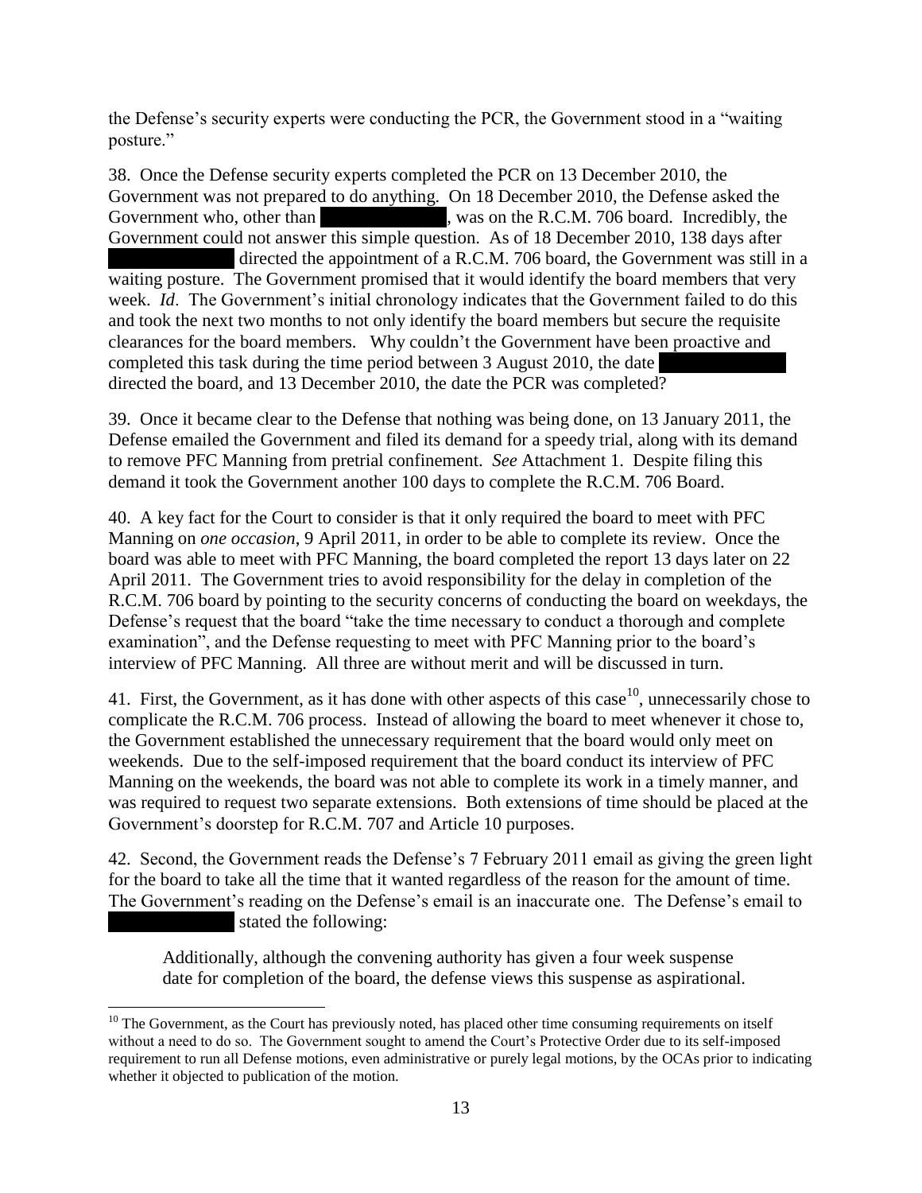the Defense's security experts were conducting the PCR, the Government stood in a "waiting posture."

38. Once the Defense security experts completed the PCR on 13 December 2010, the Government was not prepared to do anything. On 18 December 2010, the Defense asked the Government who, other than [REDACTED], was on the R.C.M. 706 board. Incredibly, the Government could not answer this simple question. As of 18 December 2010, 138 days after [REDACTED] directed the appointment of a R.C.M. 706 board, the Government was still in a waiting posture. The Government promised that it would identify the board members that very week. *Id*. The Government's initial chronology indicates that the Government failed to do this and took the next two months to not only identify the board members but secure the requisite clearances for the board members. Why couldn't the Government have been proactive and completed this task during the time period between 3 August 2010, the date [REDACTED] directed the board, and 13 December 2010, the date the PCR was completed?

39. Once it became clear to the Defense that nothing was being done, on 13 January 2011, the Defense emailed the Government and filed its demand for a speedy trial, along with its demand to remove PFC Manning from pretrial confinement. *See* Attachment 1. Despite filing this demand it took the Government another 100 days to complete the R.C.M. 706 Board.

40. A key fact for the Court to consider is that it only required the board to meet with PFC Manning on *one occasion*, 9 April 2011, in order to be able to complete its review. Once the board was able to meet with PFC Manning, the board completed the report 13 days later on 22 April 2011. The Government tries to avoid responsibility for the delay in completion of the R.C.M. 706 board by pointing to the security concerns of conducting the board on weekdays, the Defense's request that the board "take the time necessary to conduct a thorough and complete examination", and the Defense requesting to meet with PFC Manning prior to the board's interview of PFC Manning. All three are without merit and will be discussed in turn.

41. First, the Government, as it has done with other aspects of this case[10], unnecessarily chose to complicate the R.C.M. 706 process. Instead of allowing the board to meet whenever it chose to, the Government established the unnecessary requirement that the board would only meet on weekends. Due to the self-imposed requirement that the board conduct its interview of PFC Manning on the weekends, the board was not able to complete its work in a timely manner, and was required to request two separate extensions. Both extensions of time should be placed at the Government's doorstep for R.C.M. 707 and Article 10 purposes.

42. Second, the Government reads the Defense's 7 February 2011 email as giving the green light for the board to take all the time that it wanted regardless of the reason for the amount of time. The Government's reading on the Defense's email is an inaccurate one. The Defense's email to [REDACTED] stated the following:

> Additionally, although the convening authority has given a four week suspense date for completion of the board, the defense views this suspense as aspirational.

---

[10] The Government, as the Court has previously noted, has placed other time consuming requirements on itself without a need to do so. The Government sought to amend the Court's Protective Order due to its self-imposed requirement to run all Defense motions, even administrative or purely legal motions, by the OCAs prior to indicating whether it objected to publication of the motion.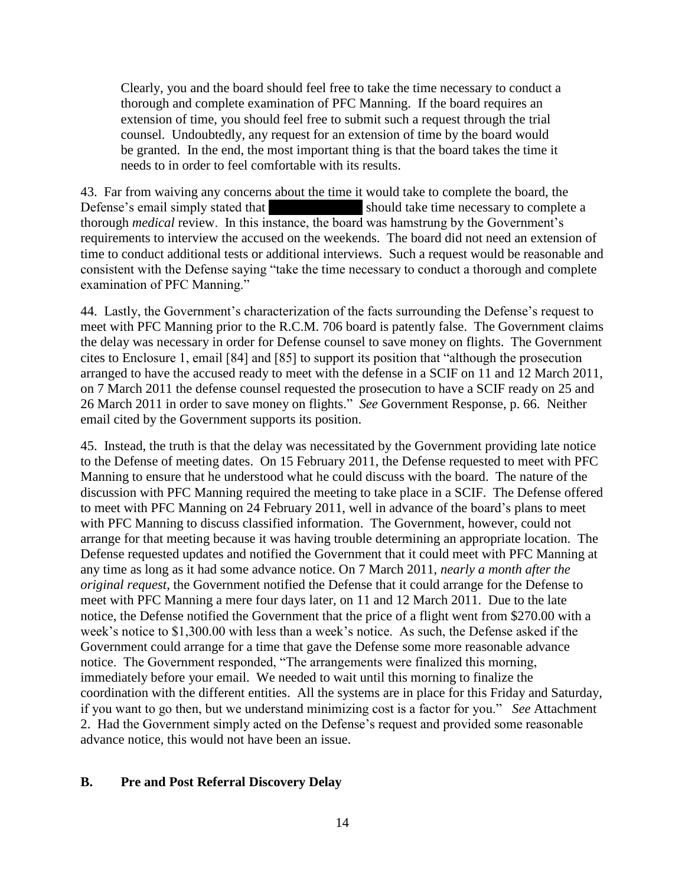> Clearly, you and the board should feel free to take the time necessary to conduct a thorough and complete examination of PFC Manning. If the board requires an extension of time, you should feel free to submit such a request through the trial counsel. Undoubtedly, any request for an extension of time by the board would be granted. In the end, the most important thing is that the board takes the time it needs to in order to feel comfortable with its results.

43. Far from waiving any concerns about the time it would take to complete the board, the Defense's email simply stated that [REDACTED] should take time necessary to complete a thorough *medical* review. In this instance, the board was hamstrung by the Government's requirements to interview the accused on the weekends. The board did not need an extension of time to conduct additional tests or additional interviews. Such a request would be reasonable and consistent with the Defense saying "take the time necessary to conduct a thorough and complete examination of PFC Manning."

44. Lastly, the Government's characterization of the facts surrounding the Defense's request to meet with PFC Manning prior to the R.C.M. 706 board is patently false. The Government claims the delay was necessary in order for Defense counsel to save money on flights. The Government cites to Enclosure 1, email [84] and [85] to support its position that "although the prosecution arranged to have the accused ready to meet with the defense in a SCIF on 11 and 12 March 2011, on 7 March 2011 the defense counsel requested the prosecution to have a SCIF ready on 25 and 26 March 2011 in order to save money on flights." *See* Government Response, p. 66. Neither email cited by the Government supports its position.

45. Instead, the truth is that the delay was necessitated by the Government providing late notice to the Defense of meeting dates. On 15 February 2011, the Defense requested to meet with PFC Manning to ensure that he understood what he could discuss with the board. The nature of the discussion with PFC Manning required the meeting to take place in a SCIF. The Defense offered to meet with PFC Manning on 24 February 2011, well in advance of the board's plans to meet with PFC Manning to discuss classified information. The Government, however, could not arrange for that meeting because it was having trouble determining an appropriate location. The Defense requested updates and notified the Government that it could meet with PFC Manning at any time as long as it had some advance notice. On 7 March 2011, *nearly a month after the original request*, the Government notified the Defense that it could arrange for the Defense to meet with PFC Manning a mere four days later, on 11 and 12 March 2011. Due to the late notice, the Defense notified the Government that the price of a flight went from $270.00 with a week's notice to $1,300.00 with less than a week's notice. As such, the Defense asked if the Government could arrange for a time that gave the Defense some more reasonable advance notice. The Government responded, "The arrangements were finalized this morning, immediately before your email. We needed to wait until this morning to finalize the coordination with the different entities. All the systems are in place for this Friday and Saturday, if you want to go then, but we understand minimizing cost is a factor for you." *See* Attachment 2. Had the Government simply acted on the Defense's request and provided some reasonable advance notice, this would not have been an issue.

## B. Pre and Post Referral Discovery Delay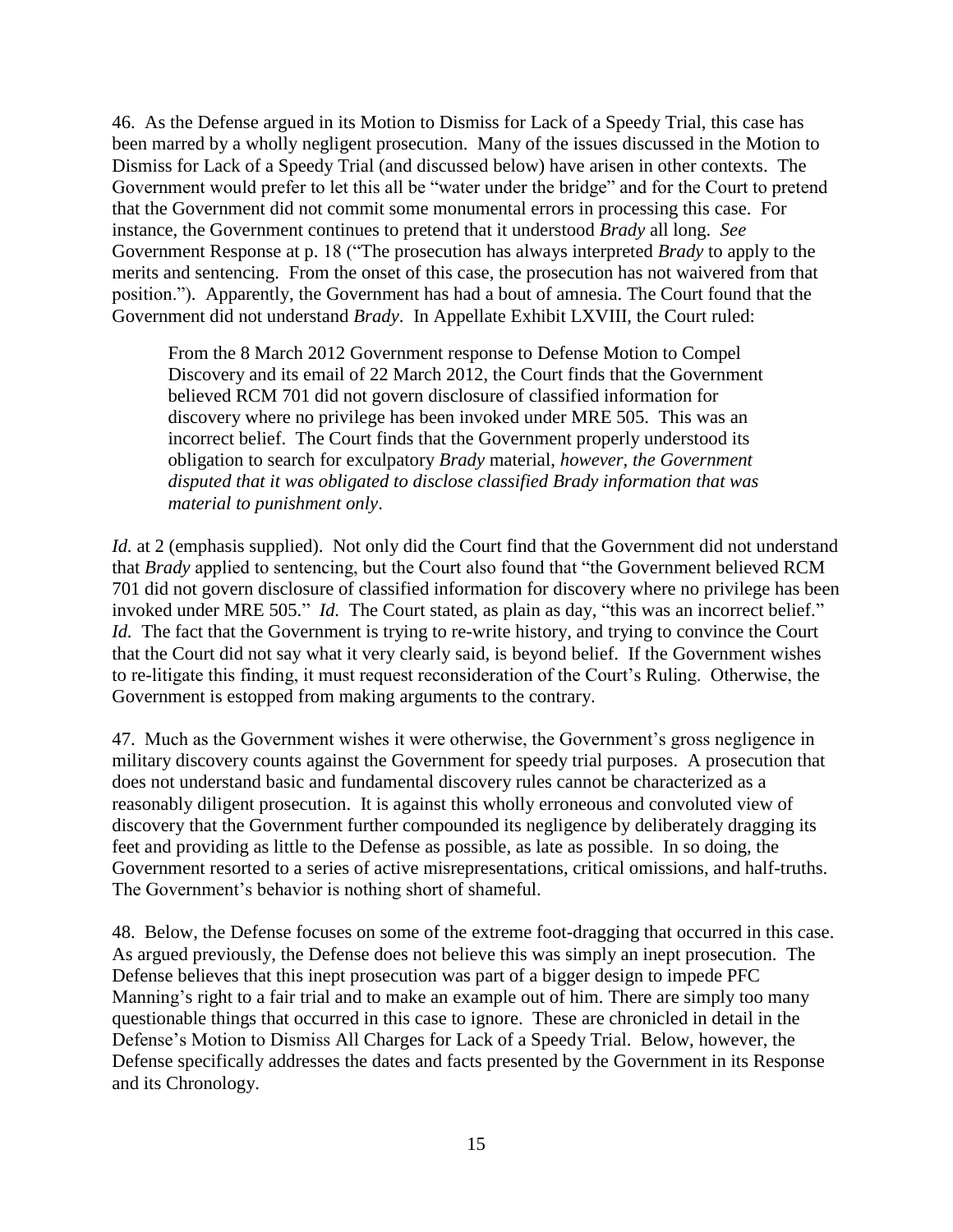46. As the Defense argued in its Motion to Dismiss for Lack of a Speedy Trial, this case has been marred by a wholly negligent prosecution. Many of the issues discussed in the Motion to Dismiss for Lack of a Speedy Trial (and discussed below) have arisen in other contexts. The Government would prefer to let this all be "water under the bridge" and for the Court to pretend that the Government did not commit some monumental errors in processing this case. For instance, the Government continues to pretend that it understood *Brady* all long. *See* Government Response at p. 18 ("The prosecution has always interpreted *Brady* to apply to the merits and sentencing. From the onset of this case, the prosecution has not waivered from that position."). Apparently, the Government has had a bout of amnesia. The Court found that the Government did not understand *Brady*. In Appellate Exhibit LXVIII, the Court ruled:

> From the 8 March 2012 Government response to Defense Motion to Compel Discovery and its email of 22 March 2012, the Court finds that the Government believed RCM 701 did not govern disclosure of classified information for discovery where no privilege has been invoked under MRE 505. This was an incorrect belief. The Court finds that the Government properly understood its obligation to search for exculpatory *Brady* material, *however, the Government disputed that it was obligated to disclose classified Brady information that was material to punishment only*.

*Id.* at 2 (emphasis supplied). Not only did the Court find that the Government did not understand that *Brady* applied to sentencing, but the Court also found that "the Government believed RCM 701 did not govern disclosure of classified information for discovery where no privilege has been invoked under MRE 505." *Id.* The Court stated, as plain as day, "this was an incorrect belief." *Id.* The fact that the Government is trying to re-write history, and trying to convince the Court that the Court did not say what it very clearly said, is beyond belief. If the Government wishes to re-litigate this finding, it must request reconsideration of the Court's Ruling. Otherwise, the Government is estopped from making arguments to the contrary.

47. Much as the Government wishes it were otherwise, the Government's gross negligence in military discovery counts against the Government for speedy trial purposes. A prosecution that does not understand basic and fundamental discovery rules cannot be characterized as a reasonably diligent prosecution. It is against this wholly erroneous and convoluted view of discovery that the Government further compounded its negligence by deliberately dragging its feet and providing as little to the Defense as possible, as late as possible. In so doing, the Government resorted to a series of active misrepresentations, critical omissions, and half-truths. The Government's behavior is nothing short of shameful.

48. Below, the Defense focuses on some of the extreme foot-dragging that occurred in this case. As argued previously, the Defense does not believe this was simply an inept prosecution. The Defense believes that this inept prosecution was part of a bigger design to impede PFC Manning's right to a fair trial and to make an example out of him. There are simply too many questionable things that occurred in this case to ignore. These are chronicled in detail in the Defense's Motion to Dismiss All Charges for Lack of a Speedy Trial. Below, however, the Defense specifically addresses the dates and facts presented by the Government in its Response and its Chronology.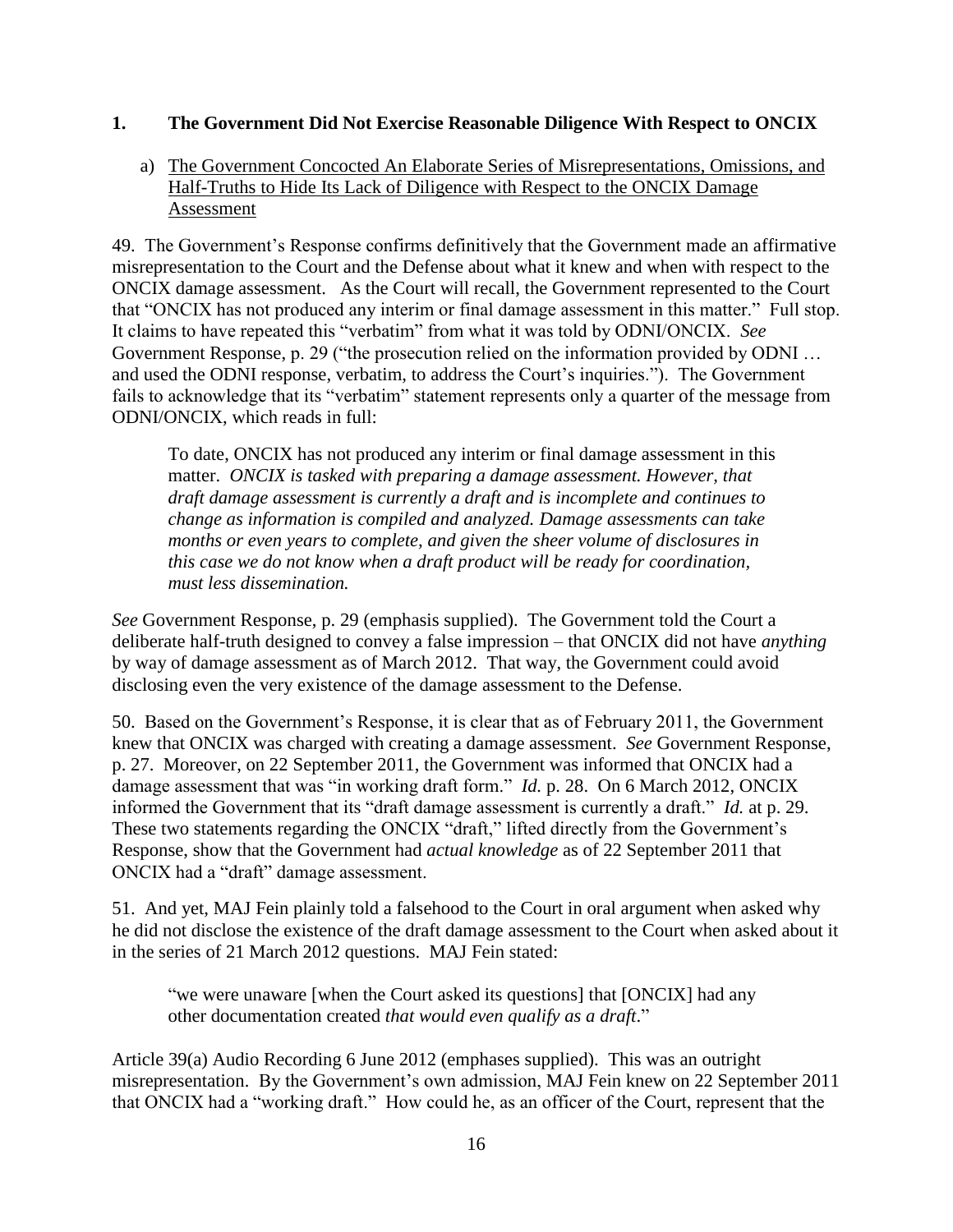## 1. The Government Did Not Exercise Reasonable Diligence With Respect to ONCIX

a) The Government Concocted An Elaborate Series of Misrepresentations, Omissions, and Half-Truths to Hide Its Lack of Diligence with Respect to the ONCIX Damage Assessment

49. The Government's Response confirms definitively that the Government made an affirmative misrepresentation to the Court and the Defense about what it knew and when with respect to the ONCIX damage assessment. As the Court will recall, the Government represented to the Court that "ONCIX has not produced any interim or final damage assessment in this matter." Full stop. It claims to have repeated this "verbatim" from what it was told by ODNI/ONCIX. *See* Government Response, p. 29 ("the prosecution relied on the information provided by ODNI … and used the ODNI response, verbatim, to address the Court's inquiries."). The Government fails to acknowledge that its "verbatim" statement represents only a quarter of the message from ODNI/ONCIX, which reads in full:

> To date, ONCIX has not produced any interim or final damage assessment in this matter. *ONCIX is tasked with preparing a damage assessment. However, that draft damage assessment is currently a draft and is incomplete and continues to change as information is compiled and analyzed. Damage assessments can take months or even years to complete, and given the sheer volume of disclosures in this case we do not know when a draft product will be ready for coordination, must less dissemination.*

*See* Government Response, p. 29 (emphasis supplied). The Government told the Court a deliberate half-truth designed to convey a false impression – that ONCIX did not have *anything* by way of damage assessment as of March 2012. That way, the Government could avoid disclosing even the very existence of the damage assessment to the Defense.

50. Based on the Government's Response, it is clear that as of February 2011, the Government knew that ONCIX was charged with creating a damage assessment. *See* Government Response, p. 27. Moreover, on 22 September 2011, the Government was informed that ONCIX had a damage assessment that was "in working draft form." *Id.* p. 28. On 6 March 2012, ONCIX informed the Government that its "draft damage assessment is currently a draft." *Id.* at p. 29. These two statements regarding the ONCIX "draft," lifted directly from the Government's Response, show that the Government had *actual knowledge* as of 22 September 2011 that ONCIX had a "draft" damage assessment.

51. And yet, MAJ Fein plainly told a falsehood to the Court in oral argument when asked why he did not disclose the existence of the draft damage assessment to the Court when asked about it in the series of 21 March 2012 questions. MAJ Fein stated:

> "we were unaware [when the Court asked its questions] that [ONCIX] had any other documentation created *that would even qualify as a draft*."

Article 39(a) Audio Recording 6 June 2012 (emphases supplied). This was an outright misrepresentation. By the Government's own admission, MAJ Fein knew on 22 September 2011 that ONCIX had a "working draft." How could he, as an officer of the Court, represent that the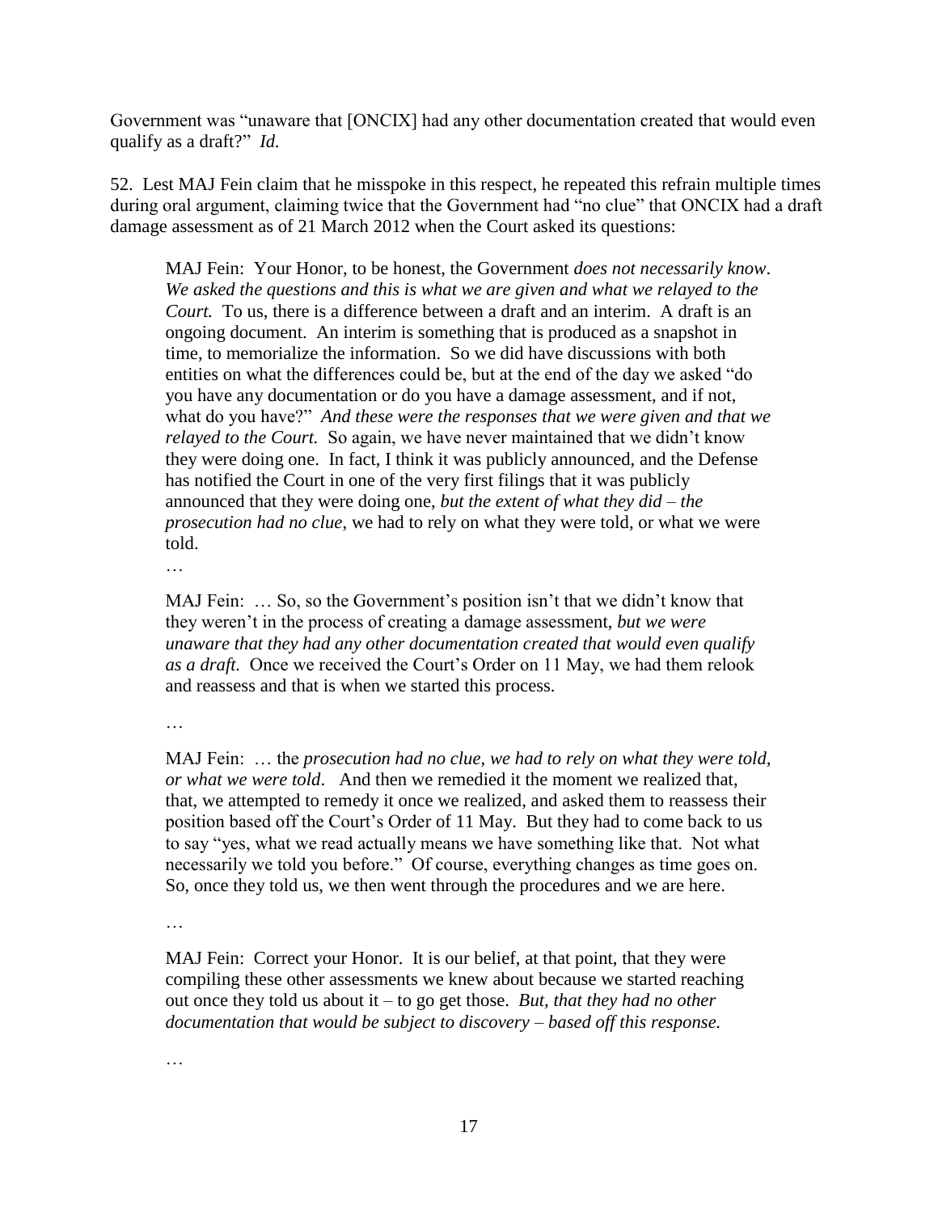Government was "unaware that [ONCIX] had any other documentation created that would even qualify as a draft?" *Id.*

52. Lest MAJ Fein claim that he misspoke in this respect, he repeated this refrain multiple times during oral argument, claiming twice that the Government had "no clue" that ONCIX had a draft damage assessment as of 21 March 2012 when the Court asked its questions:

> MAJ Fein: Your Honor, to be honest, the Government *does not necessarily know*. *We asked the questions and this is what we are given and what we relayed to the Court.* To us, there is a difference between a draft and an interim. A draft is an ongoing document. An interim is something that is produced as a snapshot in time, to memorialize the information. So we did have discussions with both entities on what the differences could be, but at the end of the day we asked "do you have any documentation or do you have a damage assessment, and if not, what do you have?" *And these were the responses that we were given and that we relayed to the Court.* So again, we have never maintained that we didn't know they were doing one. In fact, I think it was publicly announced, and the Defense has notified the Court in one of the very first filings that it was publicly announced that they were doing one, *but the extent of what they did – the prosecution had no clue*, we had to rely on what they were told, or what we were told.
>
> …
>
> MAJ Fein: … So, so the Government's position isn't that we didn't know that they weren't in the process of creating a damage assessment, *but we were unaware that they had any other documentation created that would even qualify as a draft.* Once we received the Court's Order on 11 May, we had them relook and reassess and that is when we started this process.
>
> …
>
> MAJ Fein: … the *prosecution had no clue, we had to rely on what they were told, or what we were told*. And then we remedied it the moment we realized that, that, we attempted to remedy it once we realized, and asked them to reassess their position based off the Court's Order of 11 May. But they had to come back to us to say "yes, what we read actually means we have something like that. Not what necessarily we told you before." Of course, everything changes as time goes on. So, once they told us, we then went through the procedures and we are here.
>
> …
>
> MAJ Fein: Correct your Honor. It is our belief, at that point, that they were compiling these other assessments we knew about because we started reaching out once they told us about it – to go get those. *But, that they had no other documentation that would be subject to discovery – based off this response.*
>
> …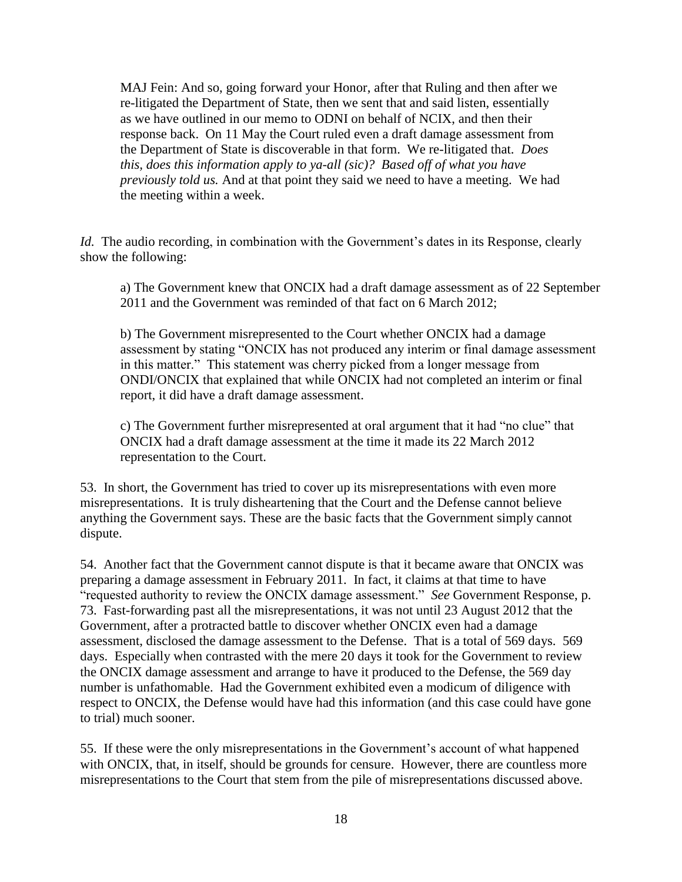> MAJ Fein: And so, going forward your Honor, after that Ruling and then after we re-litigated the Department of State, then we sent that and said listen, essentially as we have outlined in our memo to ODNI on behalf of NCIX, and then their response back. On 11 May the Court ruled even a draft damage assessment from the Department of State is discoverable in that form. We re-litigated that. *Does this, does this information apply to ya-all (sic)? Based off of what you have previously told us.* And at that point they said we need to have a meeting. We had the meeting within a week.

*Id.* The audio recording, in combination with the Government's dates in its Response, clearly show the following:

> a) The Government knew that ONCIX had a draft damage assessment as of 22 September 2011 and the Government was reminded of that fact on 6 March 2012;
>
> b) The Government misrepresented to the Court whether ONCIX had a damage assessment by stating "ONCIX has not produced any interim or final damage assessment in this matter." This statement was cherry picked from a longer message from ONDI/ONCIX that explained that while ONCIX had not completed an interim or final report, it did have a draft damage assessment.
>
> c) The Government further misrepresented at oral argument that it had "no clue" that ONCIX had a draft damage assessment at the time it made its 22 March 2012 representation to the Court.

53. In short, the Government has tried to cover up its misrepresentations with even more misrepresentations. It is truly disheartening that the Court and the Defense cannot believe anything the Government says. These are the basic facts that the Government simply cannot dispute.

54. Another fact that the Government cannot dispute is that it became aware that ONCIX was preparing a damage assessment in February 2011. In fact, it claims at that time to have "requested authority to review the ONCIX damage assessment." *See* Government Response, p. 73. Fast-forwarding past all the misrepresentations, it was not until 23 August 2012 that the Government, after a protracted battle to discover whether ONCIX even had a damage assessment, disclosed the damage assessment to the Defense. That is a total of 569 days. 569 days. Especially when contrasted with the mere 20 days it took for the Government to review the ONCIX damage assessment and arrange to have it produced to the Defense, the 569 day number is unfathomable. Had the Government exhibited even a modicum of diligence with respect to ONCIX, the Defense would have had this information (and this case could have gone to trial) much sooner.

55. If these were the only misrepresentations in the Government's account of what happened with ONCIX, that, in itself, should be grounds for censure. However, there are countless more misrepresentations to the Court that stem from the pile of misrepresentations discussed above.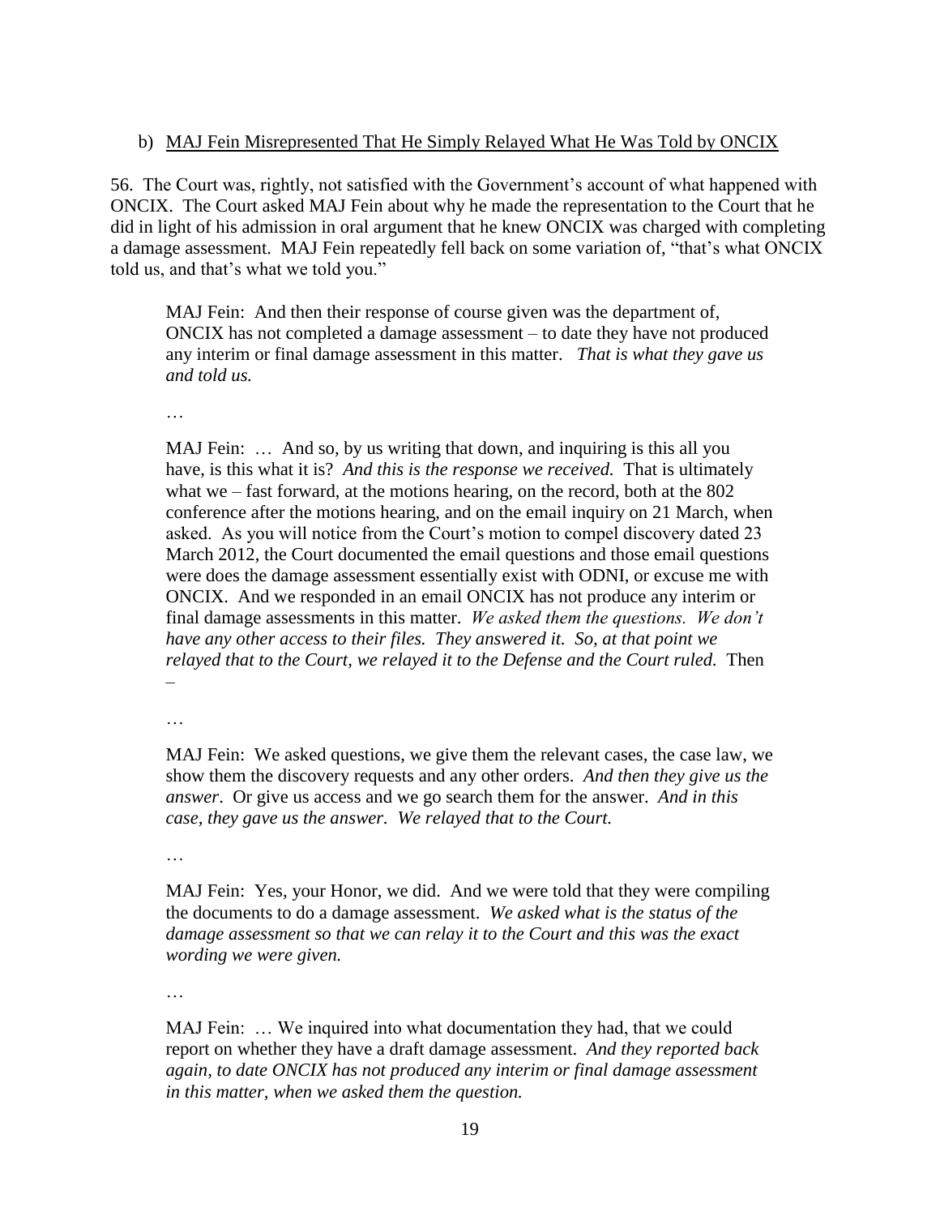b) <u>MAJ Fein Misrepresented That He Simply Relayed What He Was Told by ONCIX</u>

56. The Court was, rightly, not satisfied with the Government's account of what happened with ONCIX. The Court asked MAJ Fein about why he made the representation to the Court that he did in light of his admission in oral argument that he knew ONCIX was charged with completing a damage assessment. MAJ Fein repeatedly fell back on some variation of, "that's what ONCIX told us, and that's what we told you."

> MAJ Fein: And then their response of course given was the department of, ONCIX has not completed a damage assessment – to date they have not produced any interim or final damage assessment in this matter. *That is what they gave us and told us.*
>
> …
>
> MAJ Fein: … And so, by us writing that down, and inquiring is this all you have, is this what it is? *And this is the response we received.* That is ultimately what we – fast forward, at the motions hearing, on the record, both at the 802 conference after the motions hearing, and on the email inquiry on 21 March, when asked. As you will notice from the Court's motion to compel discovery dated 23 March 2012, the Court documented the email questions and those email questions were does the damage assessment essentially exist with ODNI, or excuse me with ONCIX. And we responded in an email ONCIX has not produce any interim or final damage assessments in this matter. *We asked them the questions. We don't have any other access to their files. They answered it. So, at that point we relayed that to the Court, we relayed it to the Defense and the Court ruled.* Then –
>
> …
>
> MAJ Fein: We asked questions, we give them the relevant cases, the case law, we show them the discovery requests and any other orders. *And then they give us the answer*. Or give us access and we go search them for the answer. *And in this case, they gave us the answer. We relayed that to the Court.*
>
> …
>
> MAJ Fein: Yes, your Honor, we did. And we were told that they were compiling the documents to do a damage assessment. *We asked what is the status of the damage assessment so that we can relay it to the Court and this was the exact wording we were given.*
>
> …
>
> MAJ Fein: … We inquired into what documentation they had, that we could report on whether they have a draft damage assessment. *And they reported back again, to date ONCIX has not produced any interim or final damage assessment in this matter, when we asked them the question.*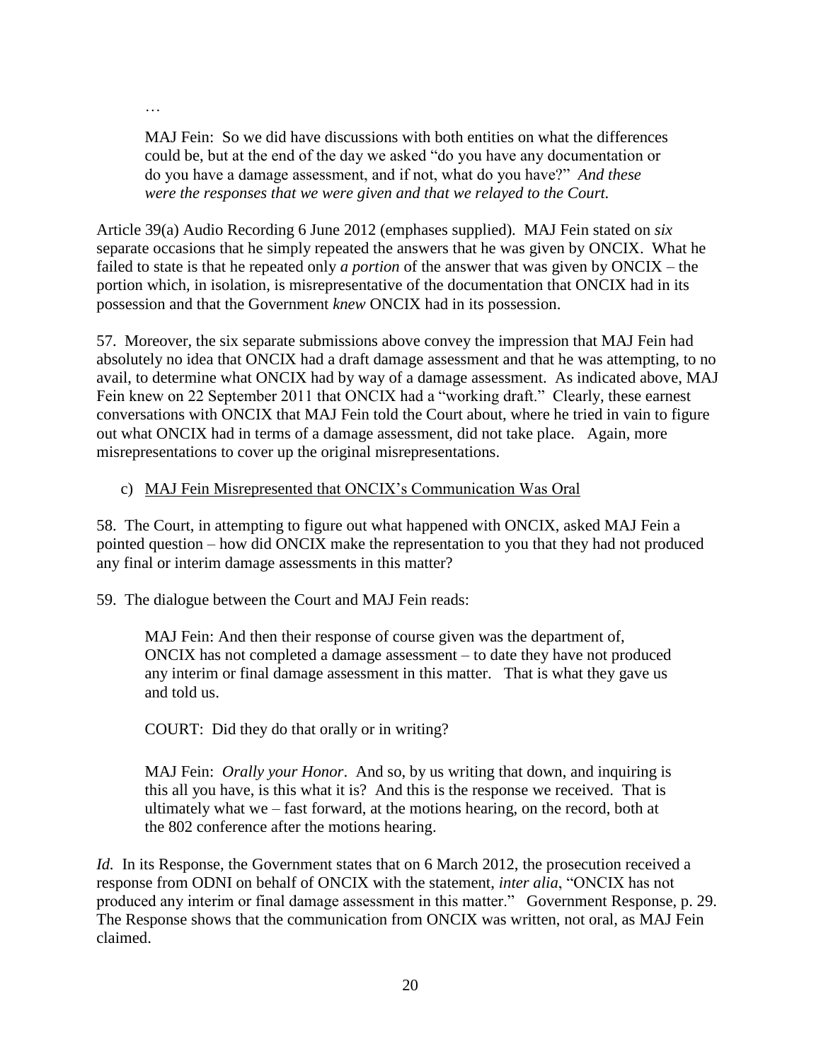…

> MAJ Fein: So we did have discussions with both entities on what the differences could be, but at the end of the day we asked "do you have any documentation or do you have a damage assessment, and if not, what do you have?" *And these were the responses that we were given and that we relayed to the Court.*

Article 39(a) Audio Recording 6 June 2012 (emphases supplied). MAJ Fein stated on *six* separate occasions that he simply repeated the answers that he was given by ONCIX. What he failed to state is that he repeated only *a portion* of the answer that was given by ONCIX – the portion which, in isolation, is misrepresentative of the documentation that ONCIX had in its possession and that the Government *knew* ONCIX had in its possession.

57. Moreover, the six separate submissions above convey the impression that MAJ Fein had absolutely no idea that ONCIX had a draft damage assessment and that he was attempting, to no avail, to determine what ONCIX had by way of a damage assessment. As indicated above, MAJ Fein knew on 22 September 2011 that ONCIX had a "working draft." Clearly, these earnest conversations with ONCIX that MAJ Fein told the Court about, where he tried in vain to figure out what ONCIX had in terms of a damage assessment, did not take place. Again, more misrepresentations to cover up the original misrepresentations.

c) <u>MAJ Fein Misrepresented that ONCIX's Communication Was Oral</u>

58. The Court, in attempting to figure out what happened with ONCIX, asked MAJ Fein a pointed question – how did ONCIX make the representation to you that they had not produced any final or interim damage assessments in this matter?

59. The dialogue between the Court and MAJ Fein reads:

> MAJ Fein: And then their response of course given was the department of, ONCIX has not completed a damage assessment – to date they have not produced any interim or final damage assessment in this matter. That is what they gave us and told us.
>
> COURT: Did they do that orally or in writing?
>
> MAJ Fein: *Orally your Honor*. And so, by us writing that down, and inquiring is this all you have, is this what it is? And this is the response we received. That is ultimately what we – fast forward, at the motions hearing, on the record, both at the 802 conference after the motions hearing.

*Id.* In its Response, the Government states that on 6 March 2012, the prosecution received a response from ODNI on behalf of ONCIX with the statement, *inter alia*, "ONCIX has not produced any interim or final damage assessment in this matter." Government Response, p. 29. The Response shows that the communication from ONCIX was written, not oral, as MAJ Fein claimed.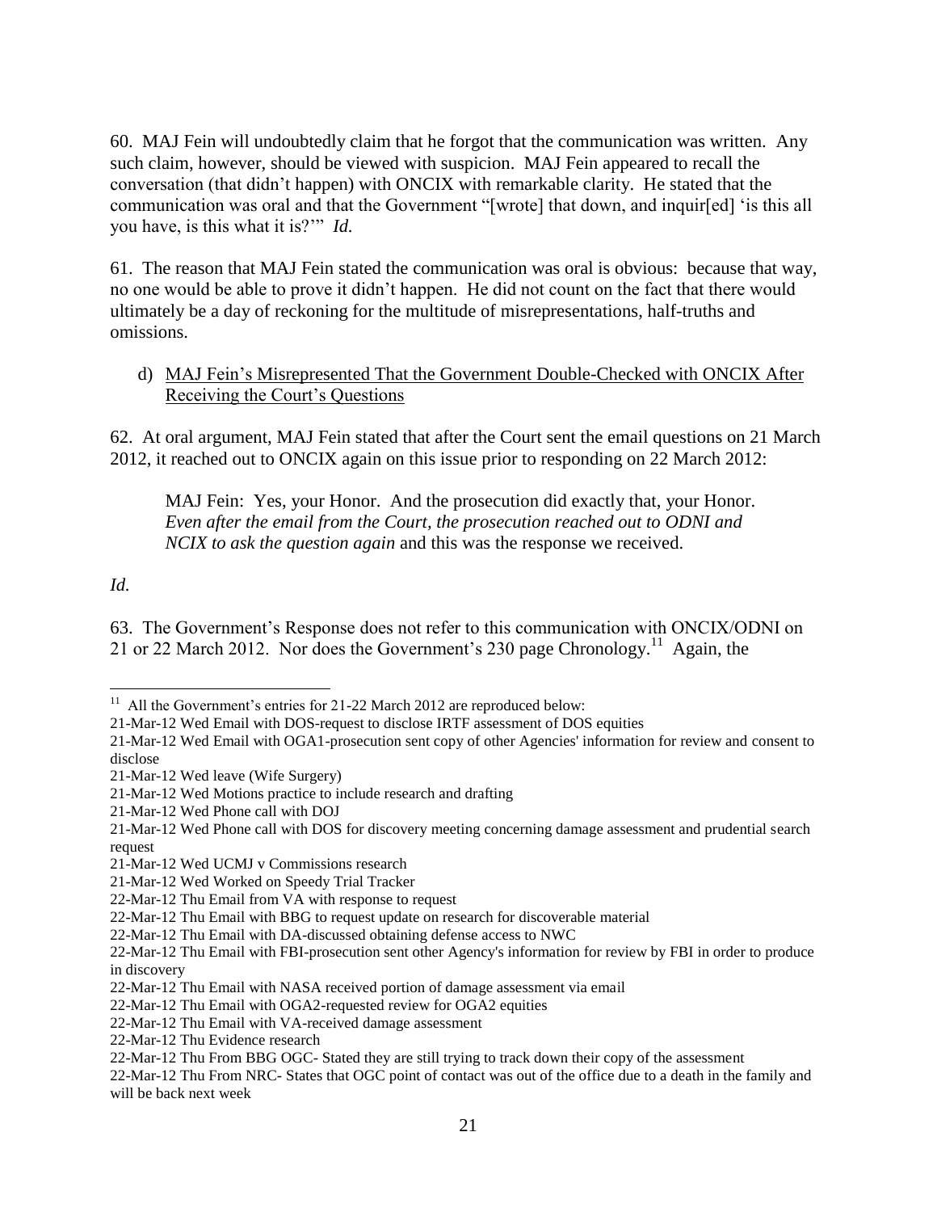60. MAJ Fein will undoubtedly claim that he forgot that the communication was written. Any such claim, however, should be viewed with suspicion. MAJ Fein appeared to recall the conversation (that didn't happen) with ONCIX with remarkable clarity. He stated that the communication was oral and that the Government "[wrote] that down, and inquir[ed] 'is this all you have, is this what it is?'" *Id.*

61. The reason that MAJ Fein stated the communication was oral is obvious: because that way, no one would be able to prove it didn't happen. He did not count on the fact that there would ultimately be a day of reckoning for the multitude of misrepresentations, half-truths and omissions.

d) <u>MAJ Fein's Misrepresented That the Government Double-Checked with ONCIX After Receiving the Court's Questions</u>

62. At oral argument, MAJ Fein stated that after the Court sent the email questions on 21 March 2012, it reached out to ONCIX again on this issue prior to responding on 22 March 2012:

> MAJ Fein: Yes, your Honor. And the prosecution did exactly that, your Honor. *Even after the email from the Court, the prosecution reached out to ODNI and NCIX to ask the question again* and this was the response we received.

*Id.*

63. The Government's Response does not refer to this communication with ONCIX/ODNI on 21 or 22 March 2012. Nor does the Government's 230 page Chronology.[11] Again, the

---

[11] All the Government's entries for 21-22 March 2012 are reproduced below:

21-Mar-12 Wed Email with DOS-request to disclose IRTF assessment of DOS equities
21-Mar-12 Wed Email with OGA1-prosecution sent copy of other Agencies' information for review and consent to disclose
21-Mar-12 Wed leave (Wife Surgery)
21-Mar-12 Wed Motions practice to include research and drafting
21-Mar-12 Wed Phone call with DOJ
21-Mar-12 Wed Phone call with DOS for discovery meeting concerning damage assessment and prudential search request
21-Mar-12 Wed UCMJ v Commissions research
21-Mar-12 Wed Worked on Speedy Trial Tracker
22-Mar-12 Thu Email from VA with response to request
22-Mar-12 Thu Email with BBG to request update on research for discoverable material
22-Mar-12 Thu Email with DA-discussed obtaining defense access to NWC
22-Mar-12 Thu Email with FBI-prosecution sent other Agency's information for review by FBI in order to produce in discovery
22-Mar-12 Thu Email with NASA received portion of damage assessment via email
22-Mar-12 Thu Email with OGA2-requested review for OGA2 equities
22-Mar-12 Thu Email with VA-received damage assessment
22-Mar-12 Thu Evidence research
22-Mar-12 Thu From BBG OGC- Stated they are still trying to track down their copy of the assessment
22-Mar-12 Thu From NRC- States that OGC point of contact was out of the office due to a death in the family and will be back next week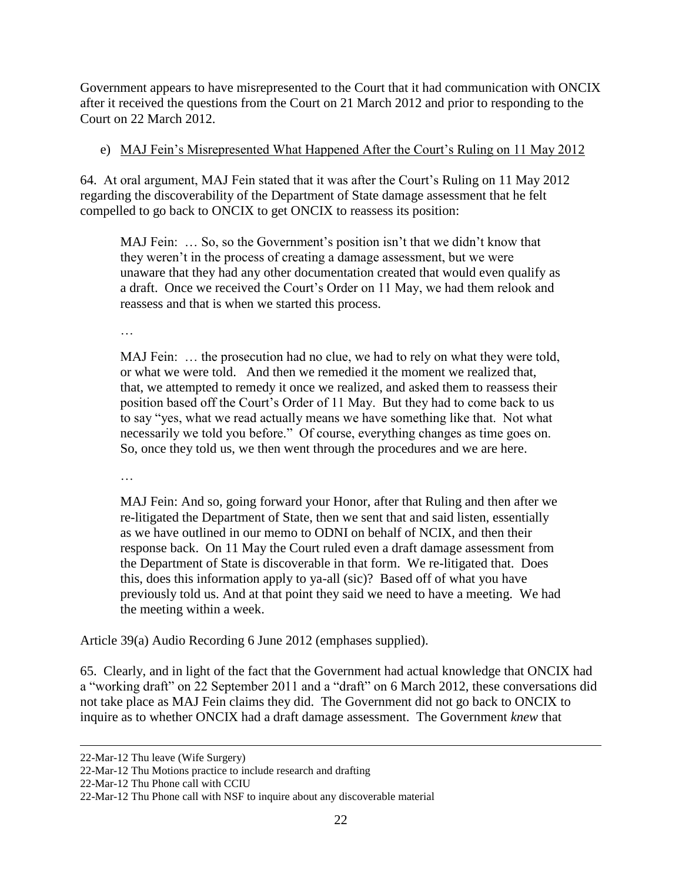Government appears to have misrepresented to the Court that it had communication with ONCIX after it received the questions from the Court on 21 March 2012 and prior to responding to the Court on 22 March 2012.

e) <u>MAJ Fein's Misrepresented What Happened After the Court's Ruling on 11 May 2012</u>

64. At oral argument, MAJ Fein stated that it was after the Court's Ruling on 11 May 2012 regarding the discoverability of the Department of State damage assessment that he felt compelled to go back to ONCIX to get ONCIX to reassess its position:

> MAJ Fein: … So, so the Government's position isn't that we didn't know that they weren't in the process of creating a damage assessment, but we were unaware that they had any other documentation created that would even qualify as a draft. Once we received the Court's Order on 11 May, we had them relook and reassess and that is when we started this process.
>
> …
>
> MAJ Fein: … the prosecution had no clue, we had to rely on what they were told, or what we were told. And then we remedied it the moment we realized that, that, we attempted to remedy it once we realized, and asked them to reassess their position based off the Court's Order of 11 May. But they had to come back to us to say "yes, what we read actually means we have something like that. Not what necessarily we told you before." Of course, everything changes as time goes on. So, once they told us, we then went through the procedures and we are here.
>
> …
>
> MAJ Fein: And so, going forward your Honor, after that Ruling and then after we re-litigated the Department of State, then we sent that and said listen, essentially as we have outlined in our memo to ODNI on behalf of NCIX, and then their response back. On 11 May the Court ruled even a draft damage assessment from the Department of State is discoverable in that form. We re-litigated that. Does this, does this information apply to ya-all (sic)? Based off of what you have previously told us. And at that point they said we need to have a meeting. We had the meeting within a week.

Article 39(a) Audio Recording 6 June 2012 (emphases supplied).

65. Clearly, and in light of the fact that the Government had actual knowledge that ONCIX had a "working draft" on 22 September 2011 and a "draft" on 6 March 2012, these conversations did not take place as MAJ Fein claims they did. The Government did not go back to ONCIX to inquire as to whether ONCIX had a draft damage assessment. The Government *knew* that

---

22-Mar-12 Thu leave (Wife Surgery)
22-Mar-12 Thu Motions practice to include research and drafting
22-Mar-12 Thu Phone call with CCIU
22-Mar-12 Thu Phone call with NSF to inquire about any discoverable material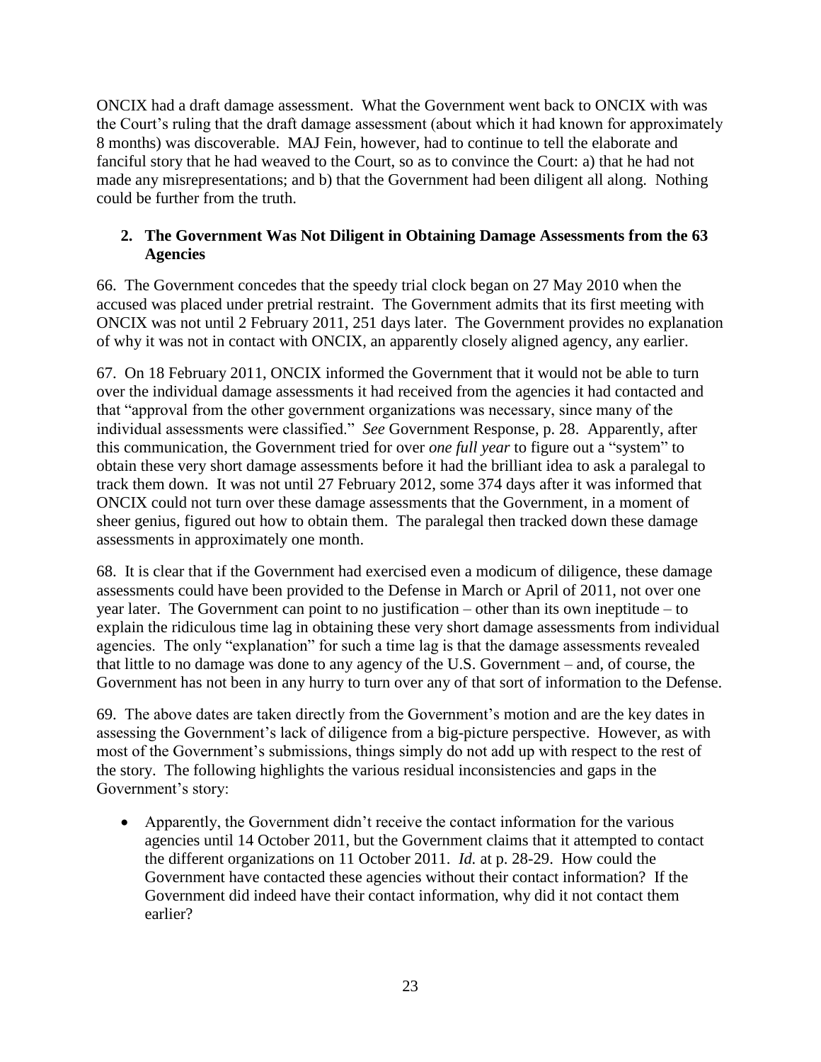ONCIX had a draft damage assessment. What the Government went back to ONCIX with was the Court's ruling that the draft damage assessment (about which it had known for approximately 8 months) was discoverable. MAJ Fein, however, had to continue to tell the elaborate and fanciful story that he had weaved to the Court, so as to convince the Court: a) that he had not made any misrepresentations; and b) that the Government had been diligent all along. Nothing could be further from the truth.

### 2. The Government Was Not Diligent in Obtaining Damage Assessments from the 63 Agencies

66. The Government concedes that the speedy trial clock began on 27 May 2010 when the accused was placed under pretrial restraint. The Government admits that its first meeting with ONCIX was not until 2 February 2011, 251 days later. The Government provides no explanation of why it was not in contact with ONCIX, an apparently closely aligned agency, any earlier.

67. On 18 February 2011, ONCIX informed the Government that it would not be able to turn over the individual damage assessments it had received from the agencies it had contacted and that "approval from the other government organizations was necessary, since many of the individual assessments were classified." *See* Government Response, p. 28. Apparently, after this communication, the Government tried for over *one full year* to figure out a "system" to obtain these very short damage assessments before it had the brilliant idea to ask a paralegal to track them down. It was not until 27 February 2012, some 374 days after it was informed that ONCIX could not turn over these damage assessments that the Government, in a moment of sheer genius, figured out how to obtain them. The paralegal then tracked down these damage assessments in approximately one month.

68. It is clear that if the Government had exercised even a modicum of diligence, these damage assessments could have been provided to the Defense in March or April of 2011, not over one year later. The Government can point to no justification – other than its own ineptitude – to explain the ridiculous time lag in obtaining these very short damage assessments from individual agencies. The only "explanation" for such a time lag is that the damage assessments revealed that little to no damage was done to any agency of the U.S. Government – and, of course, the Government has not been in any hurry to turn over any of that sort of information to the Defense.

69. The above dates are taken directly from the Government's motion and are the key dates in assessing the Government's lack of diligence from a big-picture perspective. However, as with most of the Government's submissions, things simply do not add up with respect to the rest of the story. The following highlights the various residual inconsistencies and gaps in the Government's story:

- Apparently, the Government didn't receive the contact information for the various agencies until 14 October 2011, but the Government claims that it attempted to contact the different organizations on 11 October 2011. *Id.* at p. 28-29. How could the Government have contacted these agencies without their contact information? If the Government did indeed have their contact information, why did it not contact them earlier?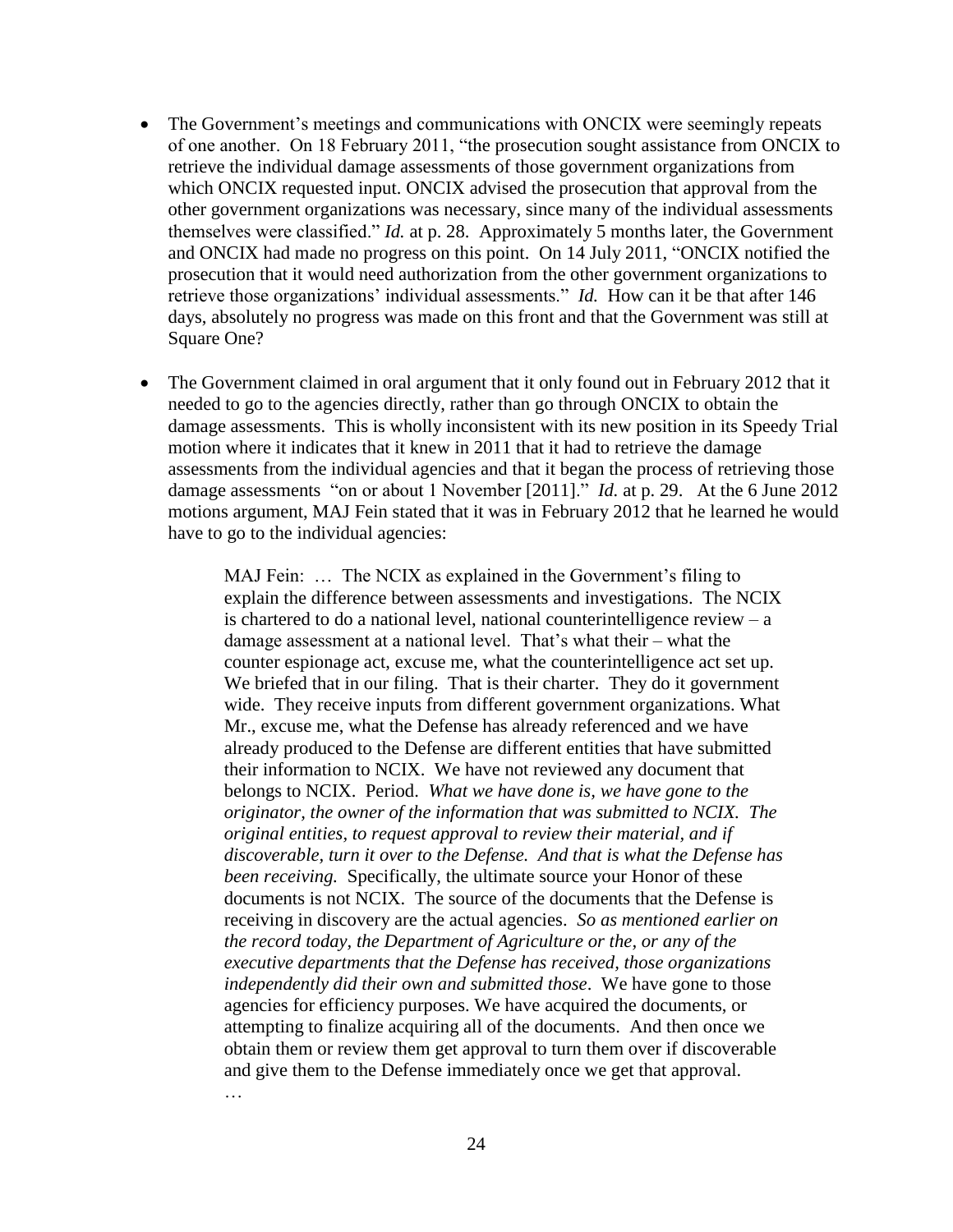- The Government's meetings and communications with ONCIX were seemingly repeats of one another. On 18 February 2011, "the prosecution sought assistance from ONCIX to retrieve the individual damage assessments of those government organizations from which ONCIX requested input. ONCIX advised the prosecution that approval from the other government organizations was necessary, since many of the individual assessments themselves were classified." *Id.* at p. 28. Approximately 5 months later, the Government and ONCIX had made no progress on this point. On 14 July 2011, "ONCIX notified the prosecution that it would need authorization from the other government organizations to retrieve those organizations' individual assessments." *Id.* How can it be that after 146 days, absolutely no progress was made on this front and that the Government was still at Square One?

- The Government claimed in oral argument that it only found out in February 2012 that it needed to go to the agencies directly, rather than go through ONCIX to obtain the damage assessments. This is wholly inconsistent with its new position in its Speedy Trial motion where it indicates that it knew in 2011 that it had to retrieve the damage assessments from the individual agencies and that it began the process of retrieving those damage assessments "on or about 1 November [2011]." *Id.* at p. 29. At the 6 June 2012 motions argument, MAJ Fein stated that it was in February 2012 that he learned he would have to go to the individual agencies:

> MAJ Fein: … The NCIX as explained in the Government's filing to explain the difference between assessments and investigations. The NCIX is chartered to do a national level, national counterintelligence review – a damage assessment at a national level. That's what their – what the counter espionage act, excuse me, what the counterintelligence act set up. We briefed that in our filing. That is their charter. They do it government wide. They receive inputs from different government organizations. What Mr., excuse me, what the Defense has already referenced and we have already produced to the Defense are different entities that have submitted their information to NCIX. We have not reviewed any document that belongs to NCIX. Period. *What we have done is, we have gone to the originator, the owner of the information that was submitted to NCIX. The original entities, to request approval to review their material, and if discoverable, turn it over to the Defense. And that is what the Defense has been receiving.* Specifically, the ultimate source your Honor of these documents is not NCIX. The source of the documents that the Defense is receiving in discovery are the actual agencies. *So as mentioned earlier on the record today, the Department of Agriculture or the, or any of the executive departments that the Defense has received, those organizations independently did their own and submitted those*. We have gone to those agencies for efficiency purposes. We have acquired the documents, or attempting to finalize acquiring all of the documents. And then once we obtain them or review them get approval to turn them over if discoverable and give them to the Defense immediately once we get that approval.
>
> …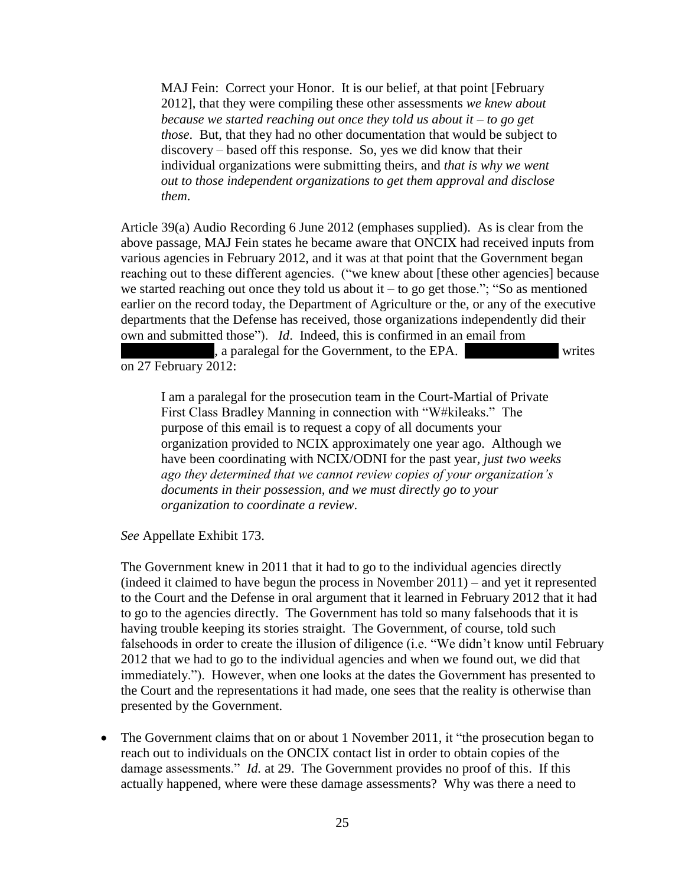> MAJ Fein: Correct your Honor. It is our belief, at that point [February 2012], that they were compiling these other assessments *we knew about because we started reaching out once they told us about it – to go get those*. But, that they had no other documentation that would be subject to discovery – based off this response. So, yes we did know that their individual organizations were submitting theirs, and *that is why we went out to those independent organizations to get them approval and disclose them*.

Article 39(a) Audio Recording 6 June 2012 (emphases supplied). As is clear from the above passage, MAJ Fein states he became aware that ONCIX had received inputs from various agencies in February 2012, and it was at that point that the Government began reaching out to these different agencies. ("we knew about [these other agencies] because we started reaching out once they told us about it – to go get those."; "So as mentioned earlier on the record today, the Department of Agriculture or the, or any of the executive departments that the Defense has received, those organizations independently did their own and submitted those"). *Id*. Indeed, this is confirmed in an email from [REDACTED], a paralegal for the Government, to the EPA. [REDACTED] writes on 27 February 2012:

> I am a paralegal for the prosecution team in the Court-Martial of Private First Class Bradley Manning in connection with "W#kileaks." The purpose of this email is to request a copy of all documents your organization provided to NCIX approximately one year ago. Although we have been coordinating with NCIX/ODNI for the past year, *just two weeks ago they determined that we cannot review copies of your organization's documents in their possession, and we must directly go to your organization to coordinate a review*.

*See* Appellate Exhibit 173.

The Government knew in 2011 that it had to go to the individual agencies directly (indeed it claimed to have begun the process in November 2011) – and yet it represented to the Court and the Defense in oral argument that it learned in February 2012 that it had to go to the agencies directly. The Government has told so many falsehoods that it is having trouble keeping its stories straight. The Government, of course, told such falsehoods in order to create the illusion of diligence (i.e. "We didn't know until February 2012 that we had to go to the individual agencies and when we found out, we did that immediately."). However, when one looks at the dates the Government has presented to the Court and the representations it had made, one sees that the reality is otherwise than presented by the Government.

- The Government claims that on or about 1 November 2011, it "the prosecution began to reach out to individuals on the ONCIX contact list in order to obtain copies of the damage assessments." *Id.* at 29. The Government provides no proof of this. If this actually happened, where were these damage assessments? Why was there a need to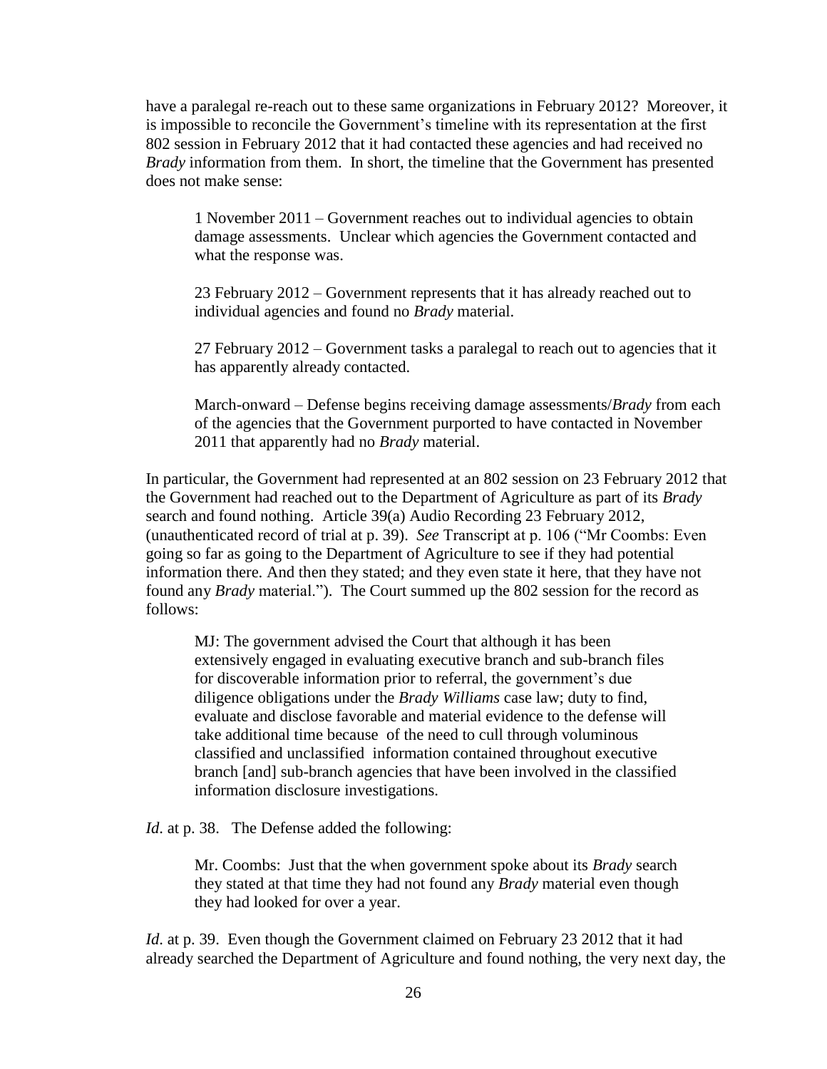have a paralegal re-reach out to these same organizations in February 2012? Moreover, it is impossible to reconcile the Government's timeline with its representation at the first 802 session in February 2012 that it had contacted these agencies and had received no *Brady* information from them. In short, the timeline that the Government has presented does not make sense:

> 1 November 2011 – Government reaches out to individual agencies to obtain damage assessments. Unclear which agencies the Government contacted and what the response was.
>
> 23 February 2012 – Government represents that it has already reached out to individual agencies and found no *Brady* material.
>
> 27 February 2012 – Government tasks a paralegal to reach out to agencies that it has apparently already contacted.
>
> March-onward – Defense begins receiving damage assessments/*Brady* from each of the agencies that the Government purported to have contacted in November 2011 that apparently had no *Brady* material.

In particular, the Government had represented at an 802 session on 23 February 2012 that the Government had reached out to the Department of Agriculture as part of its *Brady* search and found nothing. Article 39(a) Audio Recording 23 February 2012, (unauthenticated record of trial at p. 39). *See* Transcript at p. 106 ("Mr Coombs: Even going so far as going to the Department of Agriculture to see if they had potential information there. And then they stated; and they even state it here, that they have not found any *Brady* material."). The Court summed up the 802 session for the record as follows:

> MJ: The government advised the Court that although it has been extensively engaged in evaluating executive branch and sub-branch files for discoverable information prior to referral, the government's due diligence obligations under the *Brady Williams* case law; duty to find, evaluate and disclose favorable and material evidence to the defense will take additional time because of the need to cull through voluminous classified and unclassified information contained throughout executive branch [and] sub-branch agencies that have been involved in the classified information disclosure investigations.

*Id.* at p. 38. The Defense added the following:

> Mr. Coombs: Just that the when government spoke about its *Brady* search they stated at that time they had not found any *Brady* material even though they had looked for over a year.

*Id.* at p. 39. Even though the Government claimed on February 23 2012 that it had already searched the Department of Agriculture and found nothing, the very next day, the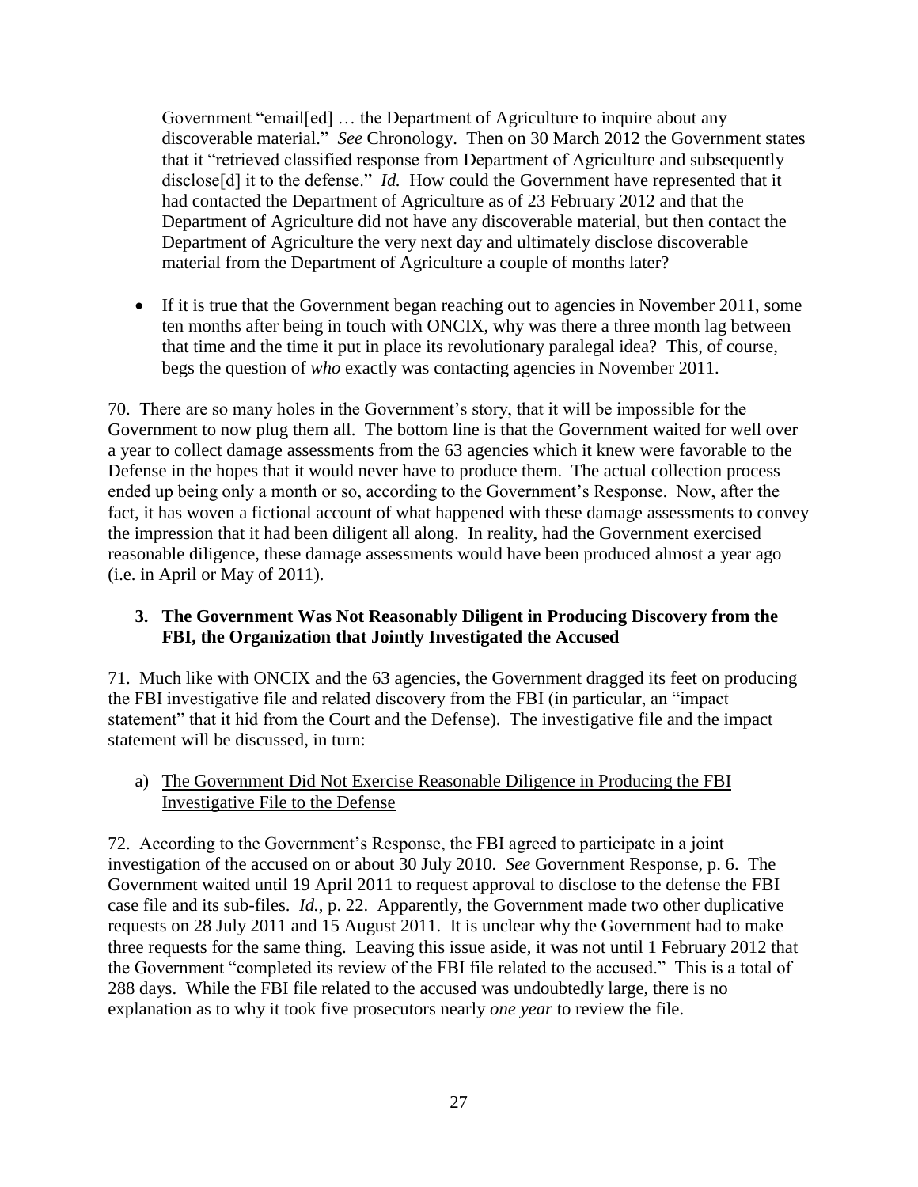Government "email[ed] … the Department of Agriculture to inquire about any discoverable material." *See* Chronology. Then on 30 March 2012 the Government states that it "retrieved classified response from Department of Agriculture and subsequently disclose[d] it to the defense." *Id.* How could the Government have represented that it had contacted the Department of Agriculture as of 23 February 2012 and that the Department of Agriculture did not have any discoverable material, but then contact the Department of Agriculture the very next day and ultimately disclose discoverable material from the Department of Agriculture a couple of months later?

- If it is true that the Government began reaching out to agencies in November 2011, some ten months after being in touch with ONCIX, why was there a three month lag between that time and the time it put in place its revolutionary paralegal idea? This, of course, begs the question of *who* exactly was contacting agencies in November 2011.

70. There are so many holes in the Government's story, that it will be impossible for the Government to now plug them all. The bottom line is that the Government waited for well over a year to collect damage assessments from the 63 agencies which it knew were favorable to the Defense in the hopes that it would never have to produce them. The actual collection process ended up being only a month or so, according to the Government's Response. Now, after the fact, it has woven a fictional account of what happened with these damage assessments to convey the impression that it had been diligent all along. In reality, had the Government exercised reasonable diligence, these damage assessments would have been produced almost a year ago (i.e. in April or May of 2011).

### 3. The Government Was Not Reasonably Diligent in Producing Discovery from the FBI, the Organization that Jointly Investigated the Accused

71. Much like with ONCIX and the 63 agencies, the Government dragged its feet on producing the FBI investigative file and related discovery from the FBI (in particular, an "impact statement" that it hid from the Court and the Defense). The investigative file and the impact statement will be discussed, in turn:

a) The Government Did Not Exercise Reasonable Diligence in Producing the FBI Investigative File to the Defense

72. According to the Government's Response, the FBI agreed to participate in a joint investigation of the accused on or about 30 July 2010. *See* Government Response, p. 6. The Government waited until 19 April 2011 to request approval to disclose to the defense the FBI case file and its sub-files. *Id.*, p. 22. Apparently, the Government made two other duplicative requests on 28 July 2011 and 15 August 2011. It is unclear why the Government had to make three requests for the same thing. Leaving this issue aside, it was not until 1 February 2012 that the Government "completed its review of the FBI file related to the accused." This is a total of 288 days. While the FBI file related to the accused was undoubtedly large, there is no explanation as to why it took five prosecutors nearly *one year* to review the file.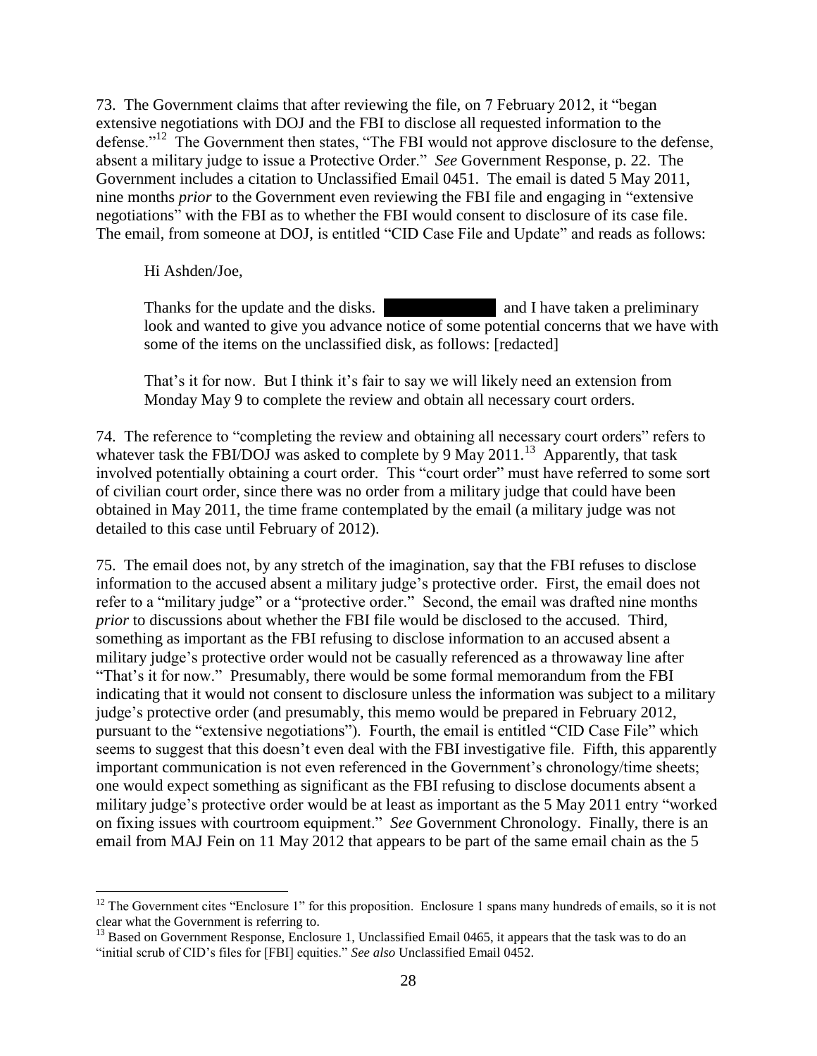73. The Government claims that after reviewing the file, on 7 February 2012, it "began extensive negotiations with DOJ and the FBI to disclose all requested information to the defense."[12] The Government then states, "The FBI would not approve disclosure to the defense, absent a military judge to issue a Protective Order." *See* Government Response, p. 22. The Government includes a citation to Unclassified Email 0451. The email is dated 5 May 2011, nine months *prior* to the Government even reviewing the FBI file and engaging in "extensive negotiations" with the FBI as to whether the FBI would consent to disclosure of its case file. The email, from someone at DOJ, is entitled "CID Case File and Update" and reads as follows:

> Hi Ashden/Joe,
>
> Thanks for the update and the disks. [redacted] and I have taken a preliminary look and wanted to give you advance notice of some potential concerns that we have with some of the items on the unclassified disk, as follows: [redacted]
>
> That's it for now. But I think it's fair to say we will likely need an extension from Monday May 9 to complete the review and obtain all necessary court orders.

74. The reference to "completing the review and obtaining all necessary court orders" refers to whatever task the FBI/DOJ was asked to complete by 9 May 2011.[13] Apparently, that task involved potentially obtaining a court order. This "court order" must have referred to some sort of civilian court order, since there was no order from a military judge that could have been obtained in May 2011, the time frame contemplated by the email (a military judge was not detailed to this case until February of 2012).

75. The email does not, by any stretch of the imagination, say that the FBI refuses to disclose information to the accused absent a military judge's protective order. First, the email does not refer to a "military judge" or a "protective order." Second, the email was drafted nine months *prior* to discussions about whether the FBI file would be disclosed to the accused. Third, something as important as the FBI refusing to disclose information to an accused absent a military judge's protective order would not be casually referenced as a throwaway line after "That's it for now." Presumably, there would be some formal memorandum from the FBI indicating that it would not consent to disclosure unless the information was subject to a military judge's protective order (and presumably, this memo would be prepared in February 2012, pursuant to the "extensive negotiations"). Fourth, the email is entitled "CID Case File" which seems to suggest that this doesn't even deal with the FBI investigative file. Fifth, this apparently important communication is not even referenced in the Government's chronology/time sheets; one would expect something as significant as the FBI refusing to disclose documents absent a military judge's protective order would be at least as important as the 5 May 2011 entry "worked on fixing issues with courtroom equipment." *See* Government Chronology. Finally, there is an email from MAJ Fein on 11 May 2012 that appears to be part of the same email chain as the 5

---

[12] The Government cites "Enclosure 1" for this proposition. Enclosure 1 spans many hundreds of emails, so it is not clear what the Government is referring to.

[13] Based on Government Response, Enclosure 1, Unclassified Email 0465, it appears that the task was to do an "initial scrub of CID's files for [FBI] equities." *See also* Unclassified Email 0452.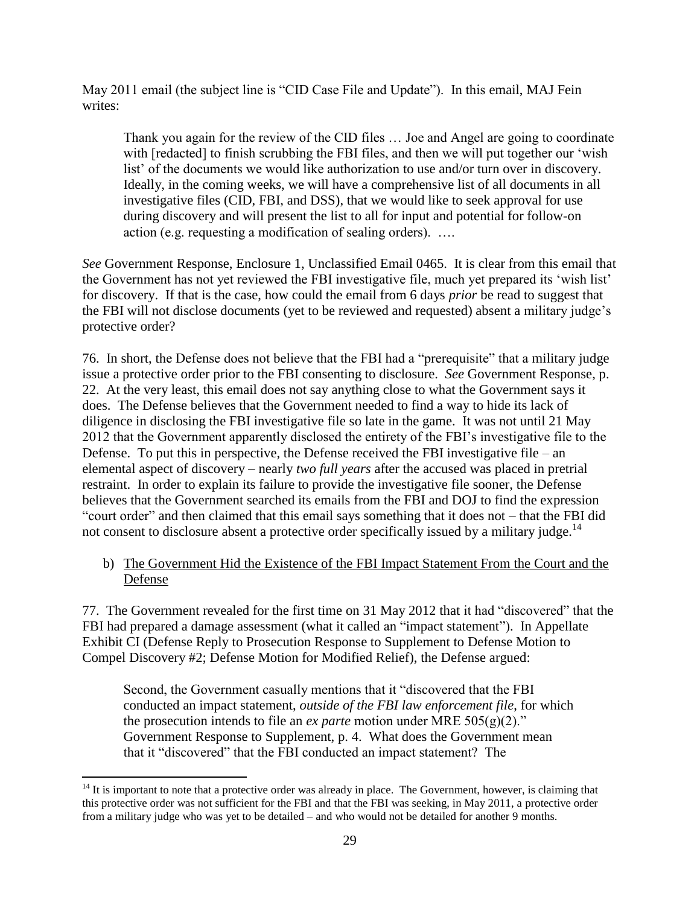May 2011 email (the subject line is "CID Case File and Update"). In this email, MAJ Fein writes:

> Thank you again for the review of the CID files … Joe and Angel are going to coordinate with [redacted] to finish scrubbing the FBI files, and then we will put together our 'wish list' of the documents we would like authorization to use and/or turn over in discovery. Ideally, in the coming weeks, we will have a comprehensive list of all documents in all investigative files (CID, FBI, and DSS), that we would like to seek approval for use during discovery and will present the list to all for input and potential for follow-on action (e.g. requesting a modification of sealing orders). ….

*See* Government Response, Enclosure 1, Unclassified Email 0465. It is clear from this email that the Government has not yet reviewed the FBI investigative file, much yet prepared its 'wish list' for discovery. If that is the case, how could the email from 6 days *prior* be read to suggest that the FBI will not disclose documents (yet to be reviewed and requested) absent a military judge's protective order?

76. In short, the Defense does not believe that the FBI had a "prerequisite" that a military judge issue a protective order prior to the FBI consenting to disclosure. *See* Government Response, p. 22. At the very least, this email does not say anything close to what the Government says it does. The Defense believes that the Government needed to find a way to hide its lack of diligence in disclosing the FBI investigative file so late in the game. It was not until 21 May 2012 that the Government apparently disclosed the entirety of the FBI's investigative file to the Defense. To put this in perspective, the Defense received the FBI investigative file – an elemental aspect of discovery – nearly *two full years* after the accused was placed in pretrial restraint. In order to explain its failure to provide the investigative file sooner, the Defense believes that the Government searched its emails from the FBI and DOJ to find the expression "court order" and then claimed that this email says something that it does not – that the FBI did not consent to disclosure absent a protective order specifically issued by a military judge.[14]

b) <u>The Government Hid the Existence of the FBI Impact Statement From the Court and the Defense</u>

77. The Government revealed for the first time on 31 May 2012 that it had "discovered" that the FBI had prepared a damage assessment (what it called an "impact statement"). In Appellate Exhibit CI (Defense Reply to Prosecution Response to Supplement to Defense Motion to Compel Discovery #2; Defense Motion for Modified Relief), the Defense argued:

> Second, the Government casually mentions that it "discovered that the FBI conducted an impact statement, *outside of the FBI law enforcement file*, for which the prosecution intends to file an *ex parte* motion under MRE 505(g)(2)." Government Response to Supplement, p. 4. What does the Government mean that it "discovered" that the FBI conducted an impact statement? The

---

[14] It is important to note that a protective order was already in place. The Government, however, is claiming that this protective order was not sufficient for the FBI and that the FBI was seeking, in May 2011, a protective order from a military judge who was yet to be detailed – and who would not be detailed for another 9 months.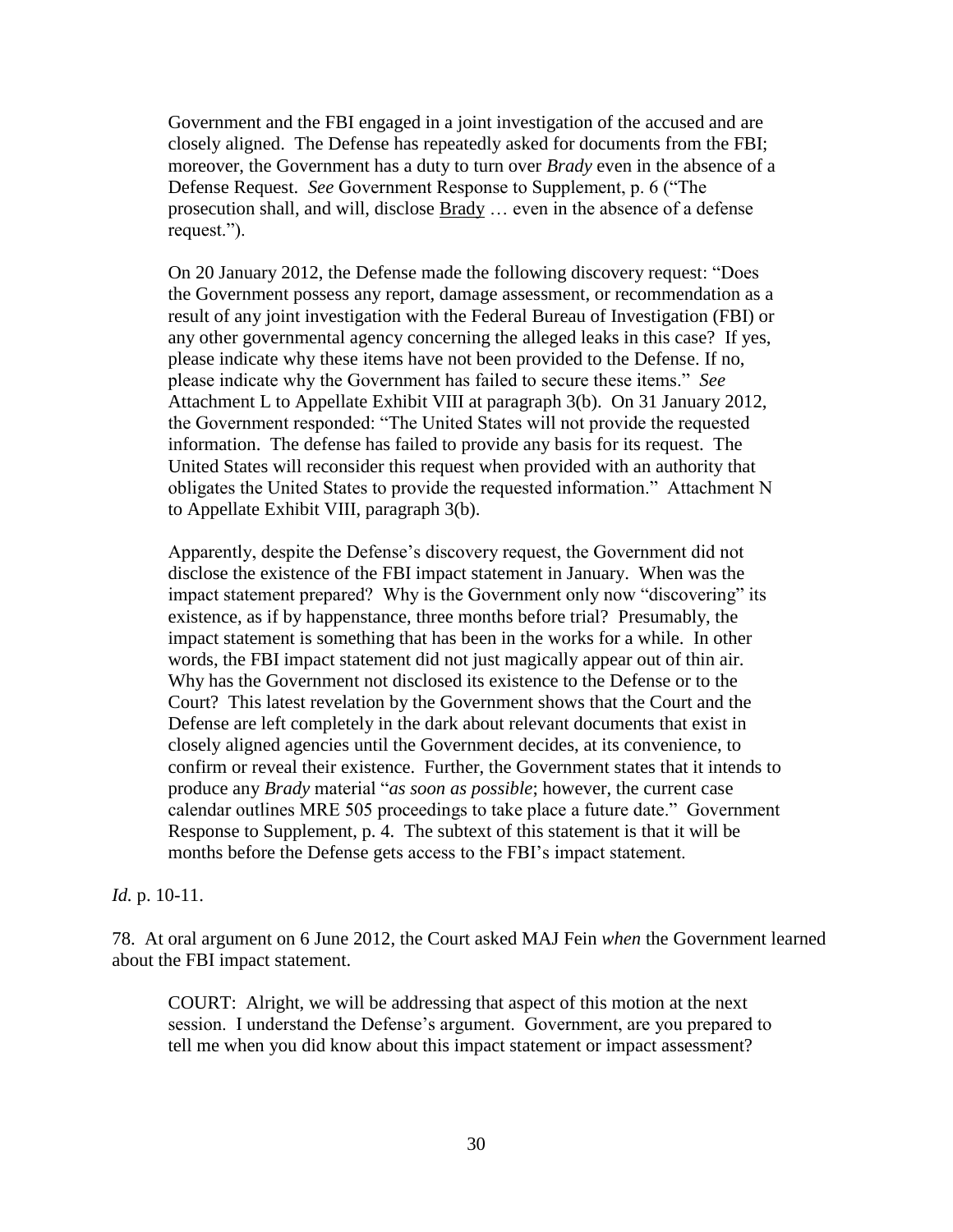> Government and the FBI engaged in a joint investigation of the accused and are closely aligned. The Defense has repeatedly asked for documents from the FBI; moreover, the Government has a duty to turn over *Brady* even in the absence of a Defense Request. *See* Government Response to Supplement, p. 6 ("The prosecution shall, and will, disclose Brady … even in the absence of a defense request.").
>
> On 20 January 2012, the Defense made the following discovery request: "Does the Government possess any report, damage assessment, or recommendation as a result of any joint investigation with the Federal Bureau of Investigation (FBI) or any other governmental agency concerning the alleged leaks in this case? If yes, please indicate why these items have not been provided to the Defense. If no, please indicate why the Government has failed to secure these items." *See* Attachment L to Appellate Exhibit VIII at paragraph 3(b). On 31 January 2012, the Government responded: "The United States will not provide the requested information. The defense has failed to provide any basis for its request. The United States will reconsider this request when provided with an authority that obligates the United States to provide the requested information." Attachment N to Appellate Exhibit VIII, paragraph 3(b).
>
> Apparently, despite the Defense's discovery request, the Government did not disclose the existence of the FBI impact statement in January. When was the impact statement prepared? Why is the Government only now "discovering" its existence, as if by happenstance, three months before trial? Presumably, the impact statement is something that has been in the works for a while. In other words, the FBI impact statement did not just magically appear out of thin air. Why has the Government not disclosed its existence to the Defense or to the Court? This latest revelation by the Government shows that the Court and the Defense are left completely in the dark about relevant documents that exist in closely aligned agencies until the Government decides, at its convenience, to confirm or reveal their existence. Further, the Government states that it intends to produce any *Brady* material "*as soon as possible*; however, the current case calendar outlines MRE 505 proceedings to take place a future date." Government Response to Supplement, p. 4. The subtext of this statement is that it will be months before the Defense gets access to the FBI's impact statement.

*Id.* p. 10-11.

78. At oral argument on 6 June 2012, the Court asked MAJ Fein *when* the Government learned about the FBI impact statement.

> COURT: Alright, we will be addressing that aspect of this motion at the next session. I understand the Defense's argument. Government, are you prepared to tell me when you did know about this impact statement or impact assessment?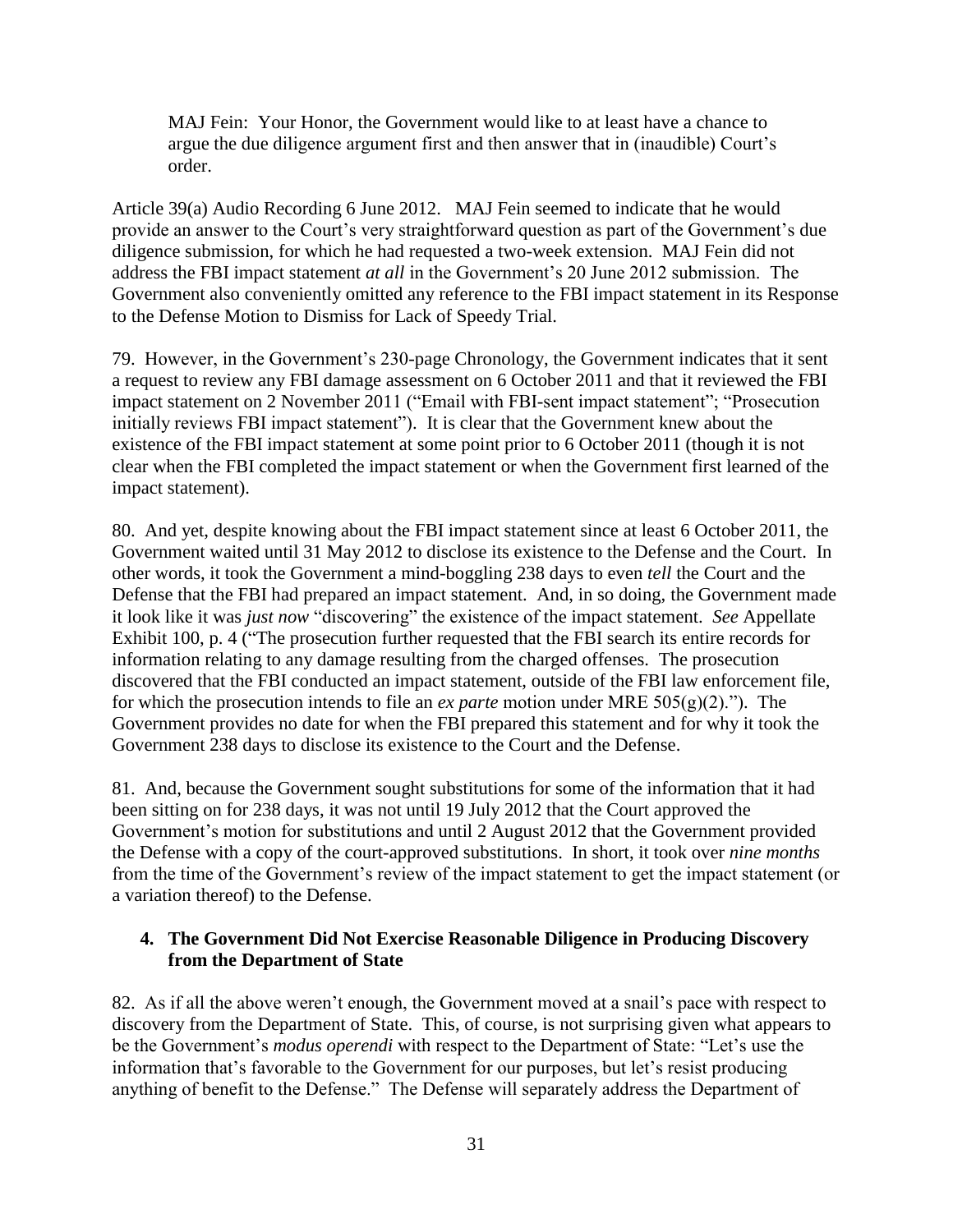> MAJ Fein: Your Honor, the Government would like to at least have a chance to argue the due diligence argument first and then answer that in (inaudible) Court's order.

Article 39(a) Audio Recording 6 June 2012. MAJ Fein seemed to indicate that he would provide an answer to the Court's very straightforward question as part of the Government's due diligence submission, for which he had requested a two-week extension. MAJ Fein did not address the FBI impact statement *at all* in the Government's 20 June 2012 submission. The Government also conveniently omitted any reference to the FBI impact statement in its Response to the Defense Motion to Dismiss for Lack of Speedy Trial.

79. However, in the Government's 230-page Chronology, the Government indicates that it sent a request to review any FBI damage assessment on 6 October 2011 and that it reviewed the FBI impact statement on 2 November 2011 ("Email with FBI-sent impact statement"; "Prosecution initially reviews FBI impact statement"). It is clear that the Government knew about the existence of the FBI impact statement at some point prior to 6 October 2011 (though it is not clear when the FBI completed the impact statement or when the Government first learned of the impact statement).

80. And yet, despite knowing about the FBI impact statement since at least 6 October 2011, the Government waited until 31 May 2012 to disclose its existence to the Defense and the Court. In other words, it took the Government a mind-boggling 238 days to even *tell* the Court and the Defense that the FBI had prepared an impact statement. And, in so doing, the Government made it look like it was *just now* "discovering" the existence of the impact statement. *See* Appellate Exhibit 100, p. 4 ("The prosecution further requested that the FBI search its entire records for information relating to any damage resulting from the charged offenses. The prosecution discovered that the FBI conducted an impact statement, outside of the FBI law enforcement file, for which the prosecution intends to file an *ex parte* motion under MRE 505(g)(2)."). The Government provides no date for when the FBI prepared this statement and for why it took the Government 238 days to disclose its existence to the Court and the Defense.

81. And, because the Government sought substitutions for some of the information that it had been sitting on for 238 days, it was not until 19 July 2012 that the Court approved the Government's motion for substitutions and until 2 August 2012 that the Government provided the Defense with a copy of the court-approved substitutions. In short, it took over *nine months* from the time of the Government's review of the impact statement to get the impact statement (or a variation thereof) to the Defense.

### 4. The Government Did Not Exercise Reasonable Diligence in Producing Discovery from the Department of State

82. As if all the above weren't enough, the Government moved at a snail's pace with respect to discovery from the Department of State. This, of course, is not surprising given what appears to be the Government's *modus operendi* with respect to the Department of State: "Let's use the information that's favorable to the Government for our purposes, but let's resist producing anything of benefit to the Defense." The Defense will separately address the Department of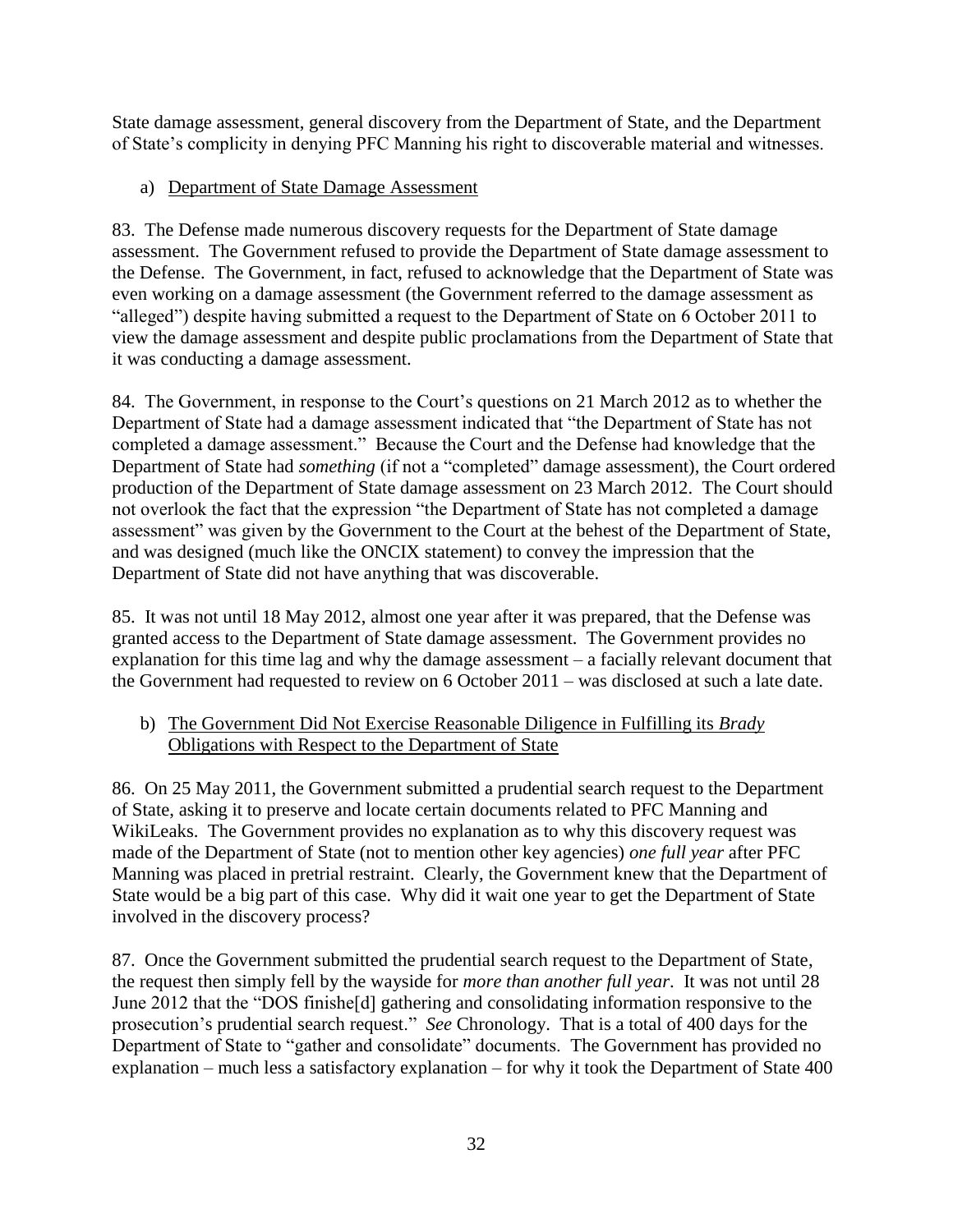State damage assessment, general discovery from the Department of State, and the Department of State's complicity in denying PFC Manning his right to discoverable material and witnesses.

a) <u>Department of State Damage Assessment</u>

83. The Defense made numerous discovery requests for the Department of State damage assessment. The Government refused to provide the Department of State damage assessment to the Defense. The Government, in fact, refused to acknowledge that the Department of State was even working on a damage assessment (the Government referred to the damage assessment as "alleged") despite having submitted a request to the Department of State on 6 October 2011 to view the damage assessment and despite public proclamations from the Department of State that it was conducting a damage assessment.

84. The Government, in response to the Court's questions on 21 March 2012 as to whether the Department of State had a damage assessment indicated that "the Department of State has not completed a damage assessment." Because the Court and the Defense had knowledge that the Department of State had *something* (if not a "completed" damage assessment), the Court ordered production of the Department of State damage assessment on 23 March 2012. The Court should not overlook the fact that the expression "the Department of State has not completed a damage assessment" was given by the Government to the Court at the behest of the Department of State, and was designed (much like the ONCIX statement) to convey the impression that the Department of State did not have anything that was discoverable.

85. It was not until 18 May 2012, almost one year after it was prepared, that the Defense was granted access to the Department of State damage assessment. The Government provides no explanation for this time lag and why the damage assessment – a facially relevant document that the Government had requested to review on 6 October 2011 – was disclosed at such a late date.

b) <u>The Government Did Not Exercise Reasonable Diligence in Fulfilling its *Brady* Obligations with Respect to the Department of State</u>

86. On 25 May 2011, the Government submitted a prudential search request to the Department of State, asking it to preserve and locate certain documents related to PFC Manning and WikiLeaks. The Government provides no explanation as to why this discovery request was made of the Department of State (not to mention other key agencies) *one full year* after PFC Manning was placed in pretrial restraint. Clearly, the Government knew that the Department of State would be a big part of this case. Why did it wait one year to get the Department of State involved in the discovery process?

87. Once the Government submitted the prudential search request to the Department of State, the request then simply fell by the wayside for *more than another full year*. It was not until 28 June 2012 that the "DOS finishe[d] gathering and consolidating information responsive to the prosecution's prudential search request." *See* Chronology. That is a total of 400 days for the Department of State to "gather and consolidate" documents. The Government has provided no explanation – much less a satisfactory explanation – for why it took the Department of State 400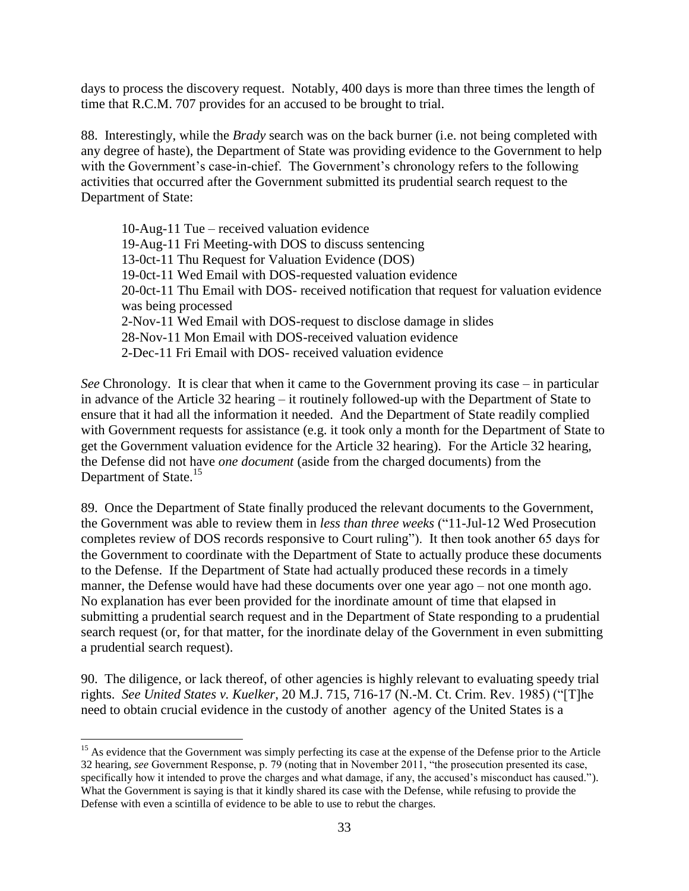days to process the discovery request. Notably, 400 days is more than three times the length of time that R.C.M. 707 provides for an accused to be brought to trial.

88. Interestingly, while the *Brady* search was on the back burner (i.e. not being completed with any degree of haste), the Department of State was providing evidence to the Government to help with the Government's case-in-chief. The Government's chronology refers to the following activities that occurred after the Government submitted its prudential search request to the Department of State:

> 10-Aug-11 Tue – received valuation evidence
> 19-Aug-11 Fri Meeting-with DOS to discuss sentencing
> 13-0ct-11 Thu Request for Valuation Evidence (DOS)
> 19-0ct-11 Wed Email with DOS-requested valuation evidence
> 20-0ct-11 Thu Email with DOS- received notification that request for valuation evidence was being processed
> 2-Nov-11 Wed Email with DOS-request to disclose damage in slides
> 28-Nov-11 Mon Email with DOS-received valuation evidence
> 2-Dec-11 Fri Email with DOS- received valuation evidence

*See* Chronology. It is clear that when it came to the Government proving its case – in particular in advance of the Article 32 hearing – it routinely followed-up with the Department of State to ensure that it had all the information it needed. And the Department of State readily complied with Government requests for assistance (e.g. it took only a month for the Department of State to get the Government valuation evidence for the Article 32 hearing). For the Article 32 hearing, the Defense did not have *one document* (aside from the charged documents) from the Department of State.[15]

89. Once the Department of State finally produced the relevant documents to the Government, the Government was able to review them in *less than three weeks* ("11-Jul-12 Wed Prosecution completes review of DOS records responsive to Court ruling"). It then took another 65 days for the Government to coordinate with the Department of State to actually produce these documents to the Defense. If the Department of State had actually produced these records in a timely manner, the Defense would have had these documents over one year ago – not one month ago. No explanation has ever been provided for the inordinate amount of time that elapsed in submitting a prudential search request and in the Department of State responding to a prudential search request (or, for that matter, for the inordinate delay of the Government in even submitting a prudential search request).

90. The diligence, or lack thereof, of other agencies is highly relevant to evaluating speedy trial rights. *See United States v. Kuelker*, 20 M.J. 715, 716-17 (N.-M. Ct. Crim. Rev. 1985) ("[T]he need to obtain crucial evidence in the custody of another agency of the United States is a

---

[15] As evidence that the Government was simply perfecting its case at the expense of the Defense prior to the Article 32 hearing, *see* Government Response, p. 79 (noting that in November 2011, "the prosecution presented its case, specifically how it intended to prove the charges and what damage, if any, the accused's misconduct has caused."). What the Government is saying is that it kindly shared its case with the Defense, while refusing to provide the Defense with even a scintilla of evidence to be able to use to rebut the charges.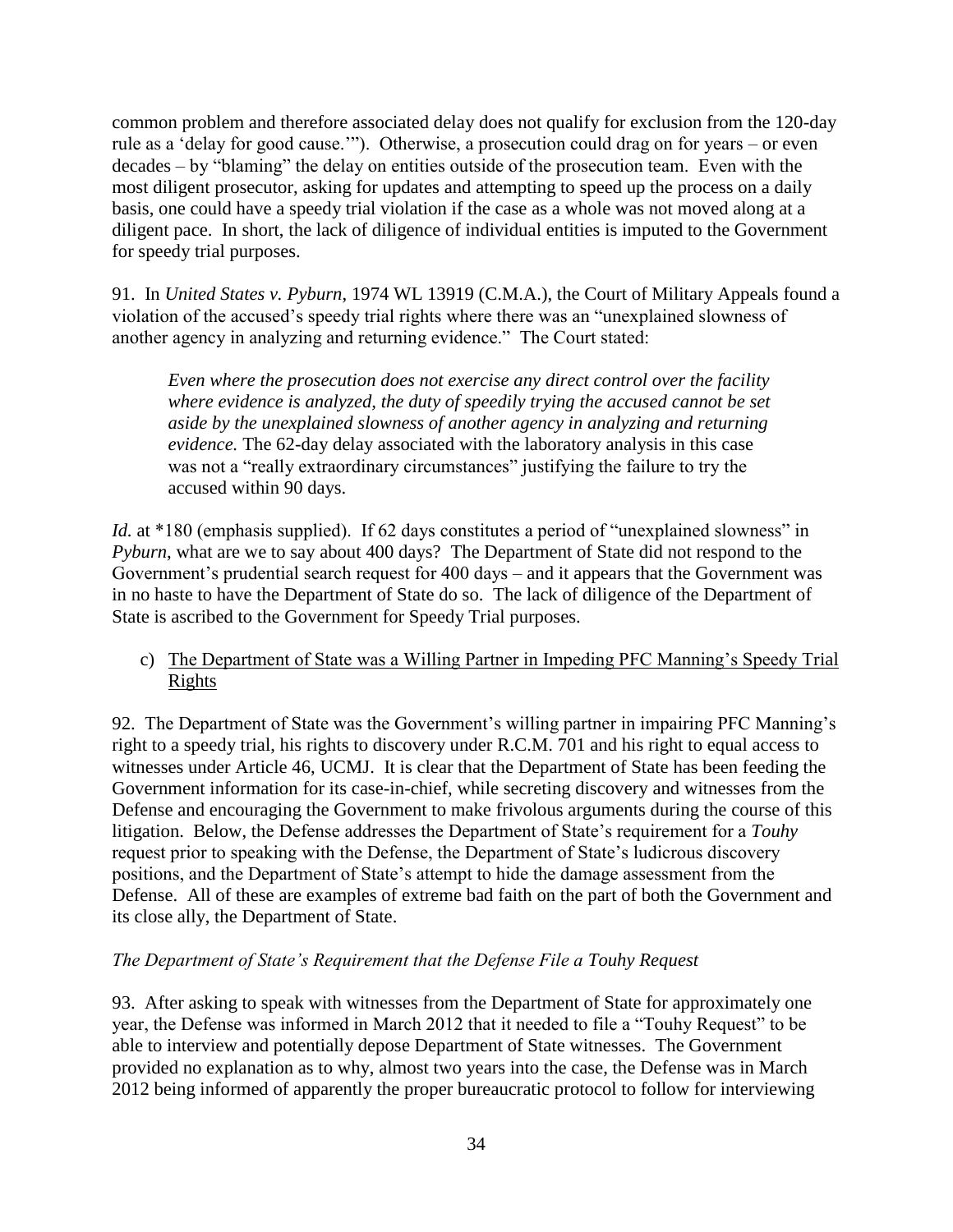common problem and therefore associated delay does not qualify for exclusion from the 120-day rule as a 'delay for good cause.'"). Otherwise, a prosecution could drag on for years – or even decades – by "blaming" the delay on entities outside of the prosecution team. Even with the most diligent prosecutor, asking for updates and attempting to speed up the process on a daily basis, one could have a speedy trial violation if the case as a whole was not moved along at a diligent pace. In short, the lack of diligence of individual entities is imputed to the Government for speedy trial purposes.

91. In *United States v. Pyburn*, 1974 WL 13919 (C.M.A.), the Court of Military Appeals found a violation of the accused's speedy trial rights where there was an "unexplained slowness of another agency in analyzing and returning evidence." The Court stated:

> *Even where the prosecution does not exercise any direct control over the facility where evidence is analyzed, the duty of speedily trying the accused cannot be set aside by the unexplained slowness of another agency in analyzing and returning evidence.* The 62-day delay associated with the laboratory analysis in this case was not a "really extraordinary circumstances" justifying the failure to try the accused within 90 days.

*Id.* at *180 (emphasis supplied). If 62 days constitutes a period of "unexplained slowness" in *Pyburn*, what are we to say about 400 days? The Department of State did not respond to the Government's prudential search request for 400 days – and it appears that the Government was in no haste to have the Department of State do so. The lack of diligence of the Department of State is ascribed to the Government for Speedy Trial purposes.

c) <u>The Department of State was a Willing Partner in Impeding PFC Manning's Speedy Trial Rights</u>

92. The Department of State was the Government's willing partner in impairing PFC Manning's right to a speedy trial, his rights to discovery under R.C.M. 701 and his right to equal access to witnesses under Article 46, UCMJ. It is clear that the Department of State has been feeding the Government information for its case-in-chief, while secreting discovery and witnesses from the Defense and encouraging the Government to make frivolous arguments during the course of this litigation. Below, the Defense addresses the Department of State's requirement for a *Touhy* request prior to speaking with the Defense, the Department of State's ludicrous discovery positions, and the Department of State's attempt to hide the damage assessment from the Defense. All of these are examples of extreme bad faith on the part of both the Government and its close ally, the Department of State.

*The Department of State's Requirement that the Defense File a Touhy Request*

93. After asking to speak with witnesses from the Department of State for approximately one year, the Defense was informed in March 2012 that it needed to file a "Touhy Request" to be able to interview and potentially depose Department of State witnesses. The Government provided no explanation as to why, almost two years into the case, the Defense was in March 2012 being informed of apparently the proper bureaucratic protocol to follow for interviewing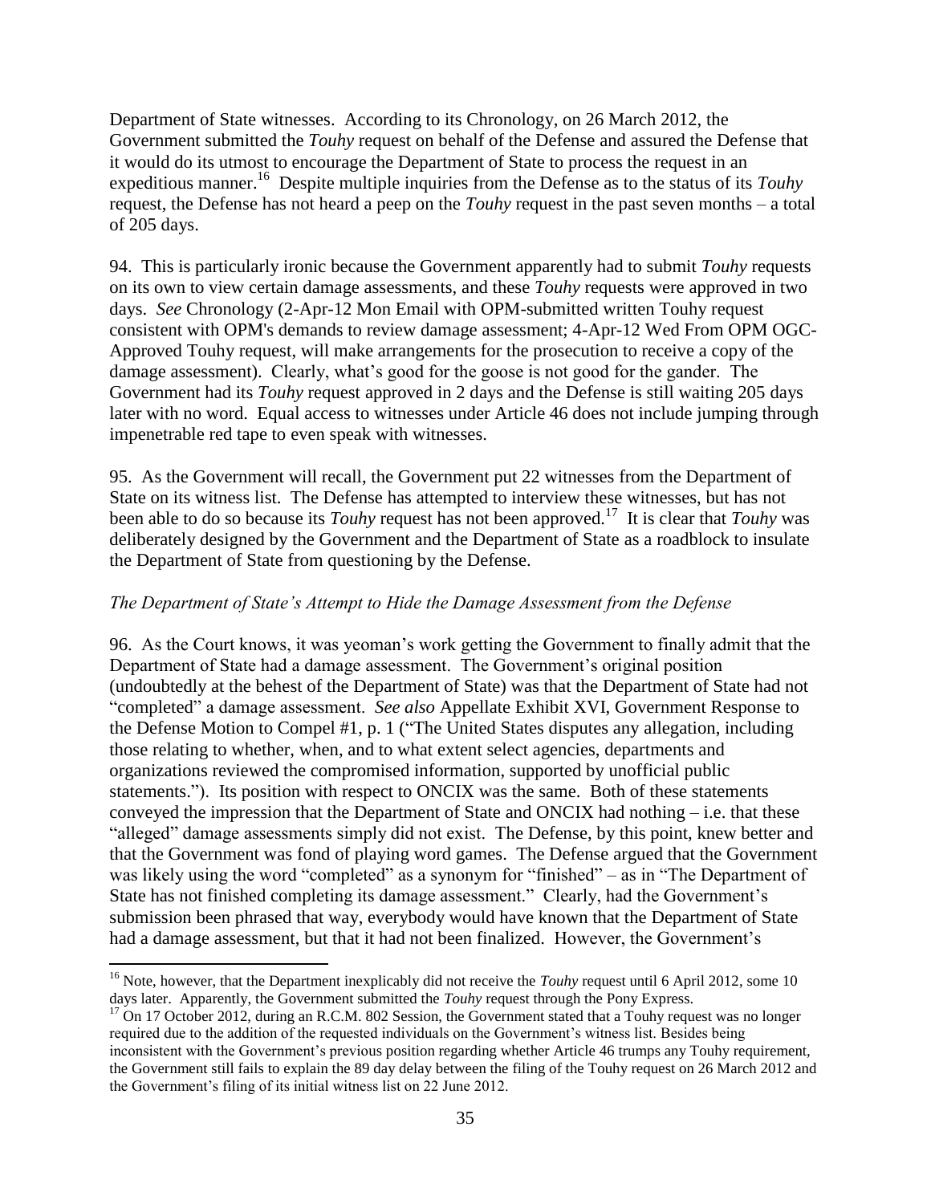Department of State witnesses. According to its Chronology, on 26 March 2012, the Government submitted the *Touhy* request on behalf of the Defense and assured the Defense that it would do its utmost to encourage the Department of State to process the request in an expeditious manner.[16] Despite multiple inquiries from the Defense as to the status of its *Touhy* request, the Defense has not heard a peep on the *Touhy* request in the past seven months – a total of 205 days.

94. This is particularly ironic because the Government apparently had to submit *Touhy* requests on its own to view certain damage assessments, and these *Touhy* requests were approved in two days. *See* Chronology (2-Apr-12 Mon Email with OPM-submitted written Touhy request consistent with OPM's demands to review damage assessment; 4-Apr-12 Wed From OPM OGC-Approved Touhy request, will make arrangements for the prosecution to receive a copy of the damage assessment). Clearly, what's good for the goose is not good for the gander. The Government had its *Touhy* request approved in 2 days and the Defense is still waiting 205 days later with no word. Equal access to witnesses under Article 46 does not include jumping through impenetrable red tape to even speak with witnesses.

95. As the Government will recall, the Government put 22 witnesses from the Department of State on its witness list. The Defense has attempted to interview these witnesses, but has not been able to do so because its *Touhy* request has not been approved.[17] It is clear that *Touhy* was deliberately designed by the Government and the Department of State as a roadblock to insulate the Department of State from questioning by the Defense.

*The Department of State's Attempt to Hide the Damage Assessment from the Defense*

96. As the Court knows, it was yeoman's work getting the Government to finally admit that the Department of State had a damage assessment. The Government's original position (undoubtedly at the behest of the Department of State) was that the Department of State had not "completed" a damage assessment. *See also* Appellate Exhibit XVI, Government Response to the Defense Motion to Compel #1, p. 1 ("The United States disputes any allegation, including those relating to whether, when, and to what extent select agencies, departments and organizations reviewed the compromised information, supported by unofficial public statements."). Its position with respect to ONCIX was the same. Both of these statements conveyed the impression that the Department of State and ONCIX had nothing – i.e. that these "alleged" damage assessments simply did not exist. The Defense, by this point, knew better and that the Government was fond of playing word games. The Defense argued that the Government was likely using the word "completed" as a synonym for "finished" – as in "The Department of State has not finished completing its damage assessment." Clearly, had the Government's submission been phrased that way, everybody would have known that the Department of State had a damage assessment, but that it had not been finalized. However, the Government's

---

[16] Note, however, that the Department inexplicably did not receive the *Touhy* request until 6 April 2012, some 10 days later. Apparently, the Government submitted the *Touhy* request through the Pony Express.

[17] On 17 October 2012, during an R.C.M. 802 Session, the Government stated that a Touhy request was no longer required due to the addition of the requested individuals on the Government's witness list. Besides being inconsistent with the Government's previous position regarding whether Article 46 trumps any Touhy requirement, the Government still fails to explain the 89 day delay between the filing of the Touhy request on 26 March 2012 and the Government's filing of its initial witness list on 22 June 2012.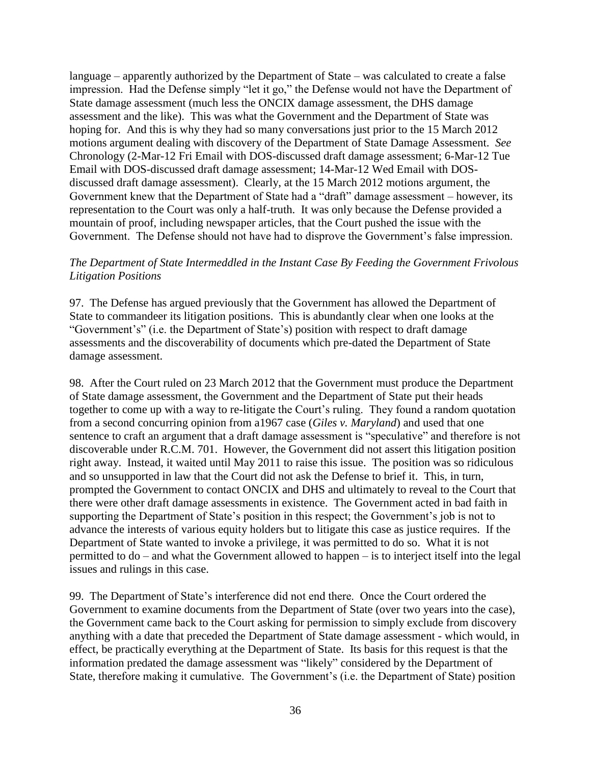language – apparently authorized by the Department of State – was calculated to create a false impression. Had the Defense simply "let it go," the Defense would not have the Department of State damage assessment (much less the ONCIX damage assessment, the DHS damage assessment and the like). This was what the Government and the Department of State was hoping for. And this is why they had so many conversations just prior to the 15 March 2012 motions argument dealing with discovery of the Department of State Damage Assessment. *See* Chronology (2-Mar-12 Fri Email with DOS-discussed draft damage assessment; 6-Mar-12 Tue Email with DOS-discussed draft damage assessment; 14-Mar-12 Wed Email with DOS-discussed draft damage assessment). Clearly, at the 15 March 2012 motions argument, the Government knew that the Department of State had a "draft" damage assessment – however, its representation to the Court was only a half-truth. It was only because the Defense provided a mountain of proof, including newspaper articles, that the Court pushed the issue with the Government. The Defense should not have had to disprove the Government's false impression.

*The Department of State Intermeddled in the Instant Case By Feeding the Government Frivolous Litigation Positions*

97. The Defense has argued previously that the Government has allowed the Department of State to commandeer its litigation positions. This is abundantly clear when one looks at the "Government's" (i.e. the Department of State's) position with respect to draft damage assessments and the discoverability of documents which pre-dated the Department of State damage assessment.

98. After the Court ruled on 23 March 2012 that the Government must produce the Department of State damage assessment, the Government and the Department of State put their heads together to come up with a way to re-litigate the Court's ruling. They found a random quotation from a second concurring opinion from a1967 case (*Giles v. Maryland*) and used that one sentence to craft an argument that a draft damage assessment is "speculative" and therefore is not discoverable under R.C.M. 701. However, the Government did not assert this litigation position right away. Instead, it waited until May 2011 to raise this issue. The position was so ridiculous and so unsupported in law that the Court did not ask the Defense to brief it. This, in turn, prompted the Government to contact ONCIX and DHS and ultimately to reveal to the Court that there were other draft damage assessments in existence. The Government acted in bad faith in supporting the Department of State's position in this respect; the Government's job is not to advance the interests of various equity holders but to litigate this case as justice requires. If the Department of State wanted to invoke a privilege, it was permitted to do so. What it is not permitted to do – and what the Government allowed to happen – is to interject itself into the legal issues and rulings in this case.

99. The Department of State's interference did not end there. Once the Court ordered the Government to examine documents from the Department of State (over two years into the case), the Government came back to the Court asking for permission to simply exclude from discovery anything with a date that preceded the Department of State damage assessment - which would, in effect, be practically everything at the Department of State. Its basis for this request is that the information predated the damage assessment was "likely" considered by the Department of State, therefore making it cumulative. The Government's (i.e. the Department of State) position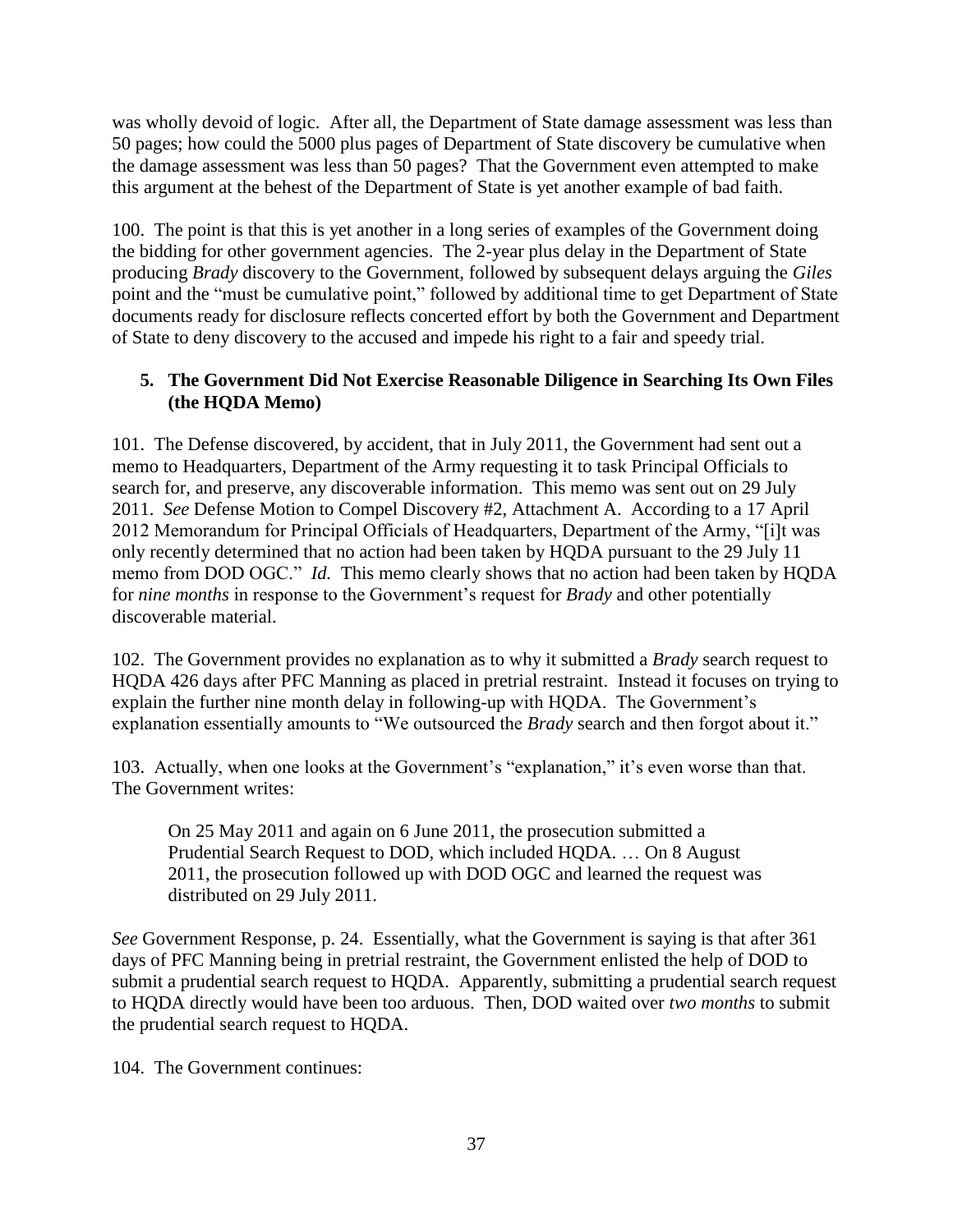was wholly devoid of logic. After all, the Department of State damage assessment was less than 50 pages; how could the 5000 plus pages of Department of State discovery be cumulative when the damage assessment was less than 50 pages? That the Government even attempted to make this argument at the behest of the Department of State is yet another example of bad faith.

100. The point is that this is yet another in a long series of examples of the Government doing the bidding for other government agencies. The 2-year plus delay in the Department of State producing *Brady* discovery to the Government, followed by subsequent delays arguing the *Giles* point and the "must be cumulative point," followed by additional time to get Department of State documents ready for disclosure reflects concerted effort by both the Government and Department of State to deny discovery to the accused and impede his right to a fair and speedy trial.

### 5. The Government Did Not Exercise Reasonable Diligence in Searching Its Own Files (the HQDA Memo)

101. The Defense discovered, by accident, that in July 2011, the Government had sent out a memo to Headquarters, Department of the Army requesting it to task Principal Officials to search for, and preserve, any discoverable information. This memo was sent out on 29 July 2011. *See* Defense Motion to Compel Discovery #2, Attachment A. According to a 17 April 2012 Memorandum for Principal Officials of Headquarters, Department of the Army, "[i]t was only recently determined that no action had been taken by HQDA pursuant to the 29 July 11 memo from DOD OGC." *Id.* This memo clearly shows that no action had been taken by HQDA for *nine months* in response to the Government's request for *Brady* and other potentially discoverable material.

102. The Government provides no explanation as to why it submitted a *Brady* search request to HQDA 426 days after PFC Manning as placed in pretrial restraint. Instead it focuses on trying to explain the further nine month delay in following-up with HQDA. The Government's explanation essentially amounts to "We outsourced the *Brady* search and then forgot about it."

103. Actually, when one looks at the Government's "explanation," it's even worse than that. The Government writes:

> On 25 May 2011 and again on 6 June 2011, the prosecution submitted a Prudential Search Request to DOD, which included HQDA. … On 8 August 2011, the prosecution followed up with DOD OGC and learned the request was distributed on 29 July 2011.

*See* Government Response, p. 24. Essentially, what the Government is saying is that after 361 days of PFC Manning being in pretrial restraint, the Government enlisted the help of DOD to submit a prudential search request to HQDA. Apparently, submitting a prudential search request to HQDA directly would have been too arduous. Then, DOD waited over *two months* to submit the prudential search request to HQDA.

104. The Government continues: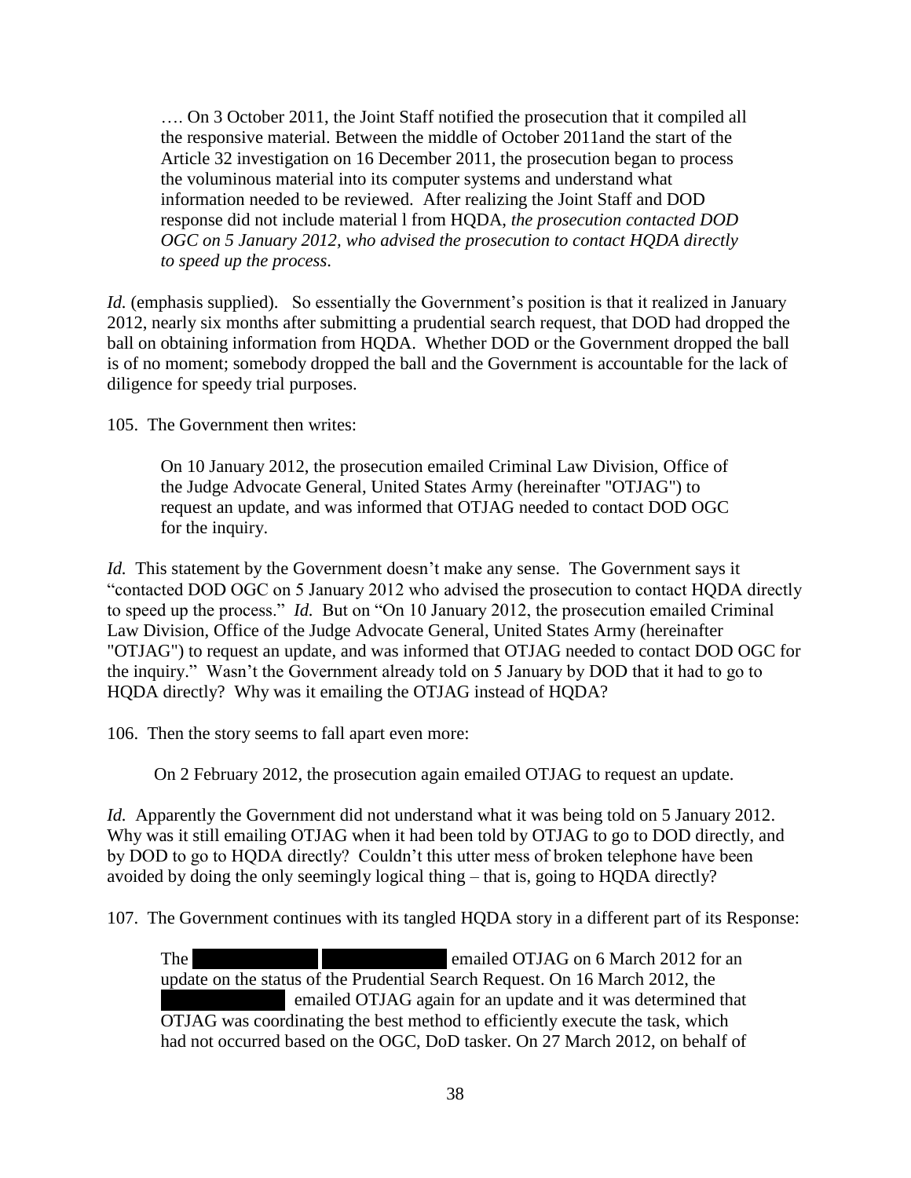> …. On 3 October 2011, the Joint Staff notified the prosecution that it compiled all the responsive material. Between the middle of October 2011and the start of the Article 32 investigation on 16 December 2011, the prosecution began to process the voluminous material into its computer systems and understand what information needed to be reviewed. After realizing the Joint Staff and DOD response did not include material l from HQDA, *the prosecution contacted DOD OGC on 5 January 2012, who advised the prosecution to contact HQDA directly to speed up the process*.

*Id.* (emphasis supplied). So essentially the Government's position is that it realized in January 2012, nearly six months after submitting a prudential search request, that DOD had dropped the ball on obtaining information from HQDA. Whether DOD or the Government dropped the ball is of no moment; somebody dropped the ball and the Government is accountable for the lack of diligence for speedy trial purposes.

105. The Government then writes:

> On 10 January 2012, the prosecution emailed Criminal Law Division, Office of the Judge Advocate General, United States Army (hereinafter "OTJAG") to request an update, and was informed that OTJAG needed to contact DOD OGC for the inquiry.

*Id.* This statement by the Government doesn't make any sense. The Government says it "contacted DOD OGC on 5 January 2012 who advised the prosecution to contact HQDA directly to speed up the process." *Id.* But on "On 10 January 2012, the prosecution emailed Criminal Law Division, Office of the Judge Advocate General, United States Army (hereinafter "OTJAG") to request an update, and was informed that OTJAG needed to contact DOD OGC for the inquiry." Wasn't the Government already told on 5 January by DOD that it had to go to HQDA directly? Why was it emailing the OTJAG instead of HQDA?

106. Then the story seems to fall apart even more:

> On 2 February 2012, the prosecution again emailed OTJAG to request an update.

*Id.* Apparently the Government did not understand what it was being told on 5 January 2012. Why was it still emailing OTJAG when it had been told by OTJAG to go to DOD directly, and by DOD to go to HQDA directly? Couldn't this utter mess of broken telephone have been avoided by doing the only seemingly logical thing – that is, going to HQDA directly?

107. The Government continues with its tangled HQDA story in a different part of its Response:

> The [REDACTED] [REDACTED] emailed OTJAG on 6 March 2012 for an update on the status of the Prudential Search Request. On 16 March 2012, the [REDACTED] emailed OTJAG again for an update and it was determined that OTJAG was coordinating the best method to efficiently execute the task, which had not occurred based on the OGC, DoD tasker. On 27 March 2012, on behalf of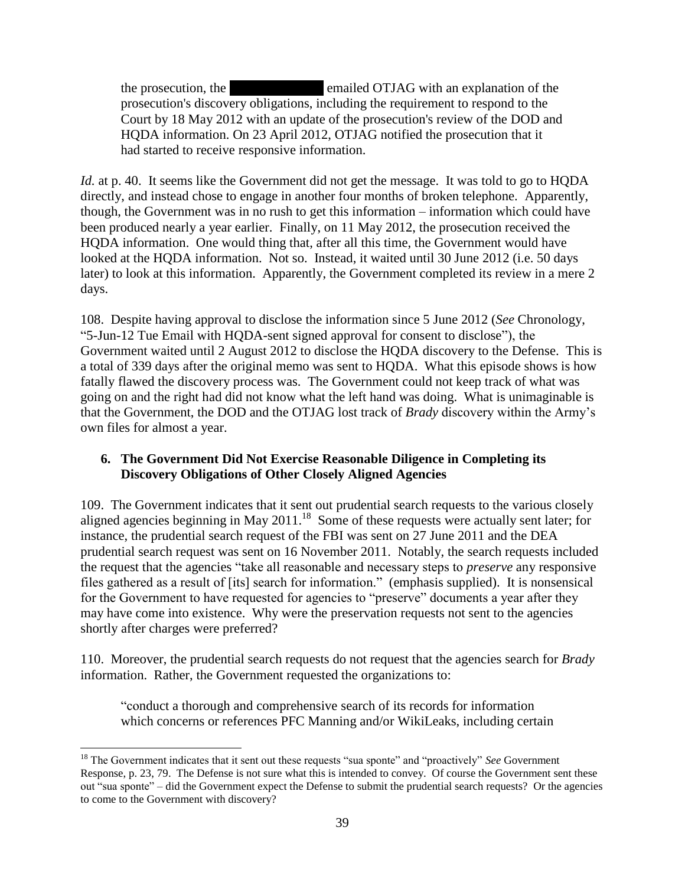> the prosecution, the ██████████ emailed OTJAG with an explanation of the prosecution's discovery obligations, including the requirement to respond to the Court by 18 May 2012 with an update of the prosecution's review of the DOD and HQDA information. On 23 April 2012, OTJAG notified the prosecution that it had started to receive responsive information.

*Id.* at p. 40. It seems like the Government did not get the message. It was told to go to HQDA directly, and instead chose to engage in another four months of broken telephone. Apparently, though, the Government was in no rush to get this information – information which could have been produced nearly a year earlier. Finally, on 11 May 2012, the prosecution received the HQDA information. One would thing that, after all this time, the Government would have looked at the HQDA information. Not so. Instead, it waited until 30 June 2012 (i.e. 50 days later) to look at this information. Apparently, the Government completed its review in a mere 2 days.

108. Despite having approval to disclose the information since 5 June 2012 (*See* Chronology, "5-Jun-12 Tue Email with HQDA-sent signed approval for consent to disclose"), the Government waited until 2 August 2012 to disclose the HQDA discovery to the Defense. This is a total of 339 days after the original memo was sent to HQDA. What this episode shows is how fatally flawed the discovery process was. The Government could not keep track of what was going on and the right had did not know what the left hand was doing. What is unimaginable is that the Government, the DOD and the OTJAG lost track of *Brady* discovery within the Army's own files for almost a year.

### 6. The Government Did Not Exercise Reasonable Diligence in Completing its Discovery Obligations of Other Closely Aligned Agencies

109. The Government indicates that it sent out prudential search requests to the various closely aligned agencies beginning in May 2011.[18] Some of these requests were actually sent later; for instance, the prudential search request of the FBI was sent on 27 June 2011 and the DEA prudential search request was sent on 16 November 2011. Notably, the search requests included the request that the agencies "take all reasonable and necessary steps to *preserve* any responsive files gathered as a result of [its] search for information." (emphasis supplied). It is nonsensical for the Government to have requested for agencies to "preserve" documents a year after they may have come into existence. Why were the preservation requests not sent to the agencies shortly after charges were preferred?

110. Moreover, the prudential search requests do not request that the agencies search for *Brady* information. Rather, the Government requested the organizations to:

> "conduct a thorough and comprehensive search of its records for information which concerns or references PFC Manning and/or WikiLeaks, including certain

---

[18] The Government indicates that it sent out these requests "sua sponte" and "proactively" *See* Government Response, p. 23, 79. The Defense is not sure what this is intended to convey. Of course the Government sent these out "sua sponte" – did the Government expect the Defense to submit the prudential search requests? Or the agencies to come to the Government with discovery?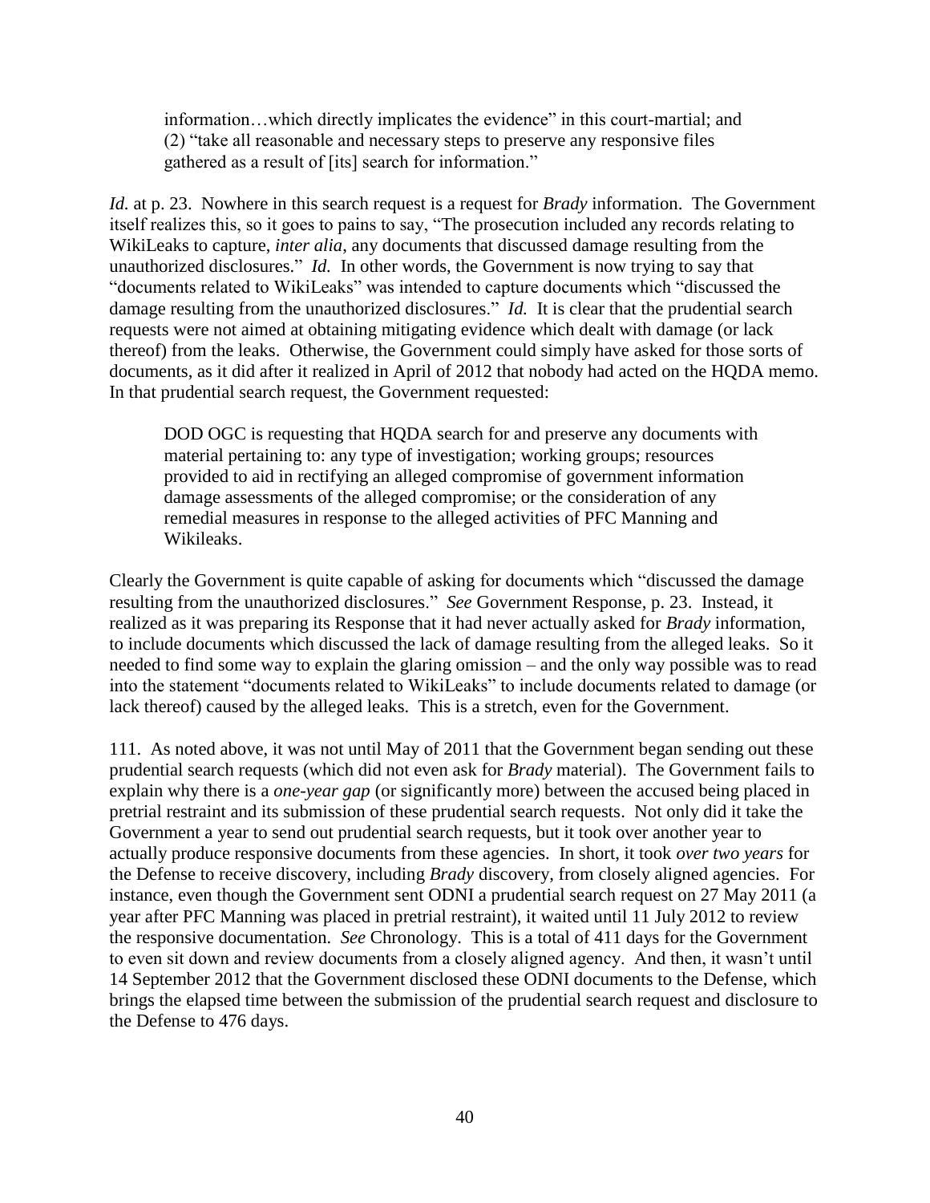> information…which directly implicates the evidence" in this court-martial; and (2) "take all reasonable and necessary steps to preserve any responsive files gathered as a result of [its] search for information."

*Id.* at p. 23. Nowhere in this search request is a request for *Brady* information. The Government itself realizes this, so it goes to pains to say, "The prosecution included any records relating to WikiLeaks to capture, *inter alia*, any documents that discussed damage resulting from the unauthorized disclosures." *Id.* In other words, the Government is now trying to say that "documents related to WikiLeaks" was intended to capture documents which "discussed the damage resulting from the unauthorized disclosures." *Id.* It is clear that the prudential search requests were not aimed at obtaining mitigating evidence which dealt with damage (or lack thereof) from the leaks. Otherwise, the Government could simply have asked for those sorts of documents, as it did after it realized in April of 2012 that nobody had acted on the HQDA memo. In that prudential search request, the Government requested:

> DOD OGC is requesting that HQDA search for and preserve any documents with material pertaining to: any type of investigation; working groups; resources provided to aid in rectifying an alleged compromise of government information damage assessments of the alleged compromise; or the consideration of any remedial measures in response to the alleged activities of PFC Manning and Wikileaks.

Clearly the Government is quite capable of asking for documents which "discussed the damage resulting from the unauthorized disclosures." *See* Government Response, p. 23. Instead, it realized as it was preparing its Response that it had never actually asked for *Brady* information, to include documents which discussed the lack of damage resulting from the alleged leaks. So it needed to find some way to explain the glaring omission – and the only way possible was to read into the statement "documents related to WikiLeaks" to include documents related to damage (or lack thereof) caused by the alleged leaks. This is a stretch, even for the Government.

111. As noted above, it was not until May of 2011 that the Government began sending out these prudential search requests (which did not even ask for *Brady* material). The Government fails to explain why there is a *one-year gap* (or significantly more) between the accused being placed in pretrial restraint and its submission of these prudential search requests. Not only did it take the Government a year to send out prudential search requests, but it took over another year to actually produce responsive documents from these agencies. In short, it took *over two years* for the Defense to receive discovery, including *Brady* discovery, from closely aligned agencies. For instance, even though the Government sent ODNI a prudential search request on 27 May 2011 (a year after PFC Manning was placed in pretrial restraint), it waited until 11 July 2012 to review the responsive documentation. *See* Chronology. This is a total of 411 days for the Government to even sit down and review documents from a closely aligned agency. And then, it wasn't until 14 September 2012 that the Government disclosed these ODNI documents to the Defense, which brings the elapsed time between the submission of the prudential search request and disclosure to the Defense to 476 days.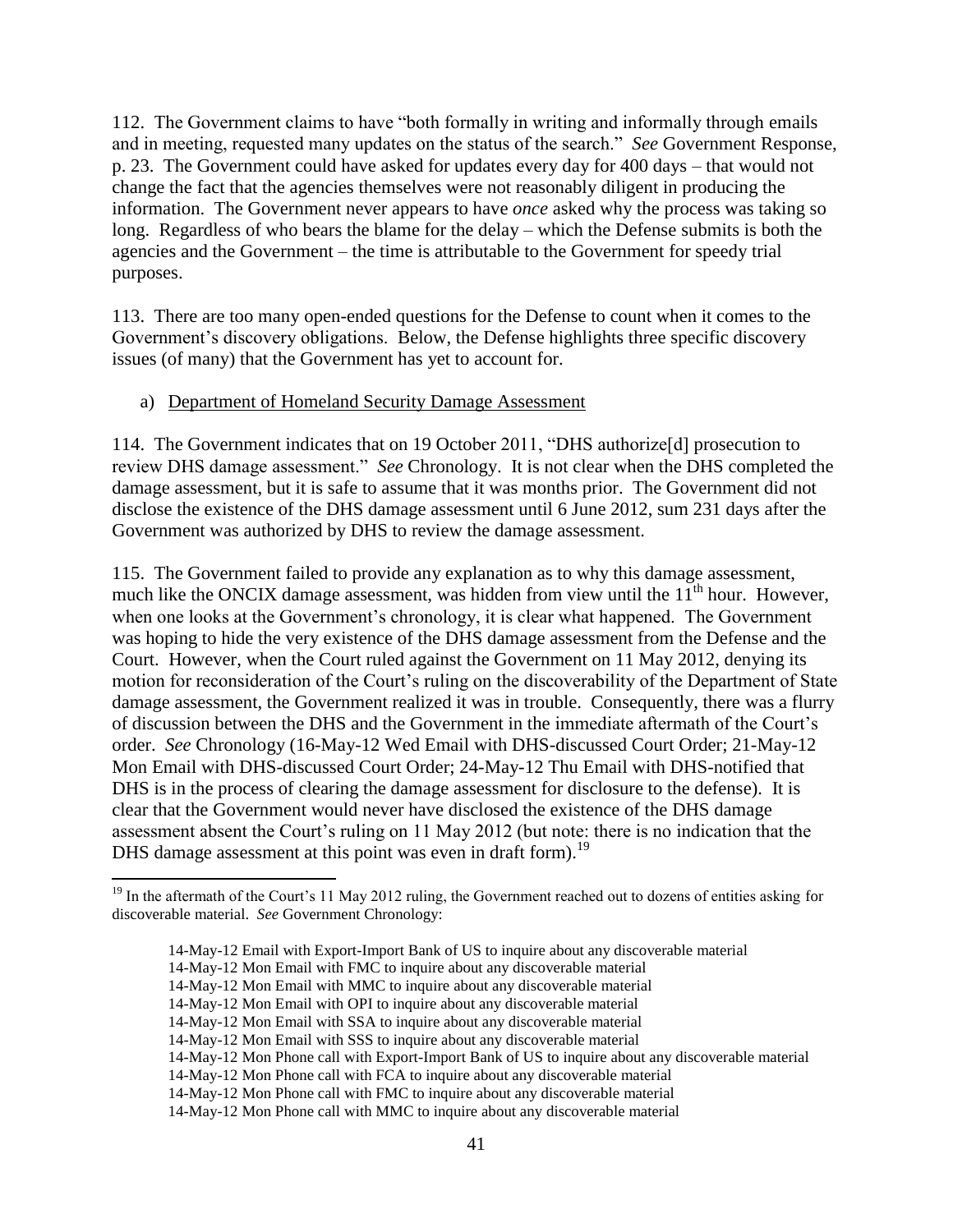112. The Government claims to have "both formally in writing and informally through emails and in meeting, requested many updates on the status of the search." *See* Government Response, p. 23. The Government could have asked for updates every day for 400 days – that would not change the fact that the agencies themselves were not reasonably diligent in producing the information. The Government never appears to have *once* asked why the process was taking so long. Regardless of who bears the blame for the delay – which the Defense submits is both the agencies and the Government – the time is attributable to the Government for speedy trial purposes.

113. There are too many open-ended questions for the Defense to count when it comes to the Government's discovery obligations. Below, the Defense highlights three specific discovery issues (of many) that the Government has yet to account for.

a) <u>Department of Homeland Security Damage Assessment</u>

114. The Government indicates that on 19 October 2011, "DHS authorize[d] prosecution to review DHS damage assessment." *See* Chronology. It is not clear when the DHS completed the damage assessment, but it is safe to assume that it was months prior. The Government did not disclose the existence of the DHS damage assessment until 6 June 2012, sum 231 days after the Government was authorized by DHS to review the damage assessment.

115. The Government failed to provide any explanation as to why this damage assessment, much like the ONCIX damage assessment, was hidden from view until the 11th hour. However, when one looks at the Government's chronology, it is clear what happened. The Government was hoping to hide the very existence of the DHS damage assessment from the Defense and the Court. However, when the Court ruled against the Government on 11 May 2012, denying its motion for reconsideration of the Court's ruling on the discoverability of the Department of State damage assessment, the Government realized it was in trouble. Consequently, there was a flurry of discussion between the DHS and the Government in the immediate aftermath of the Court's order. *See* Chronology (16-May-12 Wed Email with DHS-discussed Court Order; 21-May-12 Mon Email with DHS-discussed Court Order; 24-May-12 Thu Email with DHS-notified that DHS is in the process of clearing the damage assessment for disclosure to the defense). It is clear that the Government would never have disclosed the existence of the DHS damage assessment absent the Court's ruling on 11 May 2012 (but note: there is no indication that the DHS damage assessment at this point was even in draft form).[19]

---

[19] In the aftermath of the Court's 11 May 2012 ruling, the Government reached out to dozens of entities asking for discoverable material. *See* Government Chronology:

14-May-12 Email with Export-Import Bank of US to inquire about any discoverable material
14-May-12 Mon Email with FMC to inquire about any discoverable material
14-May-12 Mon Email with MMC to inquire about any discoverable material
14-May-12 Mon Email with OPI to inquire about any discoverable material
14-May-12 Mon Email with SSA to inquire about any discoverable material
14-May-12 Mon Email with SSS to inquire about any discoverable material
14-May-12 Mon Phone call with Export-Import Bank of US to inquire about any discoverable material
14-May-12 Mon Phone call with FCA to inquire about any discoverable material
14-May-12 Mon Phone call with FMC to inquire about any discoverable material
14-May-12 Mon Phone call with MMC to inquire about any discoverable material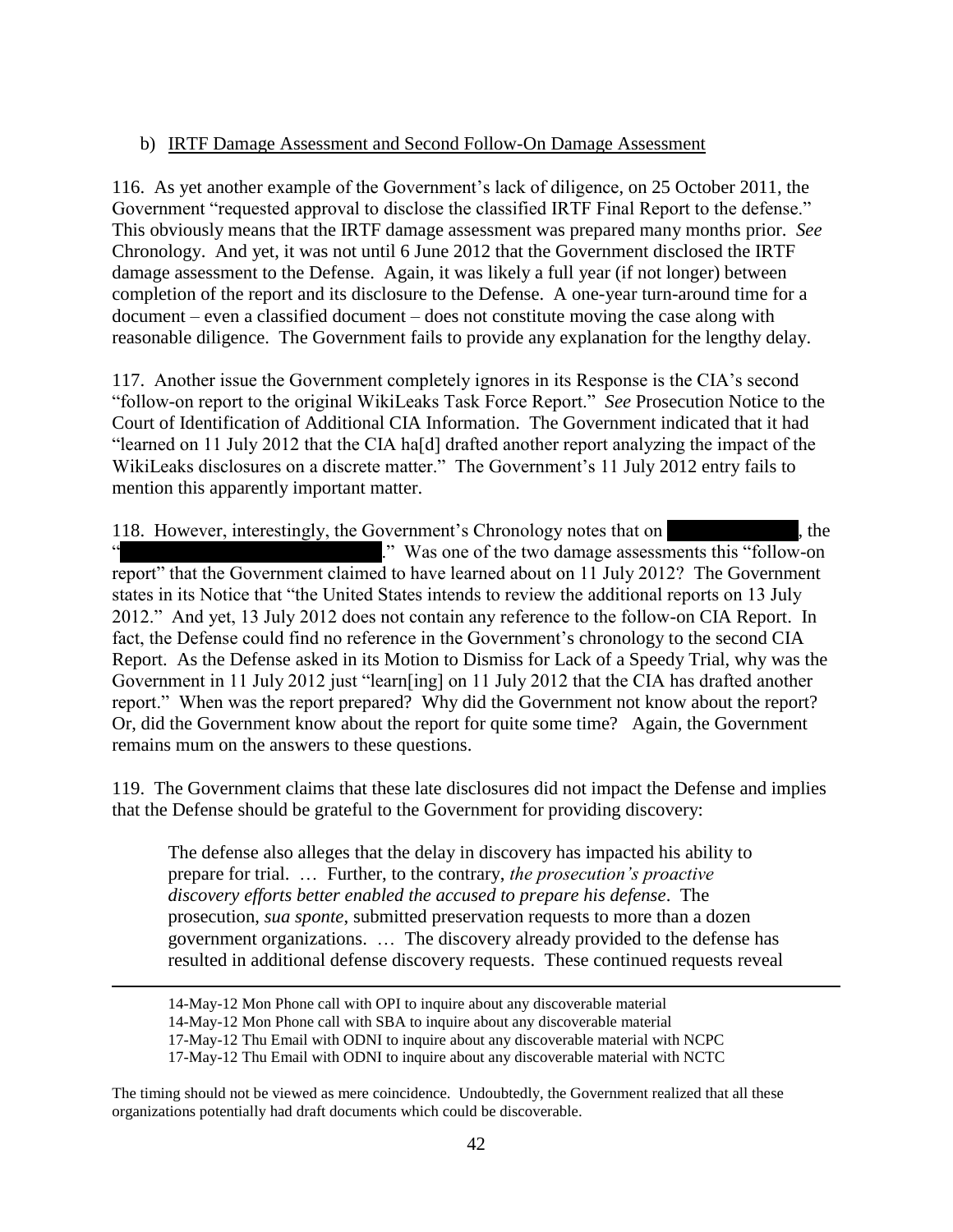b) IRTF Damage Assessment and Second Follow-On Damage Assessment

116. As yet another example of the Government's lack of diligence, on 25 October 2011, the Government "requested approval to disclose the classified IRTF Final Report to the defense." This obviously means that the IRTF damage assessment was prepared many months prior. *See* Chronology. And yet, it was not until 6 June 2012 that the Government disclosed the IRTF damage assessment to the Defense. Again, it was likely a full year (if not longer) between completion of the report and its disclosure to the Defense. A one-year turn-around time for a document – even a classified document – does not constitute moving the case along with reasonable diligence. The Government fails to provide any explanation for the lengthy delay.

117. Another issue the Government completely ignores in its Response is the CIA's second "follow-on report to the original WikiLeaks Task Force Report." *See* Prosecution Notice to the Court of Identification of Additional CIA Information. The Government indicated that it had "learned on 11 July 2012 that the CIA ha[d] drafted another report analyzing the impact of the WikiLeaks disclosures on a discrete matter." The Government's 11 July 2012 entry fails to mention this apparently important matter.

118. However, interestingly, the Government's Chronology notes that on [REDACTED], the "[REDACTED]." Was one of the two damage assessments this "follow-on report" that the Government claimed to have learned about on 11 July 2012? The Government states in its Notice that "the United States intends to review the additional reports on 13 July 2012." And yet, 13 July 2012 does not contain any reference to the follow-on CIA Report. In fact, the Defense could find no reference in the Government's chronology to the second CIA Report. As the Defense asked in its Motion to Dismiss for Lack of a Speedy Trial, why was the Government in 11 July 2012 just "learn[ing] on 11 July 2012 that the CIA has drafted another report." When was the report prepared? Why did the Government not know about the report? Or, did the Government know about the report for quite some time? Again, the Government remains mum on the answers to these questions.

119. The Government claims that these late disclosures did not impact the Defense and implies that the Defense should be grateful to the Government for providing discovery:

> The defense also alleges that the delay in discovery has impacted his ability to prepare for trial. … Further, to the contrary, *the prosecution's proactive discovery efforts better enabled the accused to prepare his defense*. The prosecution, *sua sponte*, submitted preservation requests to more than a dozen government organizations. … The discovery already provided to the defense has resulted in additional defense discovery requests. These continued requests reveal

---

14-May-12 Mon Phone call with OPI to inquire about any discoverable material
14-May-12 Mon Phone call with SBA to inquire about any discoverable material
17-May-12 Thu Email with ODNI to inquire about any discoverable material with NCPC
17-May-12 Thu Email with ODNI to inquire about any discoverable material with NCTC

The timing should not be viewed as mere coincidence. Undoubtedly, the Government realized that all these organizations potentially had draft documents which could be discoverable.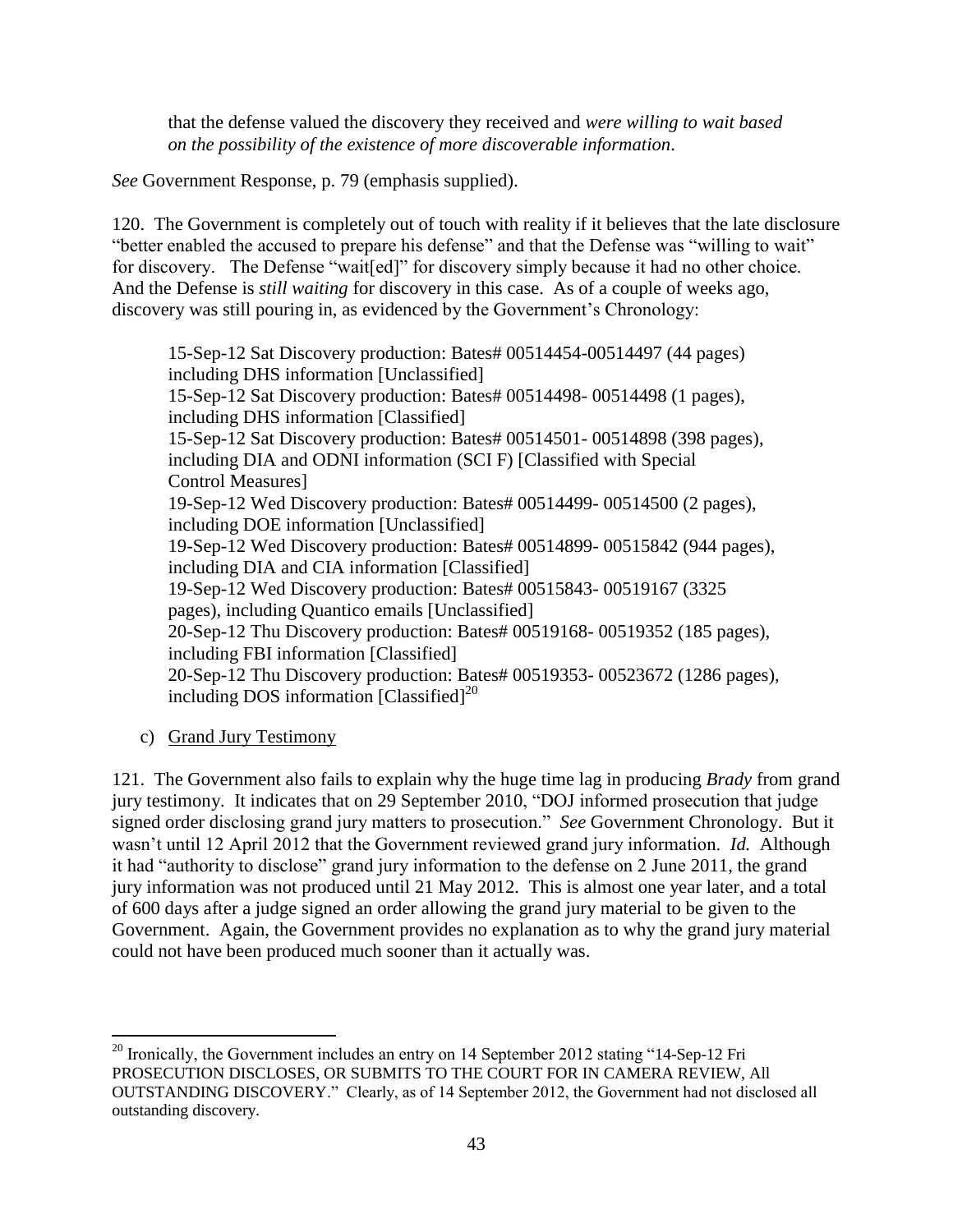> that the defense valued the discovery they received and *were willing to wait based on the possibility of the existence of more discoverable information*.

*See* Government Response, p. 79 (emphasis supplied).

120. The Government is completely out of touch with reality if it believes that the late disclosure "better enabled the accused to prepare his defense" and that the Defense was "willing to wait" for discovery. The Defense "wait[ed]" for discovery simply because it had no other choice. And the Defense is *still waiting* for discovery in this case. As of a couple of weeks ago, discovery was still pouring in, as evidenced by the Government's Chronology:

> 15-Sep-12 Sat Discovery production: Bates# 00514454-00514497 (44 pages) including DHS information [Unclassified]
> 15-Sep-12 Sat Discovery production: Bates# 00514498- 00514498 (1 pages), including DHS information [Classified]
> 15-Sep-12 Sat Discovery production: Bates# 00514501- 00514898 (398 pages), including DIA and ODNI information (SCI F) [Classified with Special Control Measures]
> 19-Sep-12 Wed Discovery production: Bates# 00514499- 00514500 (2 pages), including DOE information [Unclassified]
> 19-Sep-12 Wed Discovery production: Bates# 00514899- 00515842 (944 pages), including DIA and CIA information [Classified]
> 19-Sep-12 Wed Discovery production: Bates# 00515843- 00519167 (3325 pages), including Quantico emails [Unclassified]
> 20-Sep-12 Thu Discovery production: Bates# 00519168- 00519352 (185 pages), including FBI information [Classified]
> 20-Sep-12 Thu Discovery production: Bates# 00519353- 00523672 (1286 pages), including DOS information [Classified][20]

c) Grand Jury Testimony

121. The Government also fails to explain why the huge time lag in producing *Brady* from grand jury testimony. It indicates that on 29 September 2010, "DOJ informed prosecution that judge signed order disclosing grand jury matters to prosecution." *See* Government Chronology. But it wasn't until 12 April 2012 that the Government reviewed grand jury information. *Id.* Although it had "authority to disclose" grand jury information to the defense on 2 June 2011, the grand jury information was not produced until 21 May 2012. This is almost one year later, and a total of 600 days after a judge signed an order allowing the grand jury material to be given to the Government. Again, the Government provides no explanation as to why the grand jury material could not have been produced much sooner than it actually was.

---

[20] Ironically, the Government includes an entry on 14 September 2012 stating "14-Sep-12 Fri PROSECUTION DISCLOSES, OR SUBMITS TO THE COURT FOR IN CAMERA REVIEW, All OUTSTANDING DISCOVERY." Clearly, as of 14 September 2012, the Government had not disclosed all outstanding discovery.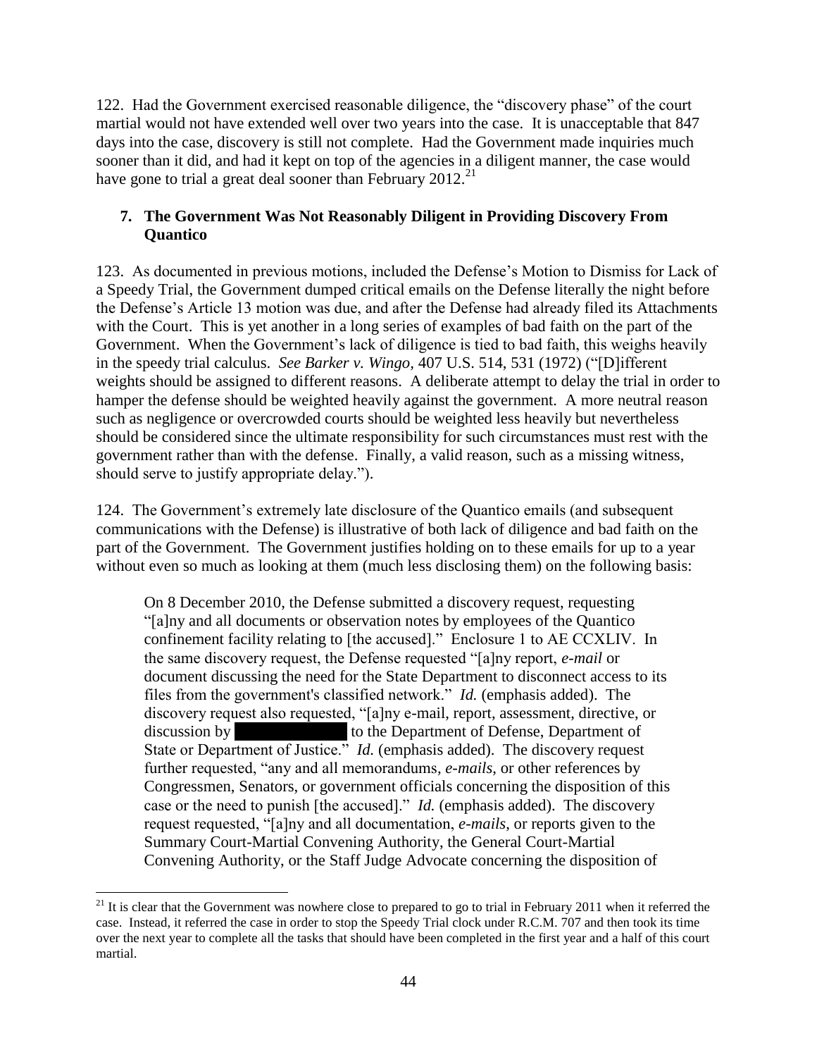122. Had the Government exercised reasonable diligence, the "discovery phase" of the court martial would not have extended well over two years into the case. It is unacceptable that 847 days into the case, discovery is still not complete. Had the Government made inquiries much sooner than it did, and had it kept on top of the agencies in a diligent manner, the case would have gone to trial a great deal sooner than February 2012.[21]

### 7. The Government Was Not Reasonably Diligent in Providing Discovery From Quantico

123. As documented in previous motions, included the Defense's Motion to Dismiss for Lack of a Speedy Trial, the Government dumped critical emails on the Defense literally the night before the Defense's Article 13 motion was due, and after the Defense had already filed its Attachments with the Court. This is yet another in a long series of examples of bad faith on the part of the Government. When the Government's lack of diligence is tied to bad faith, this weighs heavily in the speedy trial calculus. *See Barker v. Wingo,* 407 U.S. 514, 531 (1972) ("[D]ifferent weights should be assigned to different reasons. A deliberate attempt to delay the trial in order to hamper the defense should be weighted heavily against the government. A more neutral reason such as negligence or overcrowded courts should be weighted less heavily but nevertheless should be considered since the ultimate responsibility for such circumstances must rest with the government rather than with the defense. Finally, a valid reason, such as a missing witness, should serve to justify appropriate delay.").

124. The Government's extremely late disclosure of the Quantico emails (and subsequent communications with the Defense) is illustrative of both lack of diligence and bad faith on the part of the Government. The Government justifies holding on to these emails for up to a year without even so much as looking at them (much less disclosing them) on the following basis:

> On 8 December 2010, the Defense submitted a discovery request, requesting "[a]ny and all documents or observation notes by employees of the Quantico confinement facility relating to [the accused]." Enclosure 1 to AE CCXLIV. In the same discovery request, the Defense requested "[a]ny report, *e-mail* or document discussing the need for the State Department to disconnect access to its files from the government's classified network." *Id.* (emphasis added). The discovery request also requested, "[a]ny e-mail, report, assessment, directive, or discussion by ██████████ to the Department of Defense, Department of State or Department of Justice." *Id.* (emphasis added). The discovery request further requested, "any and all memorandums, *e-mails*, or other references by Congressmen, Senators, or government officials concerning the disposition of this case or the need to punish [the accused]." *Id.* (emphasis added). The discovery request requested, "[a]ny and all documentation, *e-mails*, or reports given to the Summary Court-Martial Convening Authority, the General Court-Martial Convening Authority, or the Staff Judge Advocate concerning the disposition of

[21] It is clear that the Government was nowhere close to prepared to go to trial in February 2011 when it referred the case. Instead, it referred the case in order to stop the Speedy Trial clock under R.C.M. 707 and then took its time over the next year to complete all the tasks that should have been completed in the first year and a half of this court martial.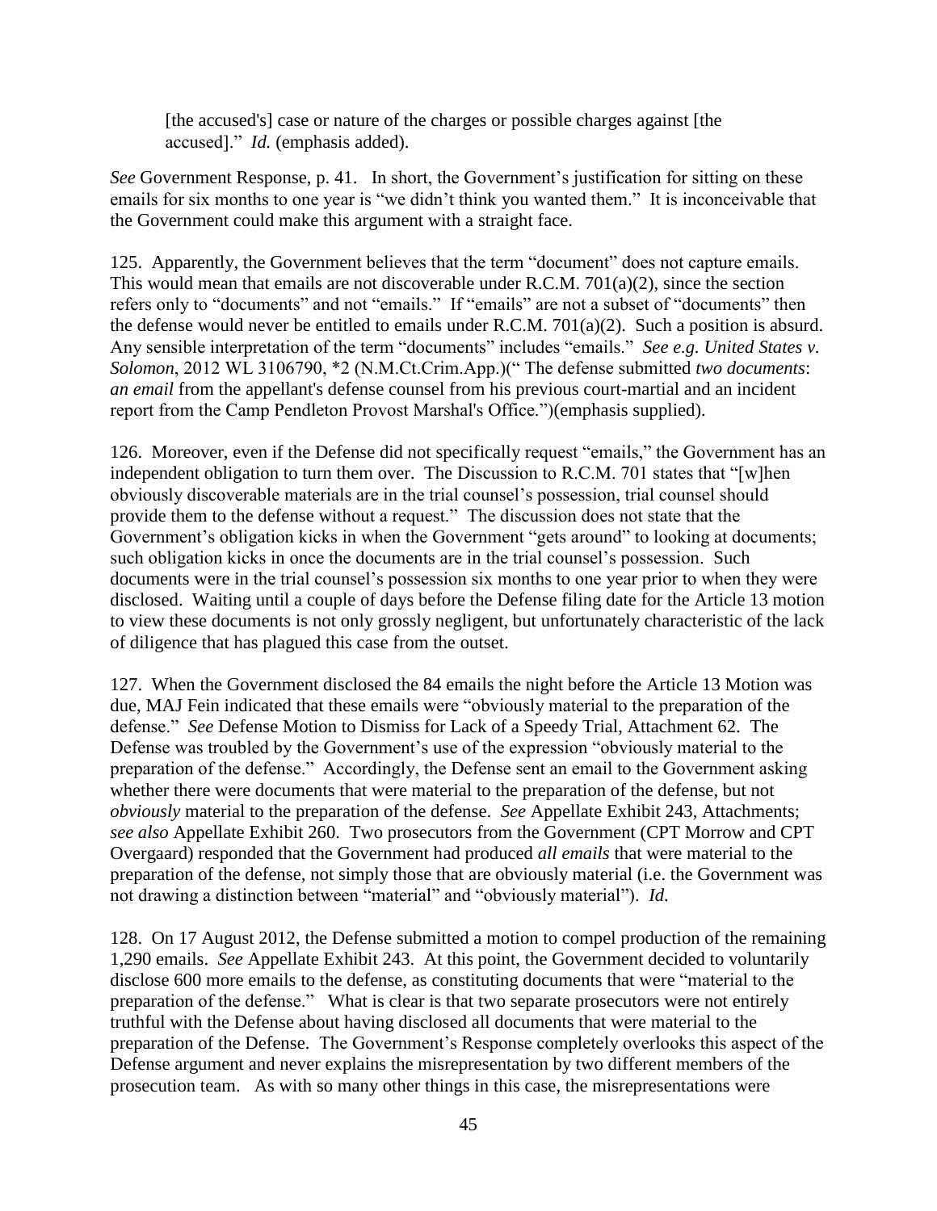> [the accused's] case or nature of the charges or possible charges against [the accused]." *Id.* (emphasis added).

*See* Government Response, p. 41. In short, the Government's justification for sitting on these emails for six months to one year is "we didn't think you wanted them." It is inconceivable that the Government could make this argument with a straight face.

125. Apparently, the Government believes that the term "document" does not capture emails. This would mean that emails are not discoverable under R.C.M. 701(a)(2), since the section refers only to "documents" and not "emails." If "emails" are not a subset of "documents" then the defense would never be entitled to emails under R.C.M. 701(a)(2). Such a position is absurd. Any sensible interpretation of the term "documents" includes "emails." *See e.g. United States v. Solomon*, 2012 WL 3106790, *2 (N.M.Ct.Crim.App.)(" The defense submitted *two documents*: *an email* from the appellant's defense counsel from his previous court-martial and an incident report from the Camp Pendleton Provost Marshal's Office.")(emphasis supplied).

126. Moreover, even if the Defense did not specifically request "emails," the Government has an independent obligation to turn them over. The Discussion to R.C.M. 701 states that "[w]hen obviously discoverable materials are in the trial counsel's possession, trial counsel should provide them to the defense without a request." The discussion does not state that the Government's obligation kicks in when the Government "gets around" to looking at documents; such obligation kicks in once the documents are in the trial counsel's possession. Such documents were in the trial counsel's possession six months to one year prior to when they were disclosed. Waiting until a couple of days before the Defense filing date for the Article 13 motion to view these documents is not only grossly negligent, but unfortunately characteristic of the lack of diligence that has plagued this case from the outset.

127. When the Government disclosed the 84 emails the night before the Article 13 Motion was due, MAJ Fein indicated that these emails were "obviously material to the preparation of the defense." *See* Defense Motion to Dismiss for Lack of a Speedy Trial, Attachment 62. The Defense was troubled by the Government's use of the expression "obviously material to the preparation of the defense." Accordingly, the Defense sent an email to the Government asking whether there were documents that were material to the preparation of the defense, but not *obviously* material to the preparation of the defense. *See* Appellate Exhibit 243, Attachments; *see also* Appellate Exhibit 260. Two prosecutors from the Government (CPT Morrow and CPT Overgaard) responded that the Government had produced *all emails* that were material to the preparation of the defense, not simply those that are obviously material (i.e. the Government was not drawing a distinction between "material" and "obviously material"). *Id.*

128. On 17 August 2012, the Defense submitted a motion to compel production of the remaining 1,290 emails. *See* Appellate Exhibit 243. At this point, the Government decided to voluntarily disclose 600 more emails to the defense, as constituting documents that were "material to the preparation of the defense." What is clear is that two separate prosecutors were not entirely truthful with the Defense about having disclosed all documents that were material to the preparation of the Defense. The Government's Response completely overlooks this aspect of the Defense argument and never explains the misrepresentation by two different members of the prosecution team. As with so many other things in this case, the misrepresentations were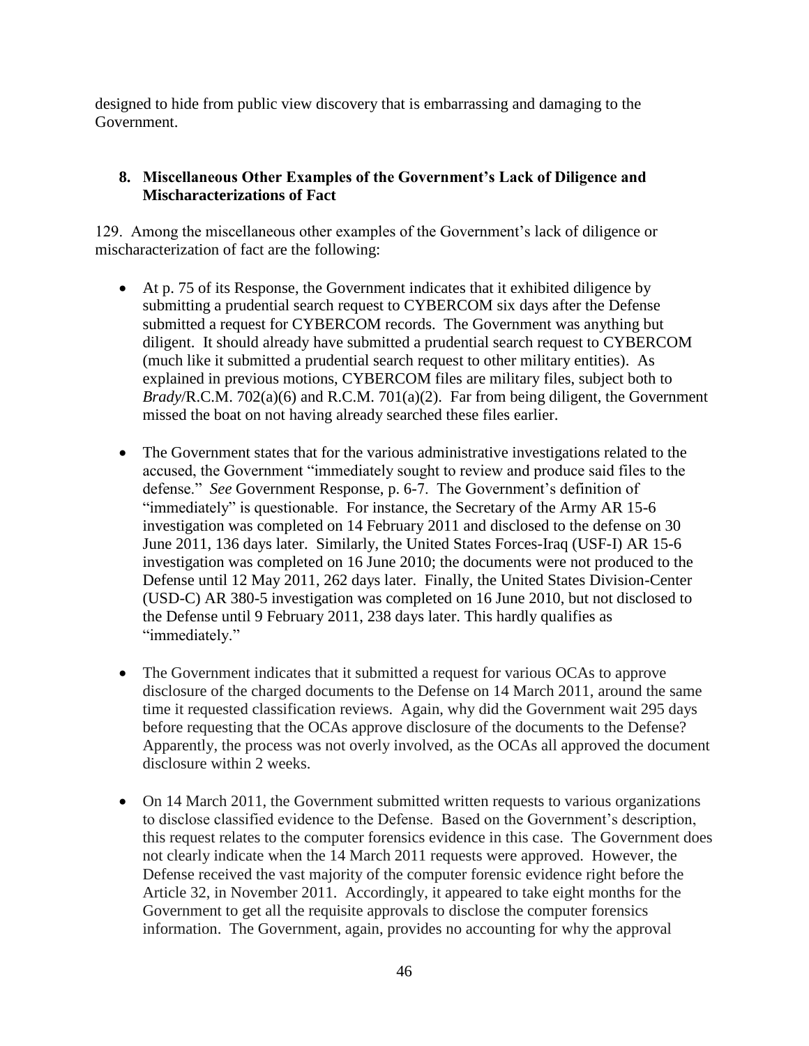designed to hide from public view discovery that is embarrassing and damaging to the Government.

### 8. Miscellaneous Other Examples of the Government's Lack of Diligence and Mischaracterizations of Fact

129. Among the miscellaneous other examples of the Government's lack of diligence or mischaracterization of fact are the following:

- At p. 75 of its Response, the Government indicates that it exhibited diligence by submitting a prudential search request to CYBERCOM six days after the Defense submitted a request for CYBERCOM records. The Government was anything but diligent. It should already have submitted a prudential search request to CYBERCOM (much like it submitted a prudential search request to other military entities). As explained in previous motions, CYBERCOM files are military files, subject both to *Brady*/R.C.M. 702(a)(6) and R.C.M. 701(a)(2). Far from being diligent, the Government missed the boat on not having already searched these files earlier.

- The Government states that for the various administrative investigations related to the accused, the Government "immediately sought to review and produce said files to the defense." *See* Government Response, p. 6-7. The Government's definition of "immediately" is questionable. For instance, the Secretary of the Army AR 15-6 investigation was completed on 14 February 2011 and disclosed to the defense on 30 June 2011, 136 days later. Similarly, the United States Forces-Iraq (USF-I) AR 15-6 investigation was completed on 16 June 2010; the documents were not produced to the Defense until 12 May 2011, 262 days later. Finally, the United States Division-Center (USD-C) AR 380-5 investigation was completed on 16 June 2010, but not disclosed to the Defense until 9 February 2011, 238 days later. This hardly qualifies as "immediately."

- The Government indicates that it submitted a request for various OCAs to approve disclosure of the charged documents to the Defense on 14 March 2011, around the same time it requested classification reviews. Again, why did the Government wait 295 days before requesting that the OCAs approve disclosure of the documents to the Defense? Apparently, the process was not overly involved, as the OCAs all approved the document disclosure within 2 weeks.

- On 14 March 2011, the Government submitted written requests to various organizations to disclose classified evidence to the Defense. Based on the Government's description, this request relates to the computer forensics evidence in this case. The Government does not clearly indicate when the 14 March 2011 requests were approved. However, the Defense received the vast majority of the computer forensic evidence right before the Article 32, in November 2011. Accordingly, it appeared to take eight months for the Government to get all the requisite approvals to disclose the computer forensics information. The Government, again, provides no accounting for why the approval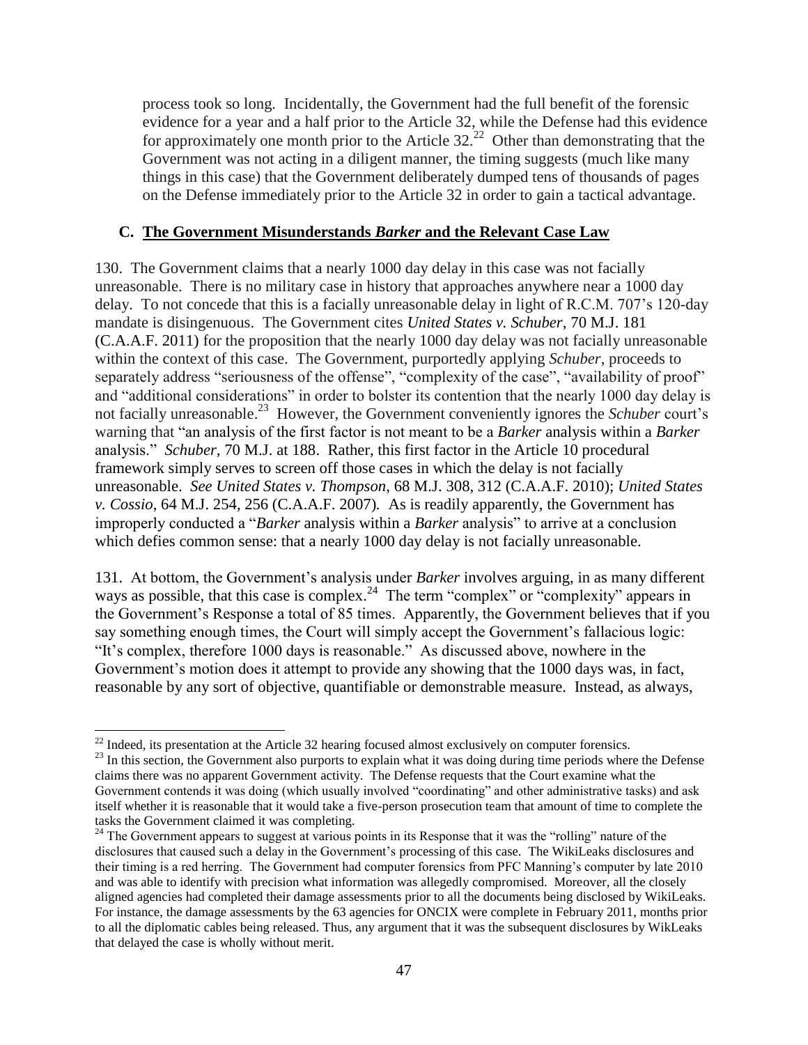process took so long. Incidentally, the Government had the full benefit of the forensic evidence for a year and a half prior to the Article 32, while the Defense had this evidence for approximately one month prior to the Article 32.[22] Other than demonstrating that the Government was not acting in a diligent manner, the timing suggests (much like many things in this case) that the Government deliberately dumped tens of thousands of pages on the Defense immediately prior to the Article 32 in order to gain a tactical advantage.

### C. The Government Misunderstands *Barker* and the Relevant Case Law

130. The Government claims that a nearly 1000 day delay in this case was not facially unreasonable. There is no military case in history that approaches anywhere near a 1000 day delay. To not concede that this is a facially unreasonable delay in light of R.C.M. 707's 120-day mandate is disingenuous. The Government cites *United States v. Schuber*, 70 M.J. 181 (C.A.A.F. 2011) for the proposition that the nearly 1000 day delay was not facially unreasonable within the context of this case. The Government, purportedly applying *Schuber*, proceeds to separately address "seriousness of the offense", "complexity of the case", "availability of proof" and "additional considerations" in order to bolster its contention that the nearly 1000 day delay is not facially unreasonable.[23] However, the Government conveniently ignores the *Schuber* court's warning that "an analysis of the first factor is not meant to be a *Barker* analysis within a *Barker* analysis." *Schuber*, 70 M.J. at 188. Rather, this first factor in the Article 10 procedural framework simply serves to screen off those cases in which the delay is not facially unreasonable. *See United States v. Thompson*, 68 M.J. 308, 312 (C.A.A.F. 2010); *United States v. Cossio*, 64 M.J. 254, 256 (C.A.A.F. 2007). As is readily apparently, the Government has improperly conducted a "*Barker* analysis within a *Barker* analysis" to arrive at a conclusion which defies common sense: that a nearly 1000 day delay is not facially unreasonable.

131. At bottom, the Government's analysis under *Barker* involves arguing, in as many different ways as possible, that this case is complex.[24] The term "complex" or "complexity" appears in the Government's Response a total of 85 times. Apparently, the Government believes that if you say something enough times, the Court will simply accept the Government's fallacious logic: "It's complex, therefore 1000 days is reasonable." As discussed above, nowhere in the Government's motion does it attempt to provide any showing that the 1000 days was, in fact, reasonable by any sort of objective, quantifiable or demonstrable measure. Instead, as always,

---

[22] Indeed, its presentation at the Article 32 hearing focused almost exclusively on computer forensics.

[23] In this section, the Government also purports to explain what it was doing during time periods where the Defense claims there was no apparent Government activity. The Defense requests that the Court examine what the Government contends it was doing (which usually involved "coordinating" and other administrative tasks) and ask itself whether it is reasonable that it would take a five-person prosecution team that amount of time to complete the tasks the Government claimed it was completing.

[24] The Government appears to suggest at various points in its Response that it was the "rolling" nature of the disclosures that caused such a delay in the Government's processing of this case. The WikiLeaks disclosures and their timing is a red herring. The Government had computer forensics from PFC Manning's computer by late 2010 and was able to identify with precision what information was allegedly compromised. Moreover, all the closely aligned agencies had completed their damage assessments prior to all the documents being disclosed by WikiLeaks. For instance, the damage assessments by the 63 agencies for ONCIX were complete in February 2011, months prior to all the diplomatic cables being released. Thus, any argument that it was the subsequent disclosures by WikLeaks that delayed the case is wholly without merit.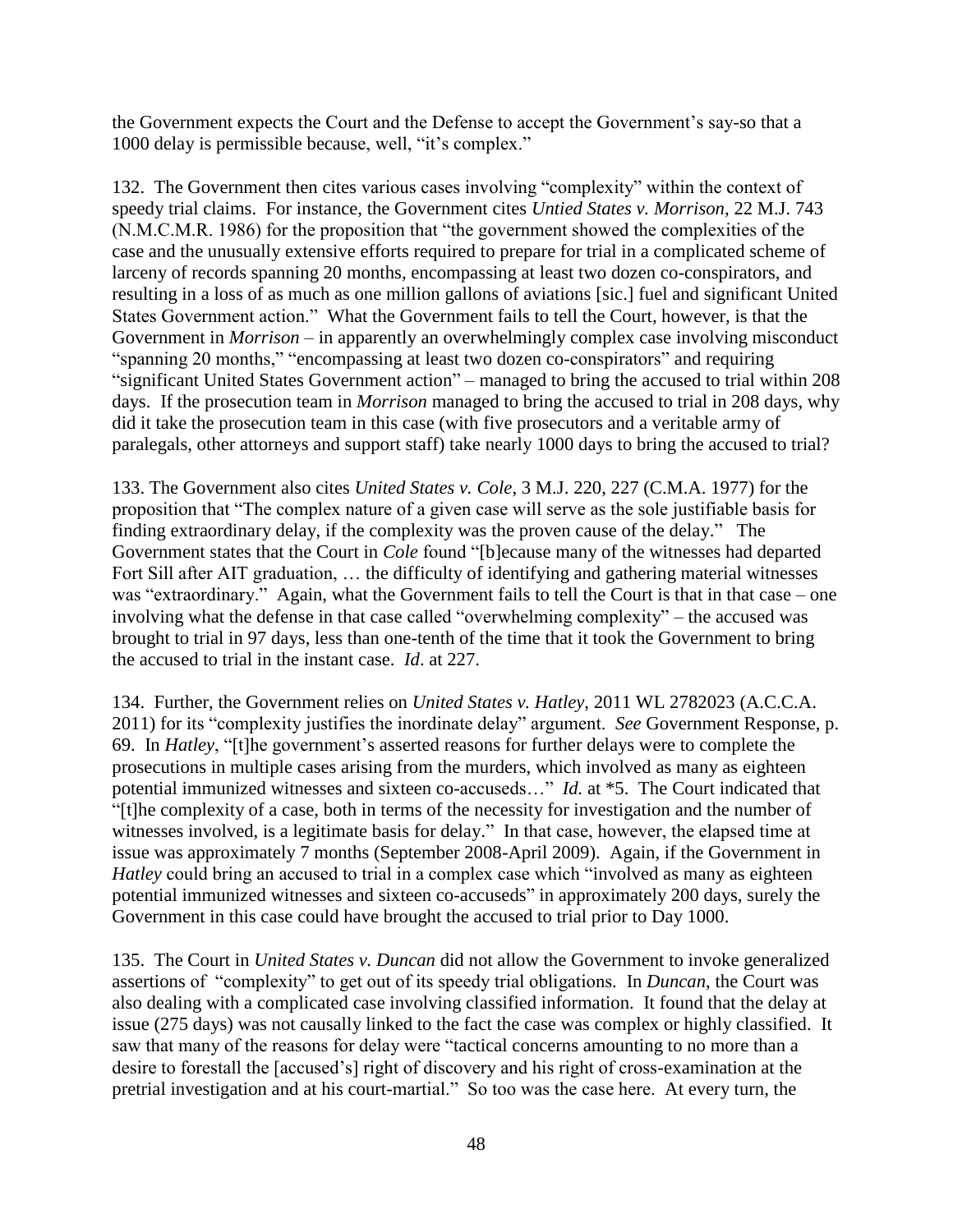the Government expects the Court and the Defense to accept the Government's say-so that a 1000 delay is permissible because, well, "it's complex."

132. The Government then cites various cases involving "complexity" within the context of speedy trial claims. For instance, the Government cites *Untied States v. Morrison*, 22 M.J. 743 (N.M.C.M.R. 1986) for the proposition that "the government showed the complexities of the case and the unusually extensive efforts required to prepare for trial in a complicated scheme of larceny of records spanning 20 months, encompassing at least two dozen co-conspirators, and resulting in a loss of as much as one million gallons of aviations [sic.] fuel and significant United States Government action." What the Government fails to tell the Court, however, is that the Government in *Morrison* – in apparently an overwhelmingly complex case involving misconduct "spanning 20 months," "encompassing at least two dozen co-conspirators" and requiring "significant United States Government action" – managed to bring the accused to trial within 208 days. If the prosecution team in *Morrison* managed to bring the accused to trial in 208 days, why did it take the prosecution team in this case (with five prosecutors and a veritable army of paralegals, other attorneys and support staff) take nearly 1000 days to bring the accused to trial?

133. The Government also cites *United States v. Cole*, 3 M.J. 220, 227 (C.M.A. 1977) for the proposition that "The complex nature of a given case will serve as the sole justifiable basis for finding extraordinary delay, if the complexity was the proven cause of the delay." The Government states that the Court in *Cole* found "[b]ecause many of the witnesses had departed Fort Sill after AIT graduation, … the difficulty of identifying and gathering material witnesses was "extraordinary." Again, what the Government fails to tell the Court is that in that case – one involving what the defense in that case called "overwhelming complexity" – the accused was brought to trial in 97 days, less than one-tenth of the time that it took the Government to bring the accused to trial in the instant case. *Id*. at 227.

134. Further, the Government relies on *United States v. Hatley*, 2011 WL 2782023 (A.C.C.A. 2011) for its "complexity justifies the inordinate delay" argument. *See* Government Response, p. 69. In *Hatley*, "[t]he government's asserted reasons for further delays were to complete the prosecutions in multiple cases arising from the murders, which involved as many as eighteen potential immunized witnesses and sixteen co-accuseds…" *Id.* at *5. The Court indicated that "[t]he complexity of a case, both in terms of the necessity for investigation and the number of witnesses involved, is a legitimate basis for delay." In that case, however, the elapsed time at issue was approximately 7 months (September 2008-April 2009). Again, if the Government in *Hatley* could bring an accused to trial in a complex case which "involved as many as eighteen potential immunized witnesses and sixteen co-accuseds" in approximately 200 days, surely the Government in this case could have brought the accused to trial prior to Day 1000.

135. The Court in *United States v. Duncan* did not allow the Government to invoke generalized assertions of "complexity" to get out of its speedy trial obligations. In *Duncan*, the Court was also dealing with a complicated case involving classified information. It found that the delay at issue (275 days) was not causally linked to the fact the case was complex or highly classified. It saw that many of the reasons for delay were "tactical concerns amounting to no more than a desire to forestall the [accused's] right of discovery and his right of cross-examination at the pretrial investigation and at his court-martial." So too was the case here. At every turn, the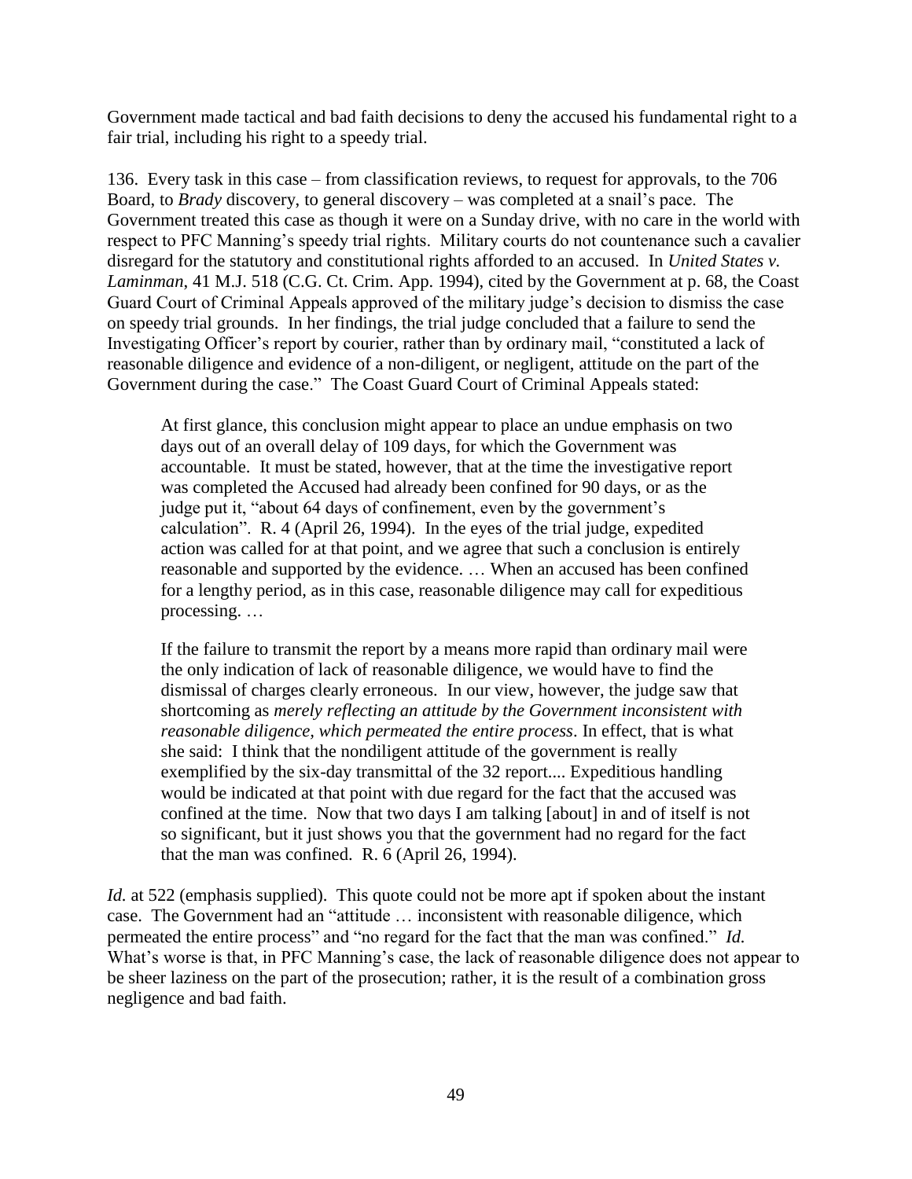Government made tactical and bad faith decisions to deny the accused his fundamental right to a fair trial, including his right to a speedy trial.

136. Every task in this case – from classification reviews, to request for approvals, to the 706 Board, to *Brady* discovery, to general discovery – was completed at a snail's pace. The Government treated this case as though it were on a Sunday drive, with no care in the world with respect to PFC Manning's speedy trial rights. Military courts do not countenance such a cavalier disregard for the statutory and constitutional rights afforded to an accused. In *United States v. Laminman*, 41 M.J. 518 (C.G. Ct. Crim. App. 1994), cited by the Government at p. 68, the Coast Guard Court of Criminal Appeals approved of the military judge's decision to dismiss the case on speedy trial grounds. In her findings, the trial judge concluded that a failure to send the Investigating Officer's report by courier, rather than by ordinary mail, "constituted a lack of reasonable diligence and evidence of a non-diligent, or negligent, attitude on the part of the Government during the case." The Coast Guard Court of Criminal Appeals stated:

> At first glance, this conclusion might appear to place an undue emphasis on two days out of an overall delay of 109 days, for which the Government was accountable. It must be stated, however, that at the time the investigative report was completed the Accused had already been confined for 90 days, or as the judge put it, "about 64 days of confinement, even by the government's calculation". R. 4 (April 26, 1994). In the eyes of the trial judge, expedited action was called for at that point, and we agree that such a conclusion is entirely reasonable and supported by the evidence. … When an accused has been confined for a lengthy period, as in this case, reasonable diligence may call for expeditious processing. …
>
> If the failure to transmit the report by a means more rapid than ordinary mail were the only indication of lack of reasonable diligence, we would have to find the dismissal of charges clearly erroneous. In our view, however, the judge saw that shortcoming as *merely reflecting an attitude by the Government inconsistent with reasonable diligence, which permeated the entire process*. In effect, that is what she said: I think that the nondiligent attitude of the government is really exemplified by the six-day transmittal of the 32 report.... Expeditious handling would be indicated at that point with due regard for the fact that the accused was confined at the time. Now that two days I am talking [about] in and of itself is not so significant, but it just shows you that the government had no regard for the fact that the man was confined. R. 6 (April 26, 1994).

*Id.* at 522 (emphasis supplied). This quote could not be more apt if spoken about the instant case. The Government had an "attitude … inconsistent with reasonable diligence, which permeated the entire process" and "no regard for the fact that the man was confined." *Id.* What's worse is that, in PFC Manning's case, the lack of reasonable diligence does not appear to be sheer laziness on the part of the prosecution; rather, it is the result of a combination gross negligence and bad faith.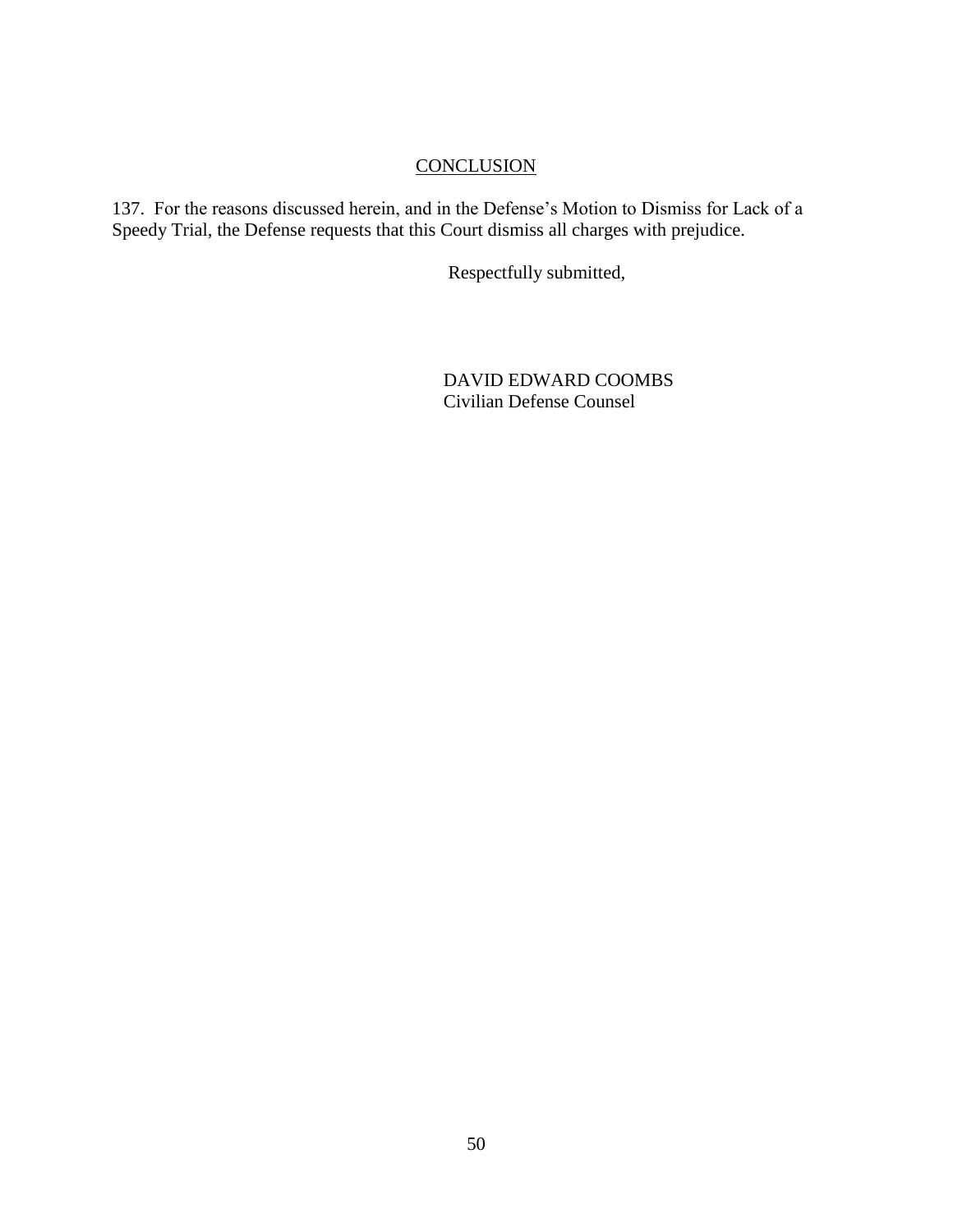## CONCLUSION

137. For the reasons discussed herein, and in the Defense's Motion to Dismiss for Lack of a Speedy Trial, the Defense requests that this Court dismiss all charges with prejudice.

Respectfully submitted,

DAVID EDWARD COOMBS
Civilian Defense Counsel